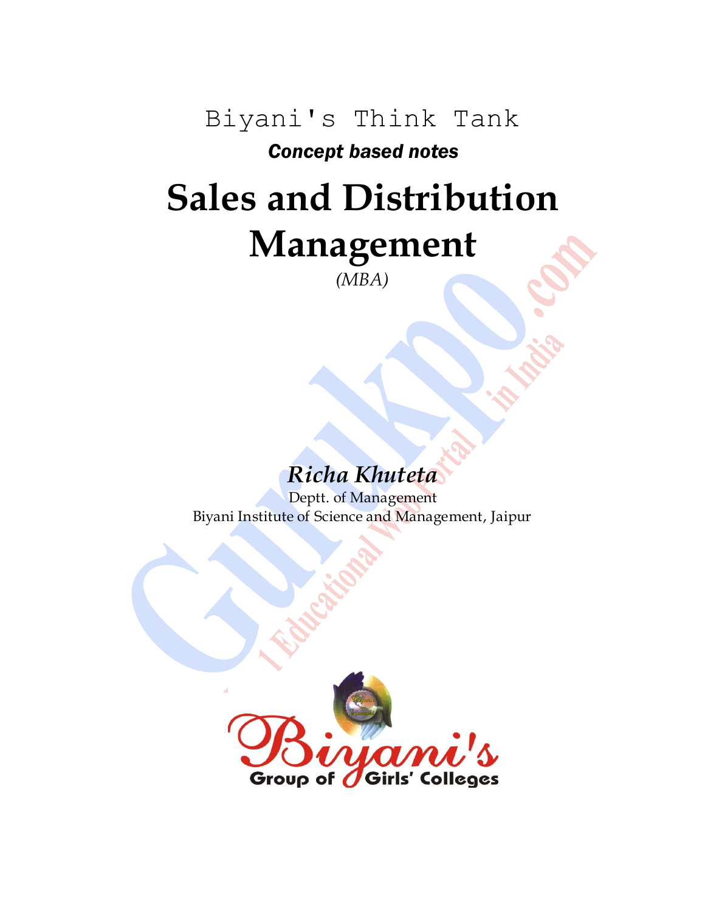Biyani's Think Tank

***Concept based notes***

# Sales and Distribution Management

*(MBA)*

***Richa Khuteta***

Deptt. of Management

Biyani Institute of Science and Management, Jaipur

Biyani's

Group of Girls' Colleges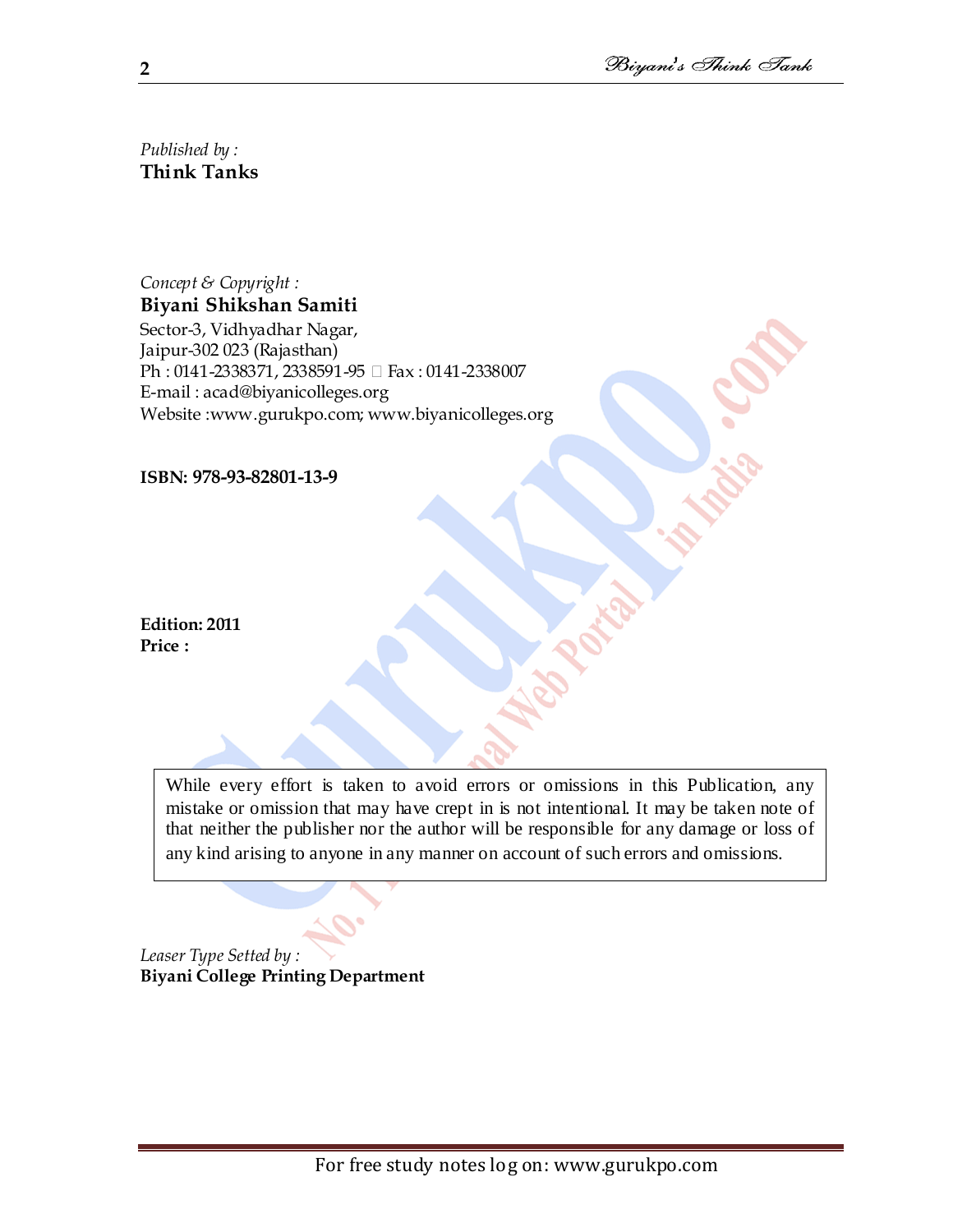*Published by :*
**Think Tanks**

*Concept & Copyright :*
**Biyani Shikshan Samiti**
Sector-3, Vidhyadhar Nagar,
Jaipur-302 023 (Rajasthan)
Ph : 0141-2338371, 2338591-95  Fax : 0141-2338007
E-mail : acad@biyanicolleges.org
Website :www.gurukpo.com; www.biyanicolleges.org

**ISBN: 978-93-82801-13-9**

**Edition: 2011**
**Price :**

While every effort is taken to avoid errors or omissions in this Publication, any mistake or omission that may have crept in is not intentional. It may be taken note of that neither the publisher nor the author will be responsible for any damage or loss of any kind arising to anyone in any manner on account of such errors and omissions.

*Leaser Type Setted by :*
**Biyani College Printing Department**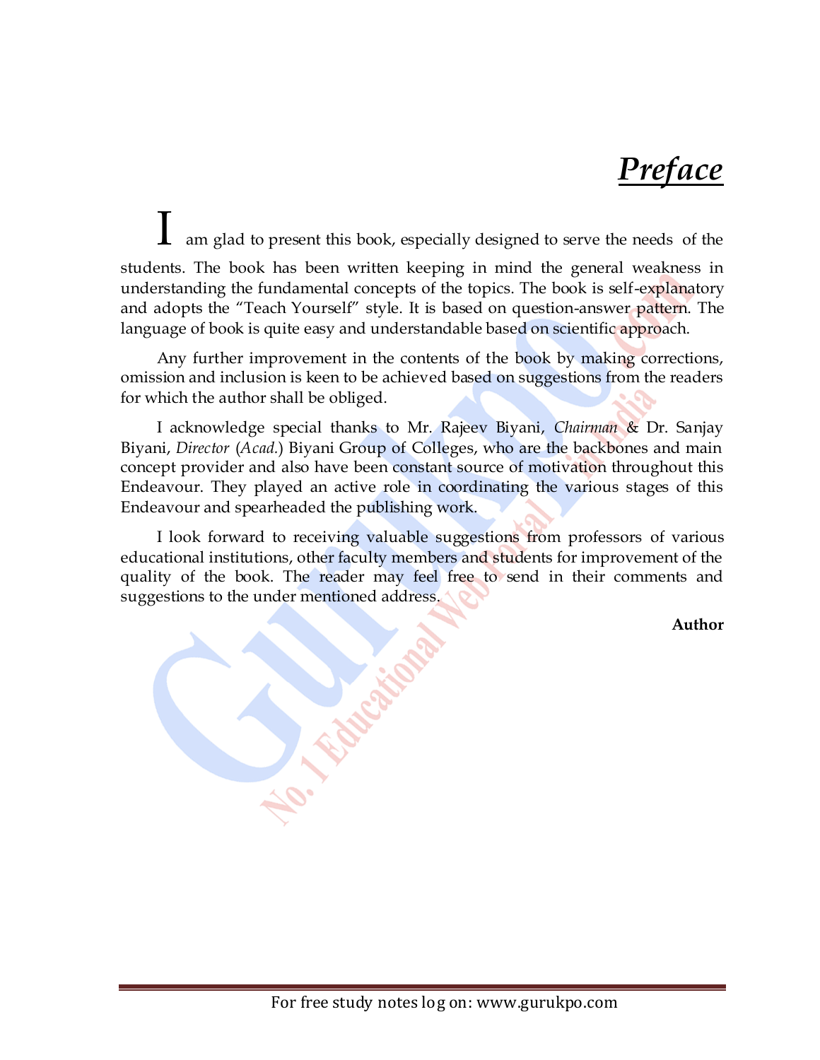# ***Preface***

I am glad to present this book, especially designed to serve the needs of the students. The book has been written keeping in mind the general weakness in understanding the fundamental concepts of the topics. The book is self-explanatory and adopts the "Teach Yourself" style. It is based on question-answer pattern. The language of book is quite easy and understandable based on scientific approach.

Any further improvement in the contents of the book by making corrections, omission and inclusion is keen to be achieved based on suggestions from the readers for which the author shall be obliged.

I acknowledge special thanks to Mr. Rajeev Biyani, *Chairman* & Dr. Sanjay Biyani, *Director* (*Acad.*) Biyani Group of Colleges, who are the backbones and main concept provider and also have been constant source of motivation throughout this Endeavour. They played an active role in coordinating the various stages of this Endeavour and spearheaded the publishing work.

I look forward to receiving valuable suggestions from professors of various educational institutions, other faculty members and students for improvement of the quality of the book. The reader may feel free to send in their comments and suggestions to the under mentioned address.

**Author**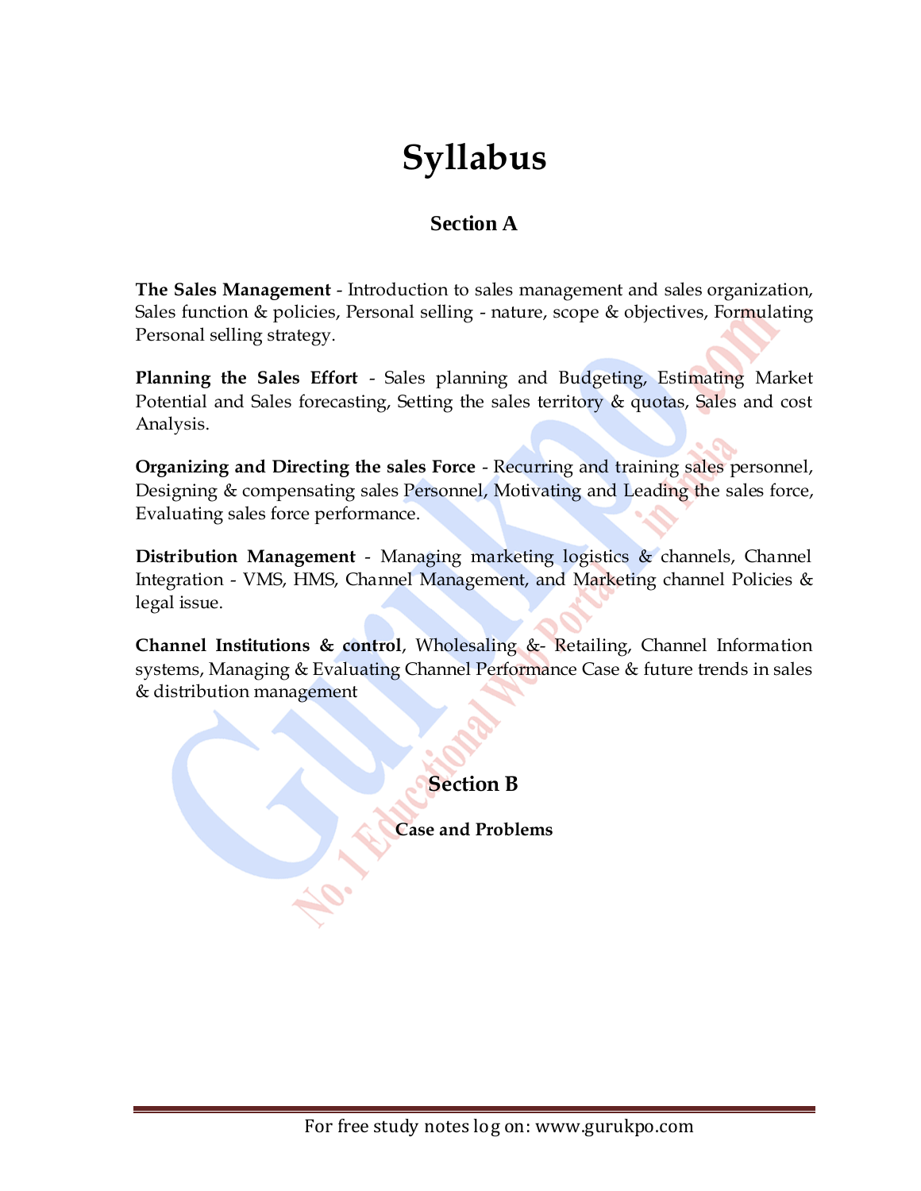# Syllabus

## Section A

**The Sales Management** - Introduction to sales management and sales organization, Sales function & policies, Personal selling - nature, scope & objectives, Formulating Personal selling strategy.

**Planning the Sales Effort** - Sales planning and Budgeting, Estimating Market Potential and Sales forecasting, Setting the sales territory & quotas, Sales and cost Analysis.

**Organizing and Directing the sales Force** - Recurring and training sales personnel, Designing & compensating sales Personnel, Motivating and Leading the sales force, Evaluating sales force performance.

**Distribution Management** - Managing marketing logistics & channels, Channel Integration - VMS, HMS, Channel Management, and Marketing channel Policies & legal issue.

**Channel Institutions & control**, Wholesaling &- Retailing, Channel Information systems, Managing & Evaluating Channel Performance Case & future trends in sales & distribution management

## Section B

**Case and Problems**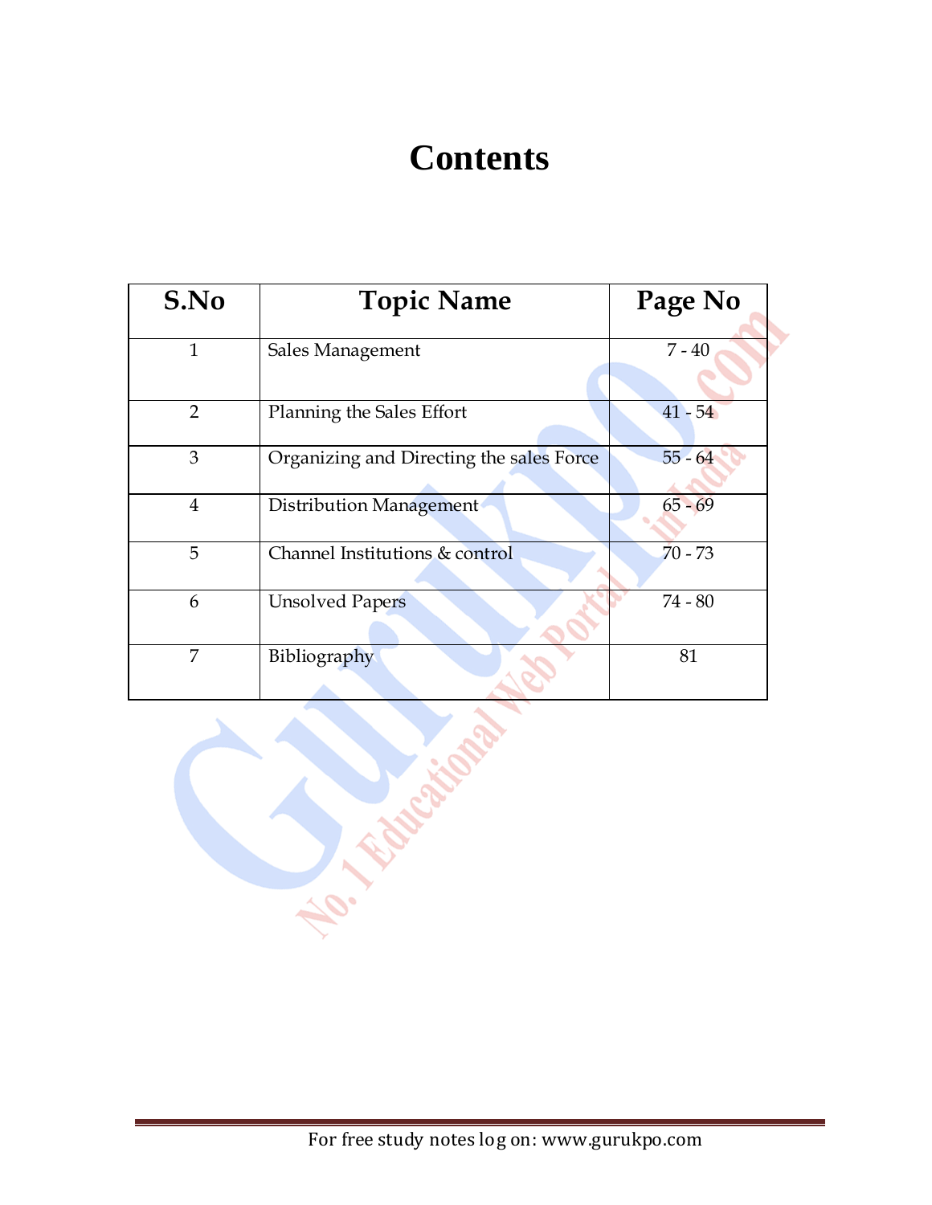# Contents

| S.No | Topic Name | Page No |
|---|---|---|
| 1 | Sales Management | 7 - 40 |
| 2 | Planning the Sales Effort | 41 - 54 |
| 3 | Organizing and Directing the sales Force | 55 - 64 |
| 4 | Distribution Management | 65 - 69 |
| 5 | Channel Institutions & control | 70 - 73 |
| 6 | Unsolved Papers | 74 - 80 |
| 7 | Bibliography | 81 |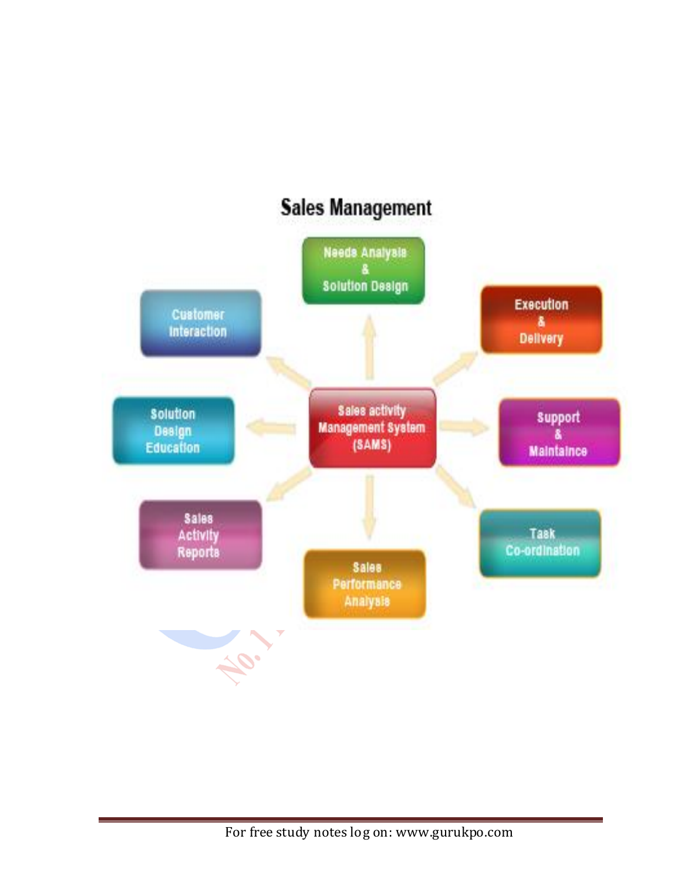## Sales Management

- Sales activity Management System (SAMS)
  - Needs Analysis & Solution Design
  - Execution & Delivery
  - Support & Maintaince
  - Task Co-ordination
  - Sales Performance Analysis
  - Sales Activity Reports
  - Solution Design Education
  - Customer Interaction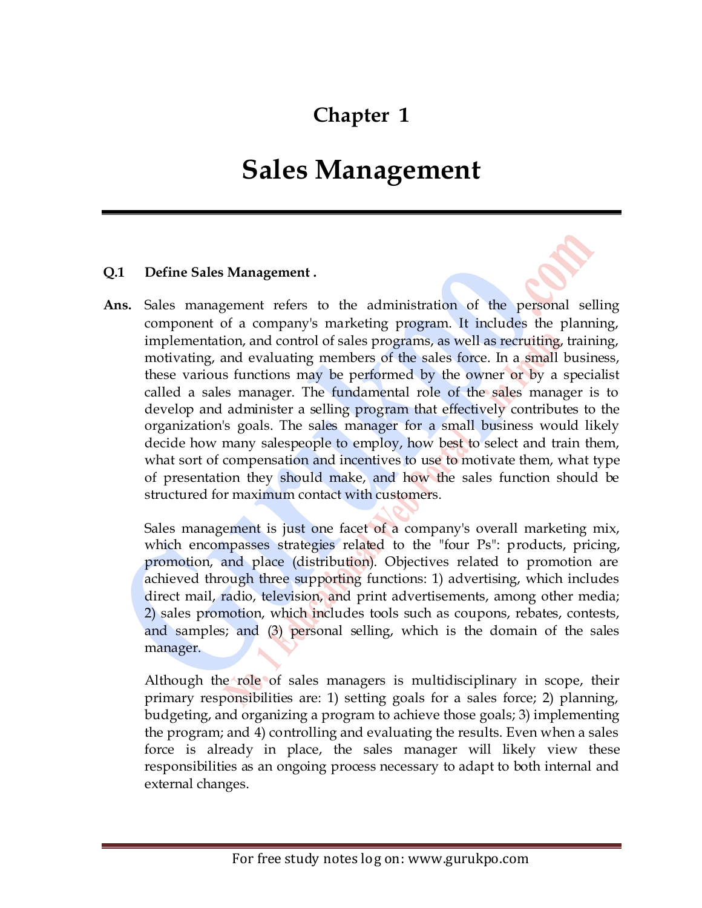# Chapter 1

# Sales Management

**Q.1 Define Sales Management .**

**Ans.** Sales management refers to the administration of the personal selling component of a company's marketing program. It includes the planning, implementation, and control of sales programs, as well as recruiting, training, motivating, and evaluating members of the sales force. In a small business, these various functions may be performed by the owner or by a specialist called a sales manager. The fundamental role of the sales manager is to develop and administer a selling program that effectively contributes to the organization's goals. The sales manager for a small business would likely decide how many salespeople to employ, how best to select and train them, what sort of compensation and incentives to use to motivate them, what type of presentation they should make, and how the sales function should be structured for maximum contact with customers.

Sales management is just one facet of a company's overall marketing mix, which encompasses strategies related to the "four Ps": products, pricing, promotion, and place (distribution). Objectives related to promotion are achieved through three supporting functions: 1) advertising, which includes direct mail, radio, television, and print advertisements, among other media; 2) sales promotion, which includes tools such as coupons, rebates, contests, and samples; and (3) personal selling, which is the domain of the sales manager.

Although the role of sales managers is multidisciplinary in scope, their primary responsibilities are: 1) setting goals for a sales force; 2) planning, budgeting, and organizing a program to achieve those goals; 3) implementing the program; and 4) controlling and evaluating the results. Even when a sales force is already in place, the sales manager will likely view these responsibilities as an ongoing process necessary to adapt to both internal and external changes.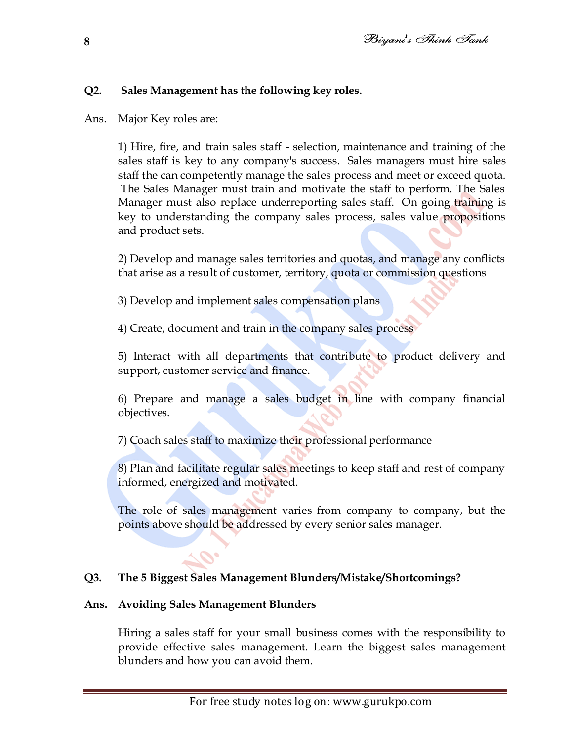**Q2. Sales Management has the following key roles.**

Ans. Major Key roles are:

1) Hire, fire, and train sales staff - selection, maintenance and training of the sales staff is key to any company's success. Sales managers must hire sales staff the can competently manage the sales process and meet or exceed quota. The Sales Manager must train and motivate the staff to perform. The Sales Manager must also replace underreporting sales staff. On going training is key to understanding the company sales process, sales value propositions and product sets.

2) Develop and manage sales territories and quotas, and manage any conflicts that arise as a result of customer, territory, quota or commission questions

3) Develop and implement sales compensation plans

4) Create, document and train in the company sales process

5) Interact with all departments that contribute to product delivery and support, customer service and finance.

6) Prepare and manage a sales budget in line with company financial objectives.

7) Coach sales staff to maximize their professional performance

8) Plan and facilitate regular sales meetings to keep staff and rest of company informed, energized and motivated.

The role of sales management varies from company to company, but the points above should be addressed by every senior sales manager.

**Q3. The 5 Biggest Sales Management Blunders/Mistake/Shortcomings?**

**Ans. Avoiding Sales Management Blunders**

Hiring a sales staff for your small business comes with the responsibility to provide effective sales management. Learn the biggest sales management blunders and how you can avoid them.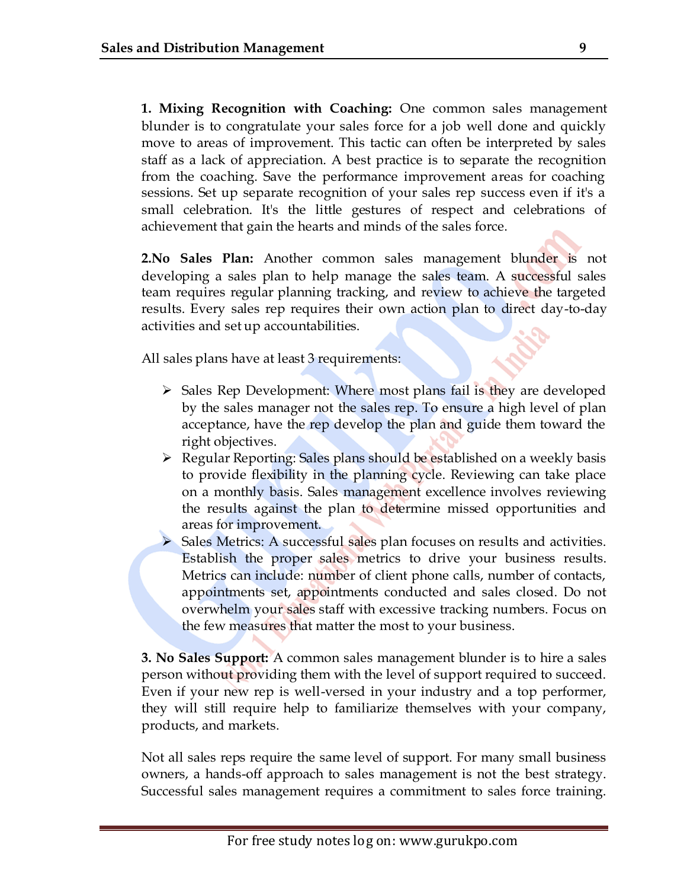**1. Mixing Recognition with Coaching:** One common sales management blunder is to congratulate your sales force for a job well done and quickly move to areas of improvement. This tactic can often be interpreted by sales staff as a lack of appreciation. A best practice is to separate the recognition from the coaching. Save the performance improvement areas for coaching sessions. Set up separate recognition of your sales rep success even if it's a small celebration. It's the little gestures of respect and celebrations of achievement that gain the hearts and minds of the sales force.

**2.No Sales Plan:** Another common sales management blunder is not developing a sales plan to help manage the sales team. A successful sales team requires regular planning tracking, and review to achieve the targeted results. Every sales rep requires their own action plan to direct day-to-day activities and set up accountabilities.

All sales plans have at least 3 requirements:

- Sales Rep Development: Where most plans fail is they are developed by the sales manager not the sales rep. To ensure a high level of plan acceptance, have the rep develop the plan and guide them toward the right objectives.
- Regular Reporting: Sales plans should be established on a weekly basis to provide flexibility in the planning cycle. Reviewing can take place on a monthly basis. Sales management excellence involves reviewing the results against the plan to determine missed opportunities and areas for improvement.
- Sales Metrics: A successful sales plan focuses on results and activities. Establish the proper sales metrics to drive your business results. Metrics can include: number of client phone calls, number of contacts, appointments set, appointments conducted and sales closed. Do not overwhelm your sales staff with excessive tracking numbers. Focus on the few measures that matter the most to your business.

**3. No Sales Support:** A common sales management blunder is to hire a sales person without providing them with the level of support required to succeed. Even if your new rep is well-versed in your industry and a top performer, they will still require help to familiarize themselves with your company, products, and markets.

Not all sales reps require the same level of support. For many small business owners, a hands-off approach to sales management is not the best strategy. Successful sales management requires a commitment to sales force training.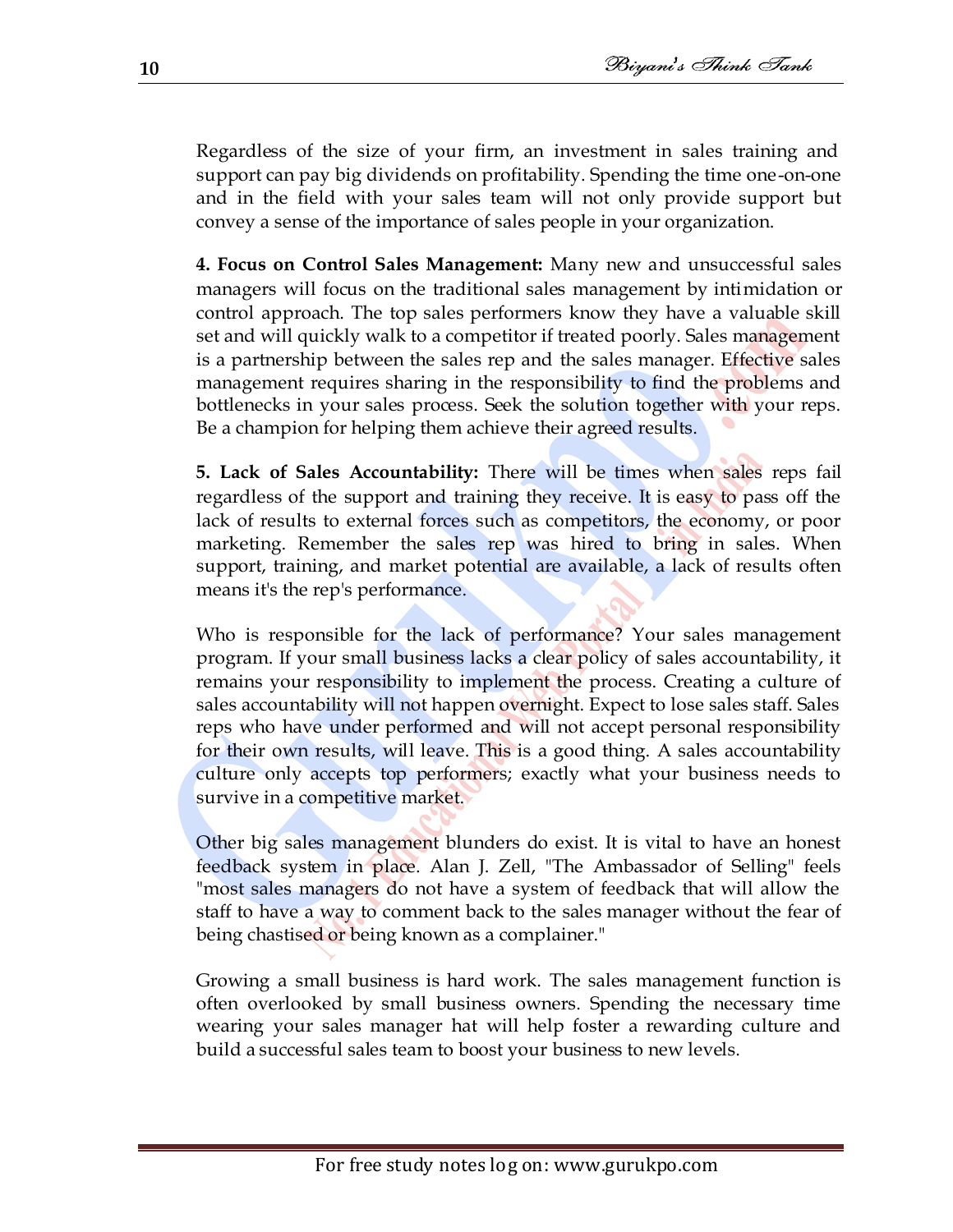Regardless of the size of your firm, an investment in sales training and support can pay big dividends on profitability. Spending the time one-on-one and in the field with your sales team will not only provide support but convey a sense of the importance of sales people in your organization.

**4. Focus on Control Sales Management:** Many new and unsuccessful sales managers will focus on the traditional sales management by intimidation or control approach. The top sales performers know they have a valuable skill set and will quickly walk to a competitor if treated poorly. Sales management is a partnership between the sales rep and the sales manager. Effective sales management requires sharing in the responsibility to find the problems and bottlenecks in your sales process. Seek the solution together with your reps. Be a champion for helping them achieve their agreed results.

**5. Lack of Sales Accountability:** There will be times when sales reps fail regardless of the support and training they receive. It is easy to pass off the lack of results to external forces such as competitors, the economy, or poor marketing. Remember the sales rep was hired to bring in sales. When support, training, and market potential are available, a lack of results often means it's the rep's performance.

Who is responsible for the lack of performance? Your sales management program. If your small business lacks a clear policy of sales accountability, it remains your responsibility to implement the process. Creating a culture of sales accountability will not happen overnight. Expect to lose sales staff. Sales reps who have under performed and will not accept personal responsibility for their own results, will leave. This is a good thing. A sales accountability culture only accepts top performers; exactly what your business needs to survive in a competitive market.

Other big sales management blunders do exist. It is vital to have an honest feedback system in place. Alan J. Zell, "The Ambassador of Selling" feels "most sales managers do not have a system of feedback that will allow the staff to have a way to comment back to the sales manager without the fear of being chastised or being known as a complainer."

Growing a small business is hard work. The sales management function is often overlooked by small business owners. Spending the necessary time wearing your sales manager hat will help foster a rewarding culture and build a successful sales team to boost your business to new levels.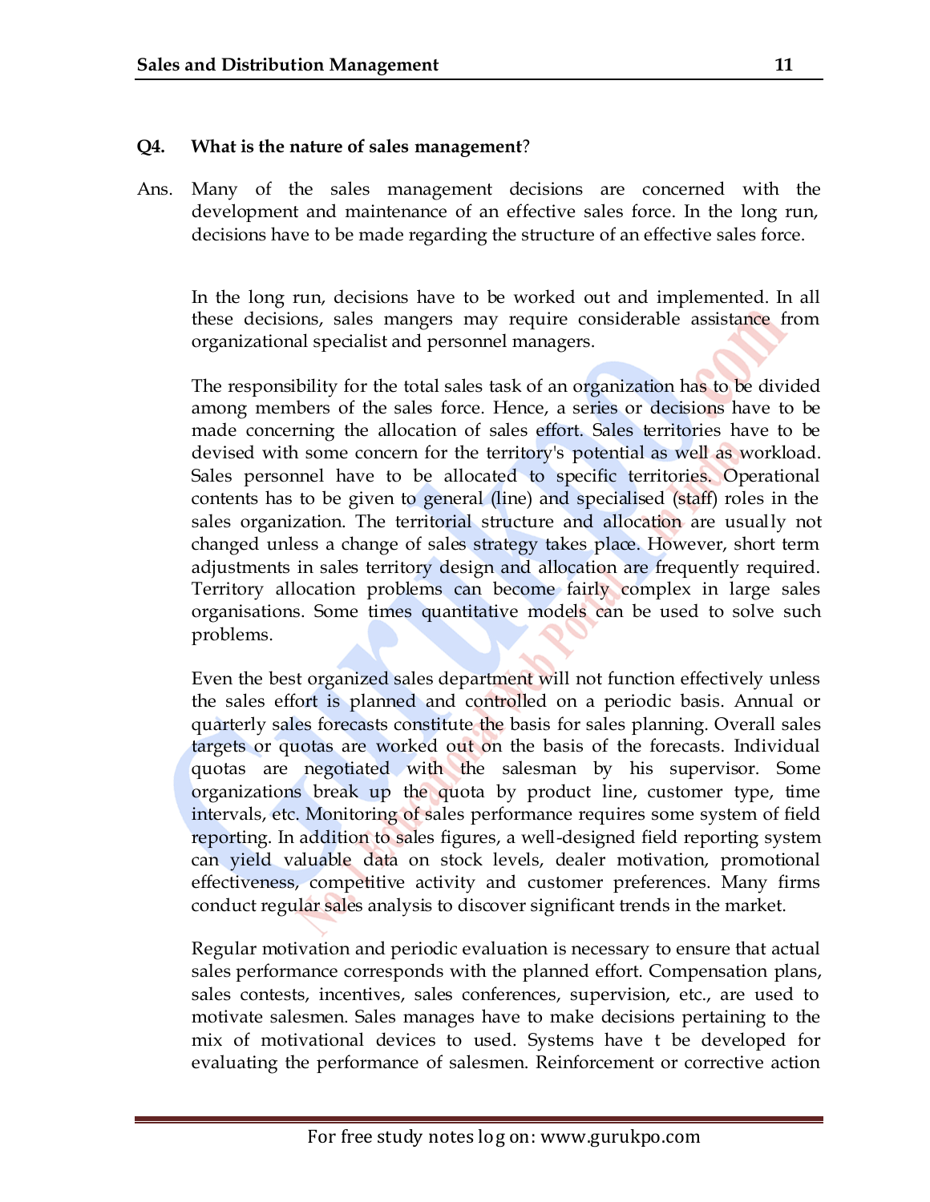**Q4. What is the nature of sales management?**

Ans. Many of the sales management decisions are concerned with the development and maintenance of an effective sales force. In the long run, decisions have to be made regarding the structure of an effective sales force.

In the long run, decisions have to be worked out and implemented. In all these decisions, sales mangers may require considerable assistance from organizational specialist and personnel managers.

The responsibility for the total sales task of an organization has to be divided among members of the sales force. Hence, a series or decisions have to be made concerning the allocation of sales effort. Sales territories have to be devised with some concern for the territory's potential as well as workload. Sales personnel have to be allocated to specific territories. Operational contents has to be given to general (line) and specialised (staff) roles in the sales organization. The territorial structure and allocation are usually not changed unless a change of sales strategy takes place. However, short term adjustments in sales territory design and allocation are frequently required. Territory allocation problems can become fairly complex in large sales organisations. Some times quantitative models can be used to solve such problems.

Even the best organized sales department will not function effectively unless the sales effort is planned and controlled on a periodic basis. Annual or quarterly sales forecasts constitute the basis for sales planning. Overall sales targets or quotas are worked out on the basis of the forecasts. Individual quotas are negotiated with the salesman by his supervisor. Some organizations break up the quota by product line, customer type, time intervals, etc. Monitoring of sales performance requires some system of field reporting. In addition to sales figures, a well-designed field reporting system can yield valuable data on stock levels, dealer motivation, promotional effectiveness, competitive activity and customer preferences. Many firms conduct regular sales analysis to discover significant trends in the market.

Regular motivation and periodic evaluation is necessary to ensure that actual sales performance corresponds with the planned effort. Compensation plans, sales contests, incentives, sales conferences, supervision, etc., are used to motivate salesmen. Sales manages have to make decisions pertaining to the mix of motivational devices to used. Systems have t be developed for evaluating the performance of salesmen. Reinforcement or corrective action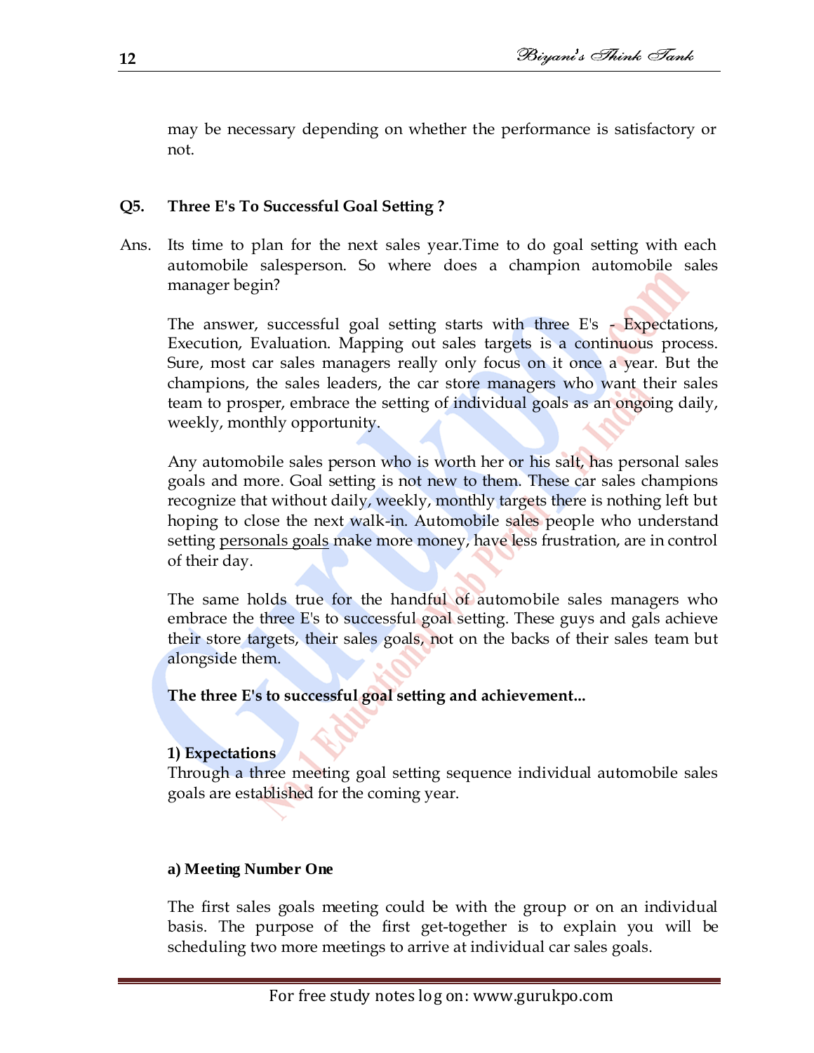may be necessary depending on whether the performance is satisfactory or not.

**Q5. Three E's To Successful Goal Setting ?**

Ans. Its time to plan for the next sales year.Time to do goal setting with each automobile salesperson. So where does a champion automobile sales manager begin?

The answer, successful goal setting starts with three E's - Expectations, Execution, Evaluation. Mapping out sales targets is a continuous process. Sure, most car sales managers really only focus on it once a year. But the champions, the sales leaders, the car store managers who want their sales team to prosper, embrace the setting of individual goals as an ongoing daily, weekly, monthly opportunity.

Any automobile sales person who is worth her or his salt, has personal sales goals and more. Goal setting is not new to them. These car sales champions recognize that without daily, weekly, monthly targets there is nothing left but hoping to close the next walk-in. Automobile sales people who understand setting personals goals make more money, have less frustration, are in control of their day.

The same holds true for the handful of automobile sales managers who embrace the three E's to successful goal setting. These guys and gals achieve their store targets, their sales goals, not on the backs of their sales team but alongside them.

**The three E's to successful goal setting and achievement...**

**1) Expectations**

Through a three meeting goal setting sequence individual automobile sales goals are established for the coming year.

**a) Meeting Number One**

The first sales goals meeting could be with the group or on an individual basis. The purpose of the first get-together is to explain you will be scheduling two more meetings to arrive at individual car sales goals.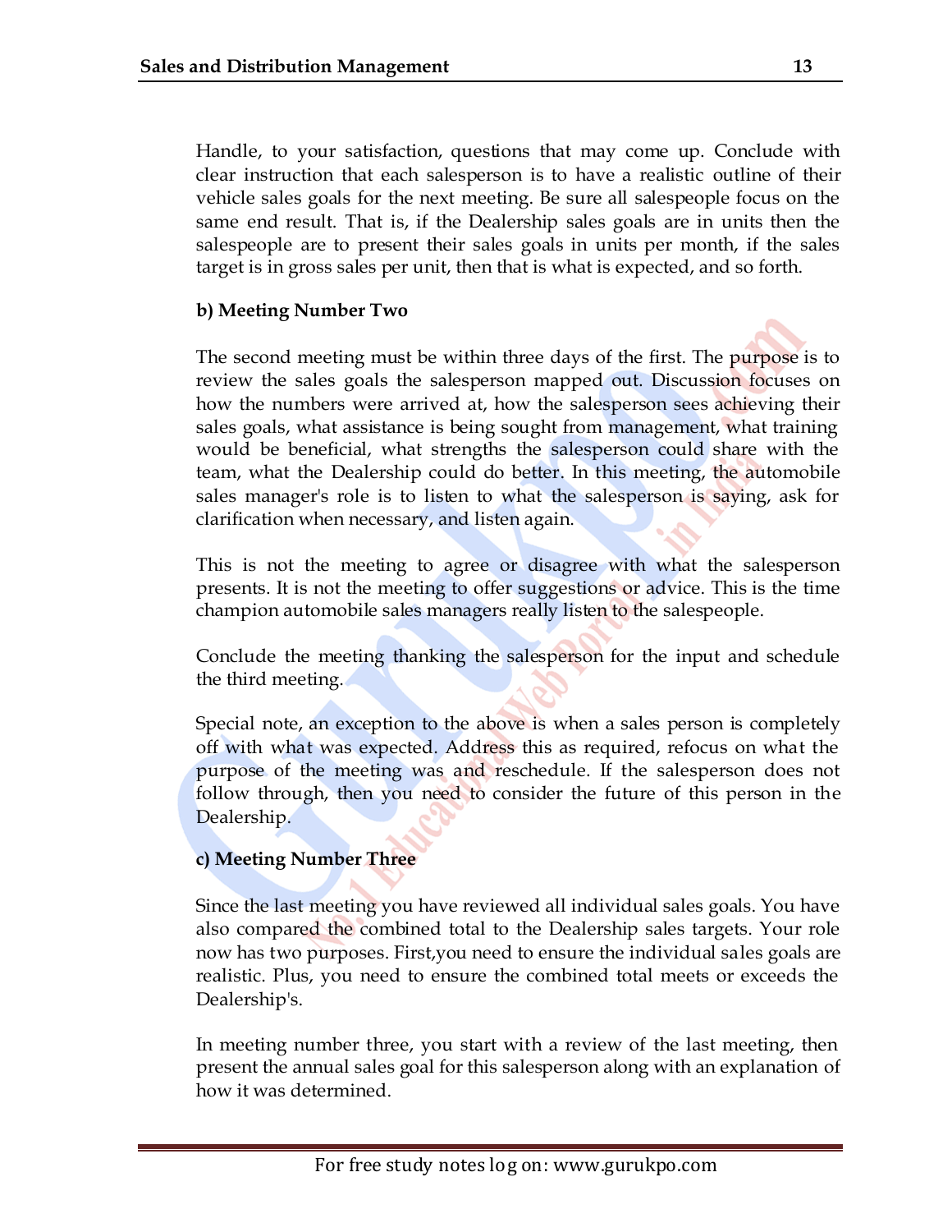Handle, to your satisfaction, questions that may come up. Conclude with clear instruction that each salesperson is to have a realistic outline of their vehicle sales goals for the next meeting. Be sure all salespeople focus on the same end result. That is, if the Dealership sales goals are in units then the salespeople are to present their sales goals in units per month, if the sales target is in gross sales per unit, then that is what is expected, and so forth.

**b) Meeting Number Two**

The second meeting must be within three days of the first. The purpose is to review the sales goals the salesperson mapped out. Discussion focuses on how the numbers were arrived at, how the salesperson sees achieving their sales goals, what assistance is being sought from management, what training would be beneficial, what strengths the salesperson could share with the team, what the Dealership could do better. In this meeting, the automobile sales manager's role is to listen to what the salesperson is saying, ask for clarification when necessary, and listen again.

This is not the meeting to agree or disagree with what the salesperson presents. It is not the meeting to offer suggestions or advice. This is the time champion automobile sales managers really listen to the salespeople.

Conclude the meeting thanking the salesperson for the input and schedule the third meeting.

Special note, an exception to the above is when a sales person is completely off with what was expected. Address this as required, refocus on what the purpose of the meeting was and reschedule. If the salesperson does not follow through, then you need to consider the future of this person in the Dealership.

**c) Meeting Number Three**

Since the last meeting you have reviewed all individual sales goals. You have also compared the combined total to the Dealership sales targets. Your role now has two purposes. First,you need to ensure the individual sales goals are realistic. Plus, you need to ensure the combined total meets or exceeds the Dealership's.

In meeting number three, you start with a review of the last meeting, then present the annual sales goal for this salesperson along with an explanation of how it was determined.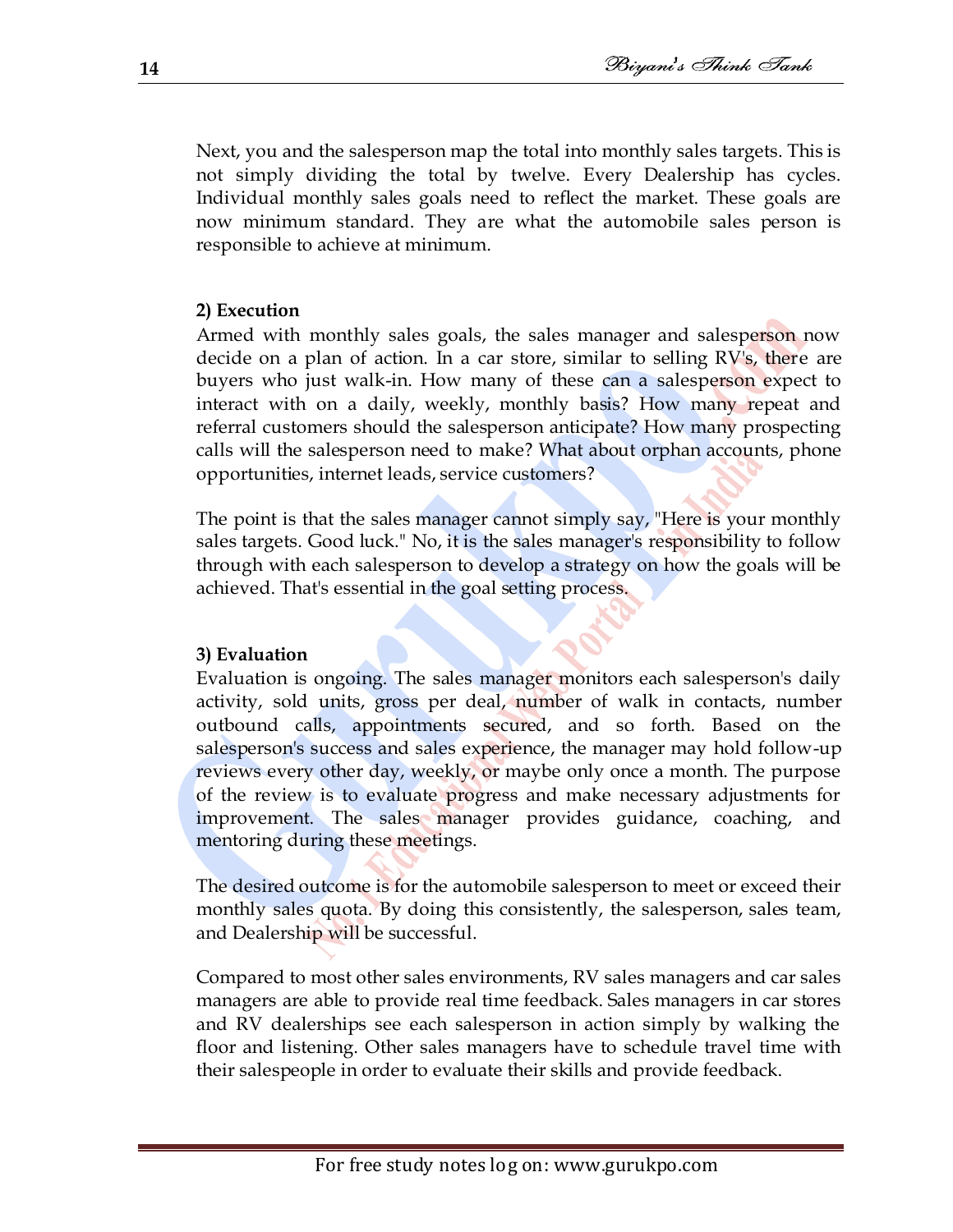Next, you and the salesperson map the total into monthly sales targets. This is not simply dividing the total by twelve. Every Dealership has cycles. Individual monthly sales goals need to reflect the market. These goals are now minimum standard. They are what the automobile sales person is responsible to achieve at minimum.

**2) Execution**

Armed with monthly sales goals, the sales manager and salesperson now decide on a plan of action. In a car store, similar to selling RV's, there are buyers who just walk-in. How many of these can a salesperson expect to interact with on a daily, weekly, monthly basis? How many repeat and referral customers should the salesperson anticipate? How many prospecting calls will the salesperson need to make? What about orphan accounts, phone opportunities, internet leads, service customers?

The point is that the sales manager cannot simply say, "Here is your monthly sales targets. Good luck." No, it is the sales manager's responsibility to follow through with each salesperson to develop a strategy on how the goals will be achieved. That's essential in the goal setting process.

**3) Evaluation**

Evaluation is ongoing. The sales manager monitors each salesperson's daily activity, sold units, gross per deal, number of walk in contacts, number outbound calls, appointments secured, and so forth. Based on the salesperson's success and sales experience, the manager may hold follow-up reviews every other day, weekly, or maybe only once a month. The purpose of the review is to evaluate progress and make necessary adjustments for improvement. The sales manager provides guidance, coaching, and mentoring during these meetings.

The desired outcome is for the automobile salesperson to meet or exceed their monthly sales quota. By doing this consistently, the salesperson, sales team, and Dealership will be successful.

Compared to most other sales environments, RV sales managers and car sales managers are able to provide real time feedback. Sales managers in car stores and RV dealerships see each salesperson in action simply by walking the floor and listening. Other sales managers have to schedule travel time with their salespeople in order to evaluate their skills and provide feedback.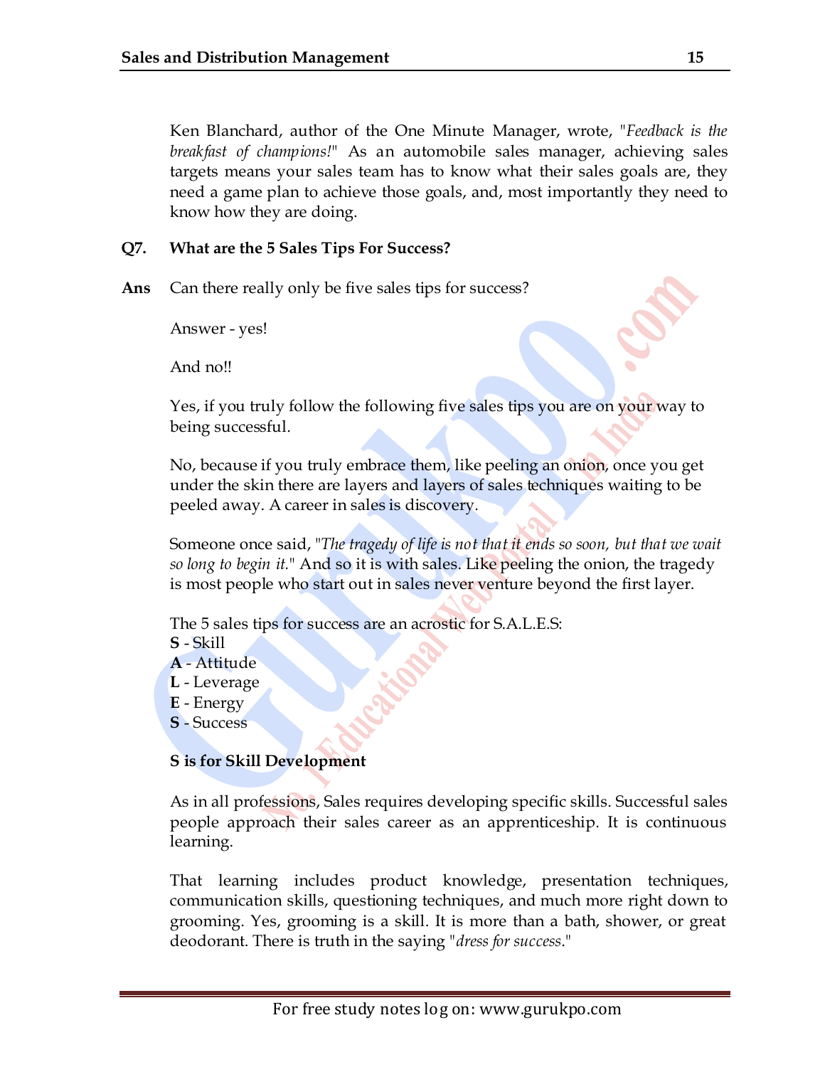Ken Blanchard, author of the One Minute Manager, wrote, "*Feedback is the breakfast of champions!*" As an automobile sales manager, achieving sales targets means your sales team has to know what their sales goals are, they need a game plan to achieve those goals, and, most importantly they need to know how they are doing.

**Q7. What are the 5 Sales Tips For Success?**

**Ans** Can there really only be five sales tips for success?

Answer - yes!

And no!!

Yes, if you truly follow the following five sales tips you are on your way to being successful.

No, because if you truly embrace them, like peeling an onion, once you get under the skin there are layers and layers of sales techniques waiting to be peeled away. A career in sales is discovery.

Someone once said, "*The tragedy of life is not that it ends so soon, but that we wait so long to begin it.*" And so it is with sales. Like peeling the onion, the tragedy is most people who start out in sales never venture beyond the first layer.

The 5 sales tips for success are an acrostic for S.A.L.E.S:
**S** - Skill
**A** - Attitude
**L** - Leverage
**E** - Energy
**S** - Success

**S is for Skill Development**

As in all professions, Sales requires developing specific skills. Successful sales people approach their sales career as an apprenticeship. It is continuous learning.

That learning includes product knowledge, presentation techniques, communication skills, questioning techniques, and much more right down to grooming. Yes, grooming is a skill. It is more than a bath, shower, or great deodorant. There is truth in the saying "*dress for success*."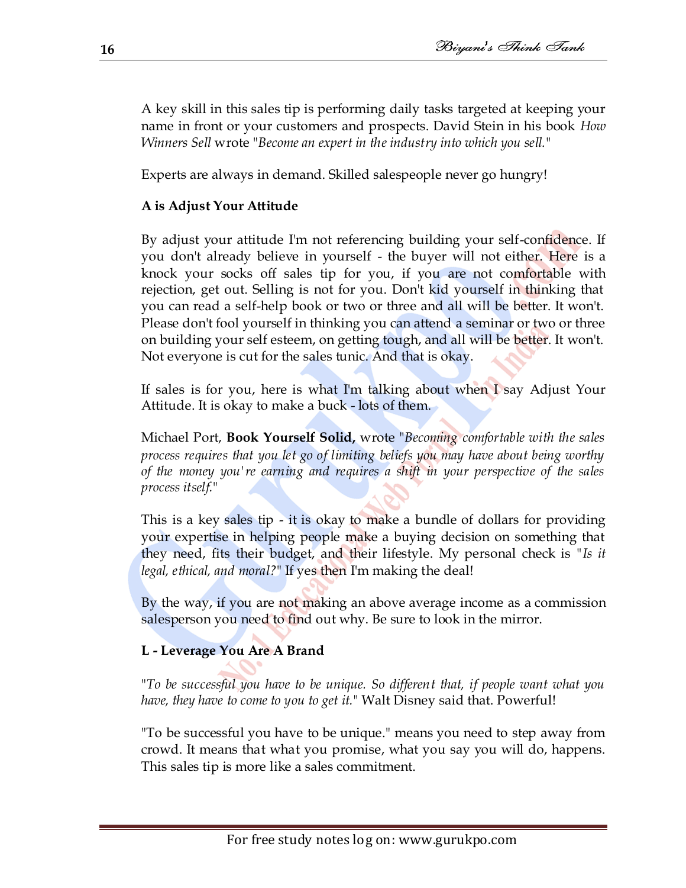A key skill in this sales tip is performing daily tasks targeted at keeping your name in front or your customers and prospects. David Stein in his book *How Winners Sell* wrote "*Become an expert in the industry into which you sell.*"

Experts are always in demand. Skilled salespeople never go hungry!

**A is Adjust Your Attitude**

By adjust your attitude I'm not referencing building your self-confidence. If you don't already believe in yourself - the buyer will not either. Here is a knock your socks off sales tip for you, if you are not comfortable with rejection, get out. Selling is not for you. Don't kid yourself in thinking that you can read a self-help book or two or three and all will be better. It won't. Please don't fool yourself in thinking you can attend a seminar or two or three on building your self esteem, on getting tough, and all will be better. It won't. Not everyone is cut for the sales tunic. And that is okay.

If sales is for you, here is what I'm talking about when I say Adjust Your Attitude. It is okay to make a buck - lots of them.

Michael Port, **Book Yourself Solid,** wrote "*Becoming comfortable with the sales process requires that you let go of limiting beliefs you may have about being worthy of the money you're earning and requires a shift in your perspective of the sales process itself.*"

This is a key sales tip - it is okay to make a bundle of dollars for providing your expertise in helping people make a buying decision on something that they need, fits their budget, and their lifestyle. My personal check is "*Is it legal, ethical, and moral?*" If yes then I'm making the deal!

By the way, if you are not making an above average income as a commission salesperson you need to find out why. Be sure to look in the mirror.

**L - Leverage You Are A Brand**

"*To be successful you have to be unique. So different that, if people want what you have, they have to come to you to get it.*" Walt Disney said that. Powerful!

"To be successful you have to be unique." means you need to step away from crowd. It means that what you promise, what you say you will do, happens. This sales tip is more like a sales commitment.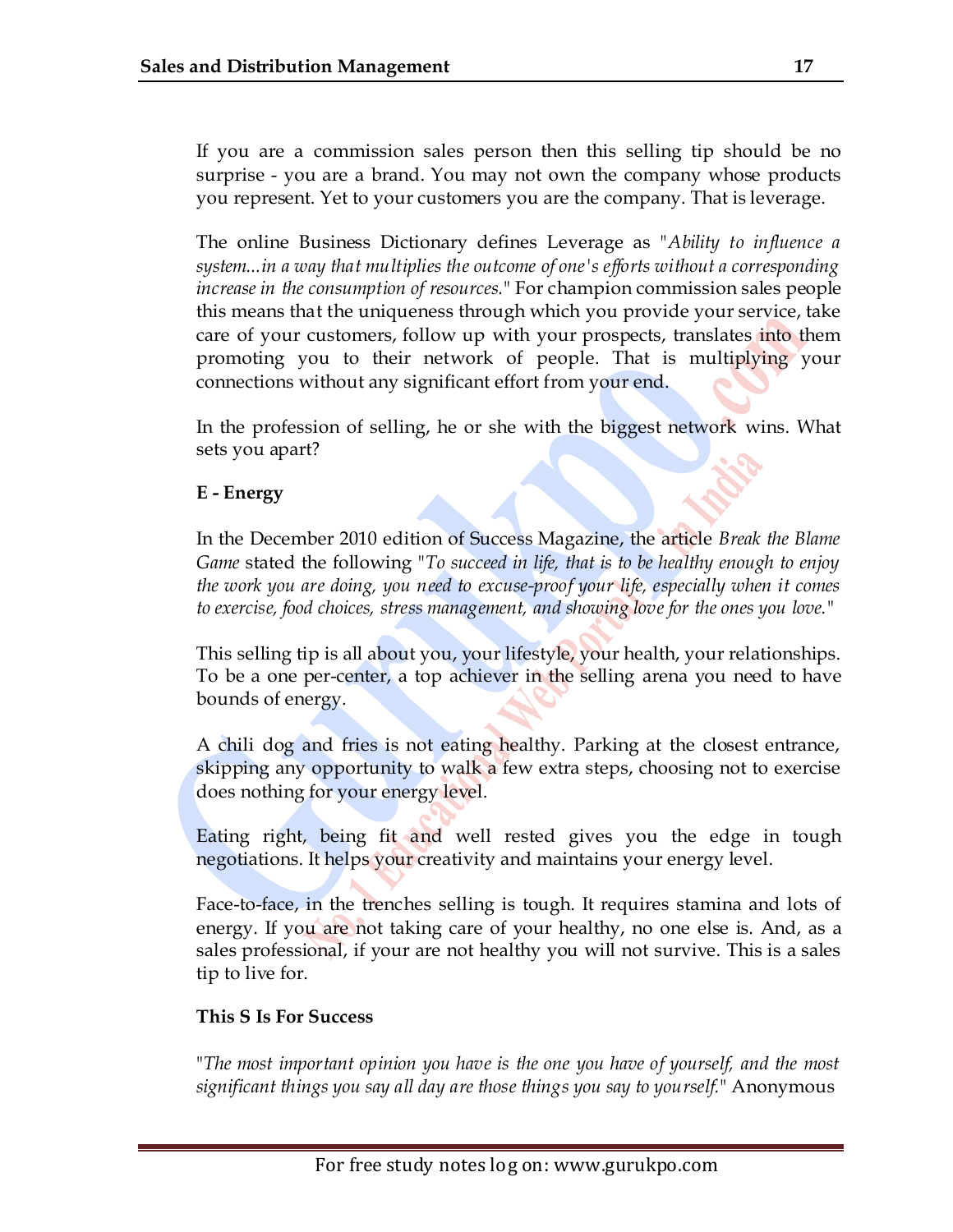If you are a commission sales person then this selling tip should be no surprise - you are a brand. You may not own the company whose products you represent. Yet to your customers you are the company. That is leverage.

The online Business Dictionary defines Leverage as "*Ability to influence a system...in a way that multiplies the outcome of one's efforts without a corresponding increase in the consumption of resources.*" For champion commission sales people this means that the uniqueness through which you provide your service, take care of your customers, follow up with your prospects, translates into them promoting you to their network of people. That is multiplying your connections without any significant effort from your end.

In the profession of selling, he or she with the biggest network wins. What sets you apart?

**E - Energy**

In the December 2010 edition of Success Magazine, the article *Break the Blame Game* stated the following "*To succeed in life, that is to be healthy enough to enjoy the work you are doing, you need to excuse-proof your life, especially when it comes to exercise, food choices, stress management, and showing love for the ones you love.*"

This selling tip is all about you, your lifestyle, your health, your relationships. To be a one per-center, a top achiever in the selling arena you need to have bounds of energy.

A chili dog and fries is not eating healthy. Parking at the closest entrance, skipping any opportunity to walk a few extra steps, choosing not to exercise does nothing for your energy level.

Eating right, being fit and well rested gives you the edge in tough negotiations. It helps your creativity and maintains your energy level.

Face-to-face, in the trenches selling is tough. It requires stamina and lots of energy. If you are not taking care of your healthy, no one else is. And, as a sales professional, if your are not healthy you will not survive. This is a sales tip to live for.

**This S Is For Success**

"*The most important opinion you have is the one you have of yourself, and the most significant things you say all day are those things you say to yourself.*" Anonymous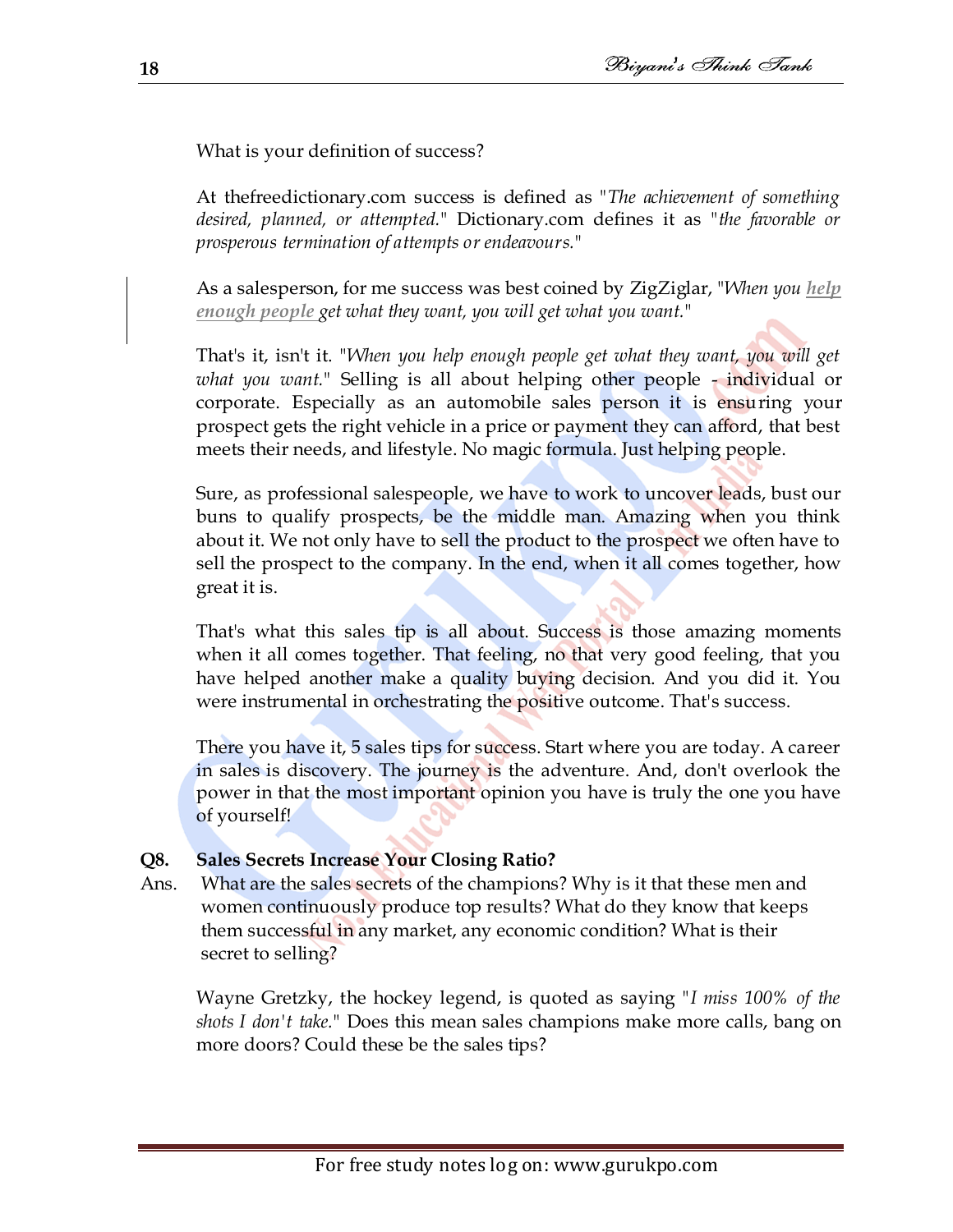What is your definition of success?

At thefreedictionary.com success is defined as "*The achievement of something desired, planned, or attempted.*" Dictionary.com defines it as "*the favorable or prosperous termination of attempts or endeavours.*"

As a salesperson, for me success was best coined by ZigZiglar, "*When you **help enough people** get what they want, you will get what you want.*"

That's it, isn't it. "*When you help enough people get what they want, you will get what you want.*" Selling is all about helping other people - individual or corporate. Especially as an automobile sales person it is ensuring your prospect gets the right vehicle in a price or payment they can afford, that best meets their needs, and lifestyle. No magic formula. Just helping people.

Sure, as professional salespeople, we have to work to uncover leads, bust our buns to qualify prospects, be the middle man. Amazing when you think about it. We not only have to sell the product to the prospect we often have to sell the prospect to the company. In the end, when it all comes together, how great it is.

That's what this sales tip is all about. Success is those amazing moments when it all comes together. That feeling, no that very good feeling, that you have helped another make a quality buying decision. And you did it. You were instrumental in orchestrating the positive outcome. That's success.

There you have it, 5 sales tips for success. Start where you are today. A career in sales is discovery. The journey is the adventure. And, don't overlook the power in that the most important opinion you have is truly the one you have of yourself!

**Q8. Sales Secrets Increase Your Closing Ratio?**

Ans. What are the sales secrets of the champions? Why is it that these men and women continuously produce top results? What do they know that keeps them successful in any market, any economic condition? What is their secret to selling?

Wayne Gretzky, the hockey legend, is quoted as saying "*I miss 100% of the shots I don't take.*" Does this mean sales champions make more calls, bang on more doors? Could these be the sales tips?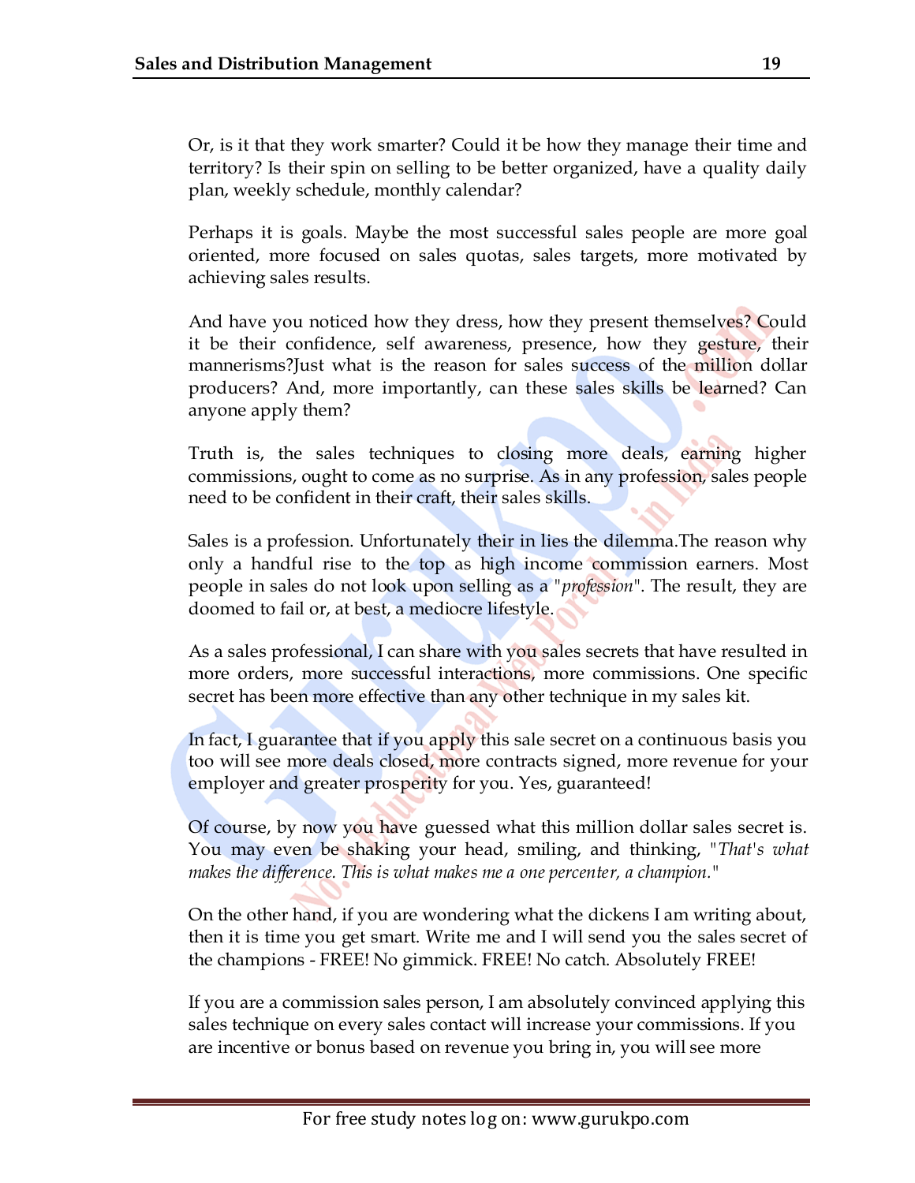Or, is it that they work smarter? Could it be how they manage their time and territory? Is their spin on selling to be better organized, have a quality daily plan, weekly schedule, monthly calendar?

Perhaps it is goals. Maybe the most successful sales people are more goal oriented, more focused on sales quotas, sales targets, more motivated by achieving sales results.

And have you noticed how they dress, how they present themselves? Could it be their confidence, self awareness, presence, how they gesture, their mannerisms?Just what is the reason for sales success of the million dollar producers? And, more importantly, can these sales skills be learned? Can anyone apply them?

Truth is, the sales techniques to closing more deals, earning higher commissions, ought to come as no surprise. As in any profession, sales people need to be confident in their craft, their sales skills.

Sales is a profession. Unfortunately their in lies the dilemma.The reason why only a handful rise to the top as high income commission earners. Most people in sales do not look upon selling as a "*profession*". The result, they are doomed to fail or, at best, a mediocre lifestyle.

As a sales professional, I can share with you sales secrets that have resulted in more orders, more successful interactions, more commissions. One specific secret has been more effective than any other technique in my sales kit.

In fact, I guarantee that if you apply this sale secret on a continuous basis you too will see more deals closed, more contracts signed, more revenue for your employer and greater prosperity for you. Yes, guaranteed!

Of course, by now you have guessed what this million dollar sales secret is. You may even be shaking your head, smiling, and thinking, "*That's what makes the difference. This is what makes me a one percenter, a champion.*"

On the other hand, if you are wondering what the dickens I am writing about, then it is time you get smart. Write me and I will send you the sales secret of the champions - FREE! No gimmick. FREE! No catch. Absolutely FREE!

If you are a commission sales person, I am absolutely convinced applying this sales technique on every sales contact will increase your commissions. If you are incentive or bonus based on revenue you bring in, you will see more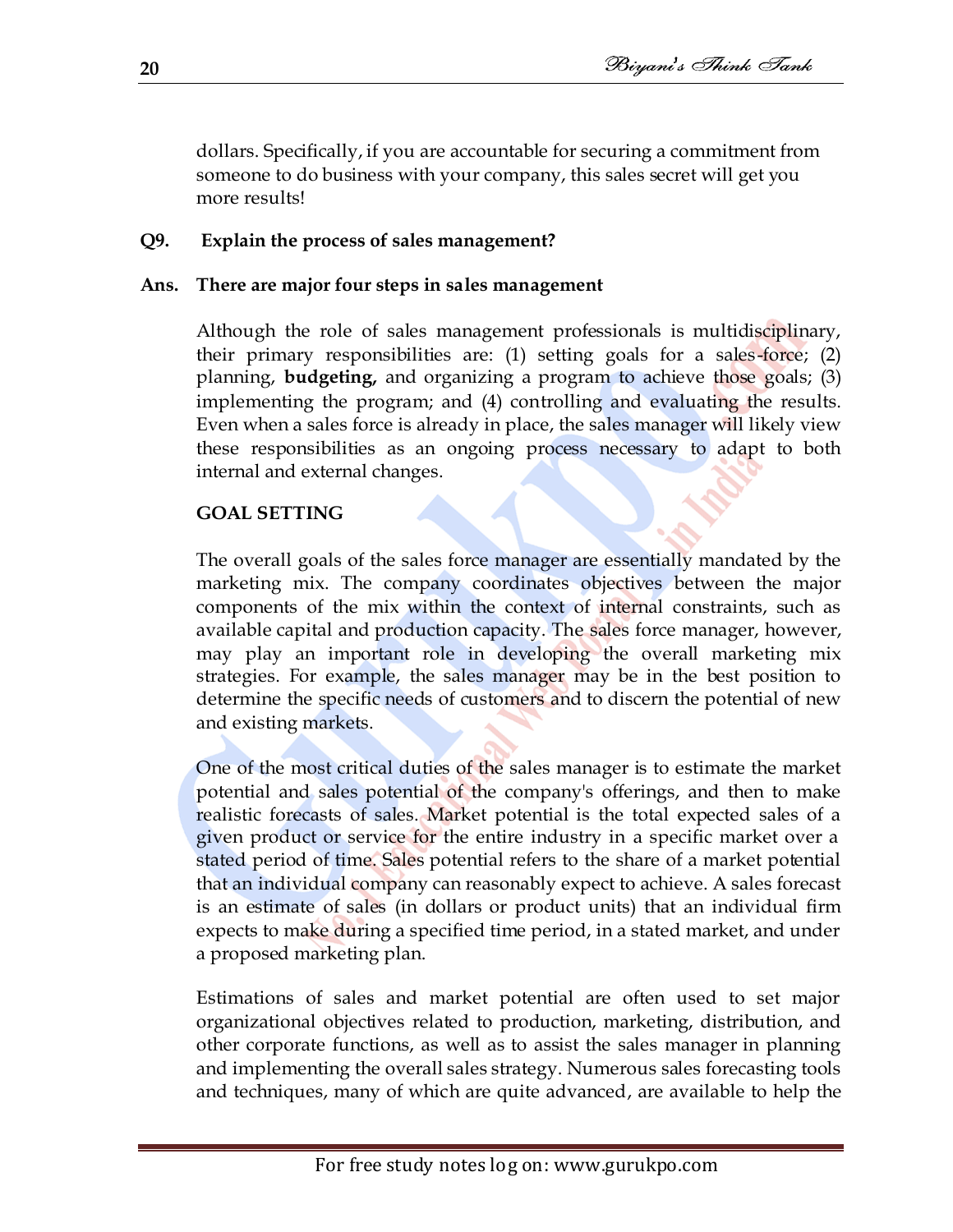dollars. Specifically, if you are accountable for securing a commitment from someone to do business with your company, this sales secret will get you more results!

**Q9. Explain the process of sales management?**

**Ans. There are major four steps in sales management**

Although the role of sales management professionals is multidisciplinary, their primary responsibilities are: (1) setting goals for a sales-force; (2) planning, **budgeting,** and organizing a program to achieve those goals; (3) implementing the program; and (4) controlling and evaluating the results. Even when a sales force is already in place, the sales manager will likely view these responsibilities as an ongoing process necessary to adapt to both internal and external changes.

**GOAL SETTING**

The overall goals of the sales force manager are essentially mandated by the marketing mix. The company coordinates objectives between the major components of the mix within the context of internal constraints, such as available capital and production capacity. The sales force manager, however, may play an important role in developing the overall marketing mix strategies. For example, the sales manager may be in the best position to determine the specific needs of customers and to discern the potential of new and existing markets.

One of the most critical duties of the sales manager is to estimate the market potential and sales potential of the company's offerings, and then to make realistic forecasts of sales. Market potential is the total expected sales of a given product or service for the entire industry in a specific market over a stated period of time. Sales potential refers to the share of a market potential that an individual company can reasonably expect to achieve. A sales forecast is an estimate of sales (in dollars or product units) that an individual firm expects to make during a specified time period, in a stated market, and under a proposed marketing plan.

Estimations of sales and market potential are often used to set major organizational objectives related to production, marketing, distribution, and other corporate functions, as well as to assist the sales manager in planning and implementing the overall sales strategy. Numerous sales forecasting tools and techniques, many of which are quite advanced, are available to help the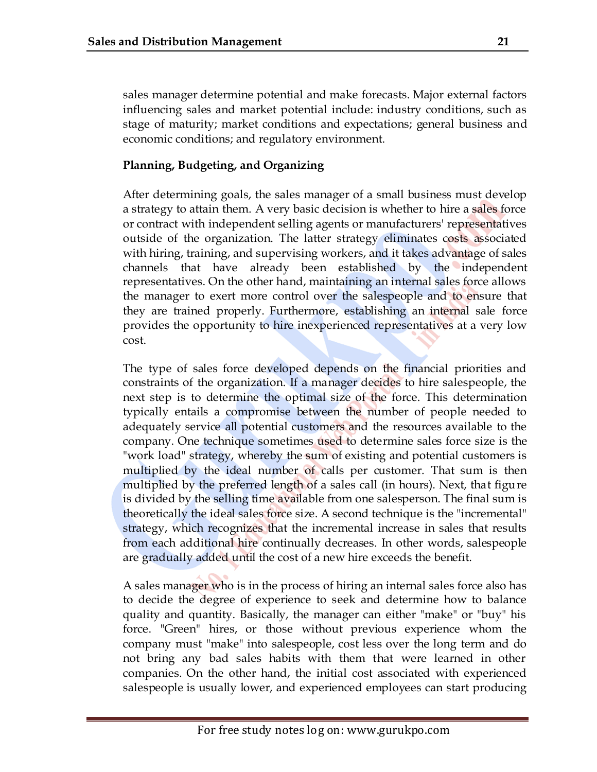sales manager determine potential and make forecasts. Major external factors influencing sales and market potential include: industry conditions, such as stage of maturity; market conditions and expectations; general business and economic conditions; and regulatory environment.

**Planning, Budgeting, and Organizing**

After determining goals, the sales manager of a small business must develop a strategy to attain them. A very basic decision is whether to hire a sales force or contract with independent selling agents or manufacturers' representatives outside of the organization. The latter strategy eliminates costs associated with hiring, training, and supervising workers, and it takes advantage of sales channels that have already been established by the independent representatives. On the other hand, maintaining an internal sales force allows the manager to exert more control over the salespeople and to ensure that they are trained properly. Furthermore, establishing an internal sale force provides the opportunity to hire inexperienced representatives at a very low cost.

The type of sales force developed depends on the financial priorities and constraints of the organization. If a manager decides to hire salespeople, the next step is to determine the optimal size of the force. This determination typically entails a compromise between the number of people needed to adequately service all potential customers and the resources available to the company. One technique sometimes used to determine sales force size is the "work load" strategy, whereby the sum of existing and potential customers is multiplied by the ideal number of calls per customer. That sum is then multiplied by the preferred length of a sales call (in hours). Next, that figure is divided by the selling time available from one salesperson. The final sum is theoretically the ideal sales force size. A second technique is the "incremental" strategy, which recognizes that the incremental increase in sales that results from each additional hire continually decreases. In other words, salespeople are gradually added until the cost of a new hire exceeds the benefit.

A sales manager who is in the process of hiring an internal sales force also has to decide the degree of experience to seek and determine how to balance quality and quantity. Basically, the manager can either "make" or "buy" his force. "Green" hires, or those without previous experience whom the company must "make" into salespeople, cost less over the long term and do not bring any bad sales habits with them that were learned in other companies. On the other hand, the initial cost associated with experienced salespeople is usually lower, and experienced employees can start producing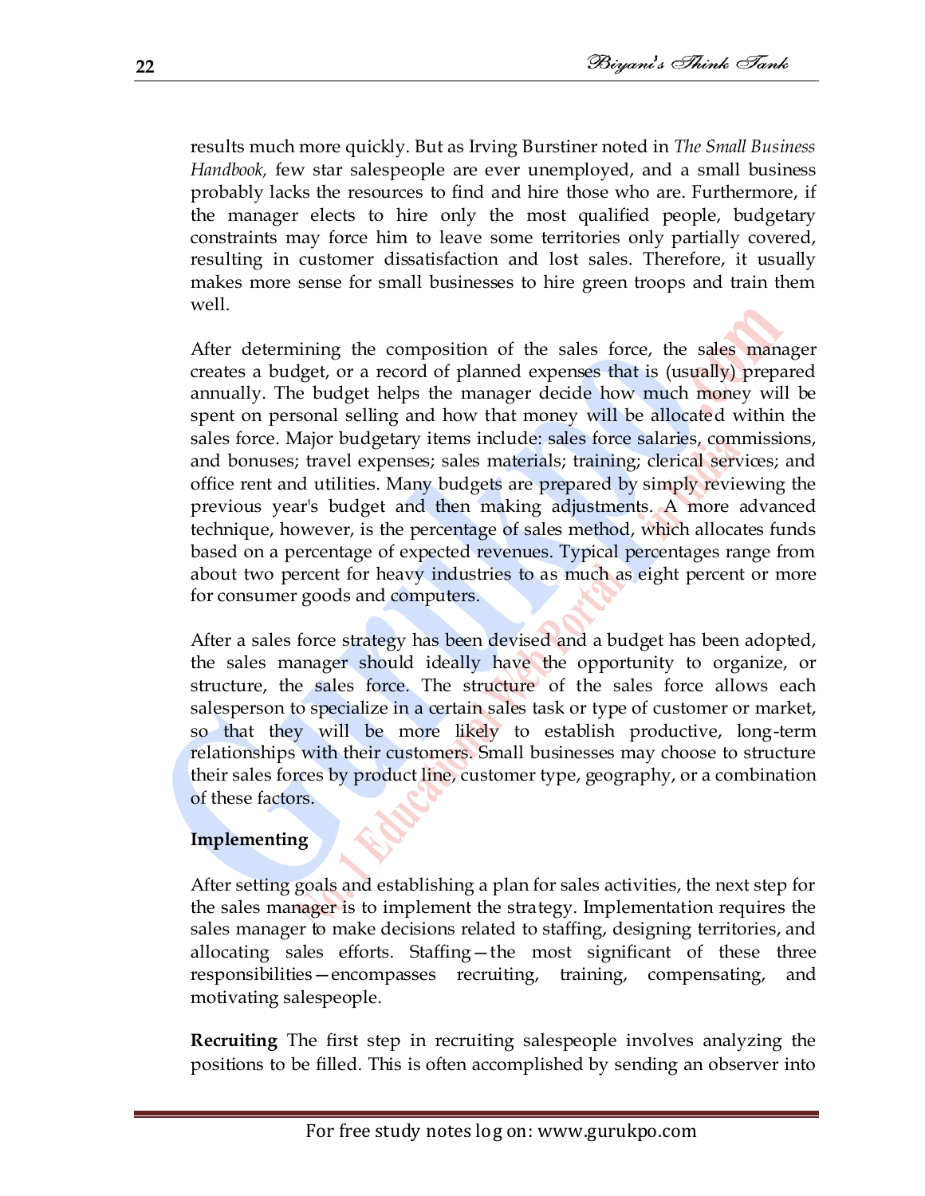results much more quickly. But as Irving Burstiner noted in *The Small Business Handbook,* few star salespeople are ever unemployed, and a small business probably lacks the resources to find and hire those who are. Furthermore, if the manager elects to hire only the most qualified people, budgetary constraints may force him to leave some territories only partially covered, resulting in customer dissatisfaction and lost sales. Therefore, it usually makes more sense for small businesses to hire green troops and train them well.

After determining the composition of the sales force, the sales manager creates a budget, or a record of planned expenses that is (usually) prepared annually. The budget helps the manager decide how much money will be spent on personal selling and how that money will be allocated within the sales force. Major budgetary items include: sales force salaries, commissions, and bonuses; travel expenses; sales materials; training; clerical services; and office rent and utilities. Many budgets are prepared by simply reviewing the previous year's budget and then making adjustments. A more advanced technique, however, is the percentage of sales method, which allocates funds based on a percentage of expected revenues. Typical percentages range from about two percent for heavy industries to as much as eight percent or more for consumer goods and computers.

After a sales force strategy has been devised and a budget has been adopted, the sales manager should ideally have the opportunity to organize, or structure, the sales force. The structure of the sales force allows each salesperson to specialize in a certain sales task or type of customer or market, so that they will be more likely to establish productive, long-term relationships with their customers. Small businesses may choose to structure their sales forces by product line, customer type, geography, or a combination of these factors.

**Implementing**

After setting goals and establishing a plan for sales activities, the next step for the sales manager is to implement the strategy. Implementation requires the sales manager to make decisions related to staffing, designing territories, and allocating sales efforts. Staffing—the most significant of these three responsibilities—encompasses recruiting, training, compensating, and motivating salespeople.

**Recruiting** The first step in recruiting salespeople involves analyzing the positions to be filled. This is often accomplished by sending an observer into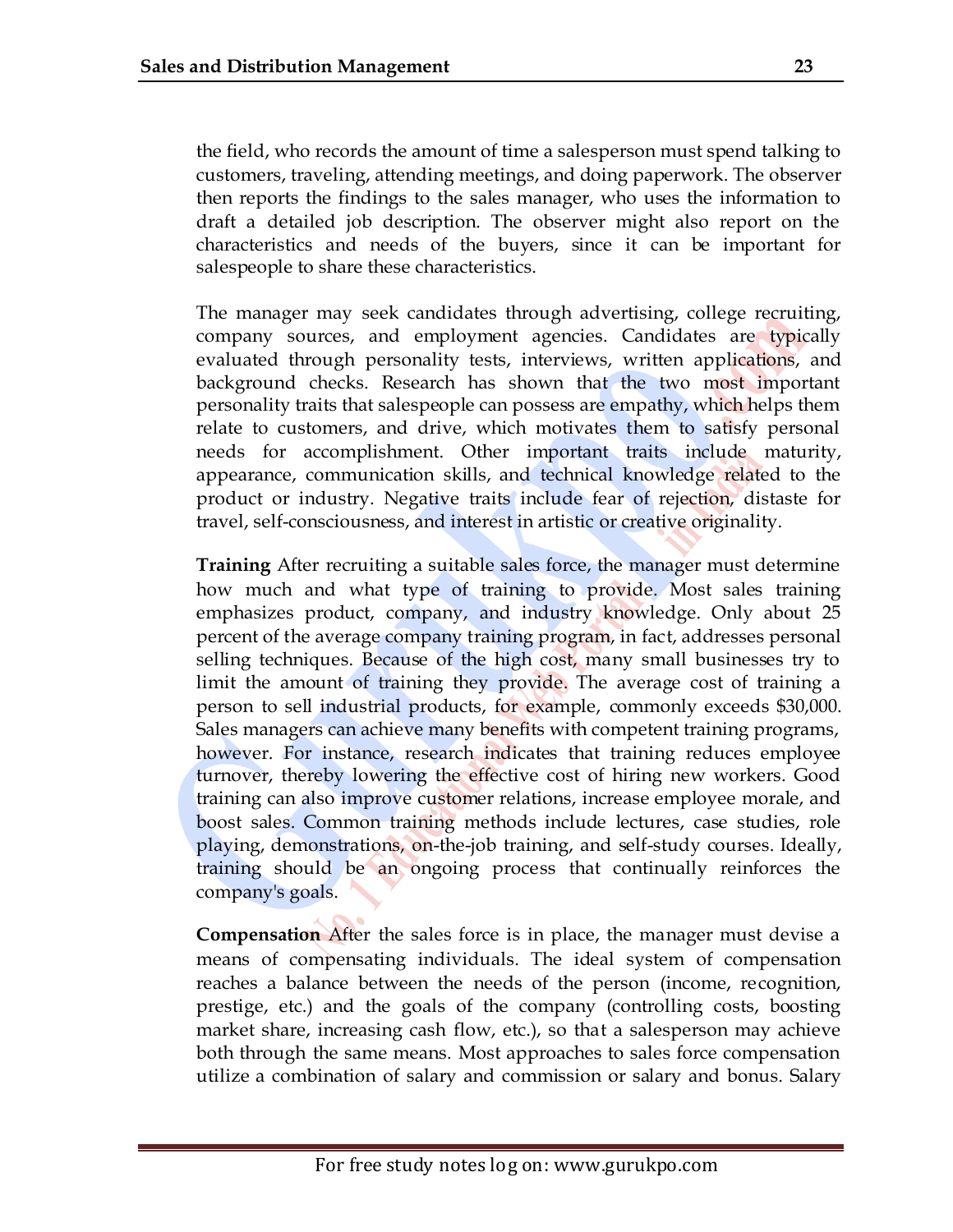the field, who records the amount of time a salesperson must spend talking to customers, traveling, attending meetings, and doing paperwork. The observer then reports the findings to the sales manager, who uses the information to draft a detailed job description. The observer might also report on the characteristics and needs of the buyers, since it can be important for salespeople to share these characteristics.

The manager may seek candidates through advertising, college recruiting, company sources, and employment agencies. Candidates are typically evaluated through personality tests, interviews, written applications, and background checks. Research has shown that the two most important personality traits that salespeople can possess are empathy, which helps them relate to customers, and drive, which motivates them to satisfy personal needs for accomplishment. Other important traits include maturity, appearance, communication skills, and technical knowledge related to the product or industry. Negative traits include fear of rejection, distaste for travel, self-consciousness, and interest in artistic or creative originality.

**Training** After recruiting a suitable sales force, the manager must determine how much and what type of training to provide. Most sales training emphasizes product, company, and industry knowledge. Only about 25 percent of the average company training program, in fact, addresses personal selling techniques. Because of the high cost, many small businesses try to limit the amount of training they provide. The average cost of training a person to sell industrial products, for example, commonly exceeds $30,000. Sales managers can achieve many benefits with competent training programs, however. For instance, research indicates that training reduces employee turnover, thereby lowering the effective cost of hiring new workers. Good training can also improve customer relations, increase employee morale, and boost sales. Common training methods include lectures, case studies, role playing, demonstrations, on-the-job training, and self-study courses. Ideally, training should be an ongoing process that continually reinforces the company's goals.

**Compensation** After the sales force is in place, the manager must devise a means of compensating individuals. The ideal system of compensation reaches a balance between the needs of the person (income, recognition, prestige, etc.) and the goals of the company (controlling costs, boosting market share, increasing cash flow, etc.), so that a salesperson may achieve both through the same means. Most approaches to sales force compensation utilize a combination of salary and commission or salary and bonus. Salary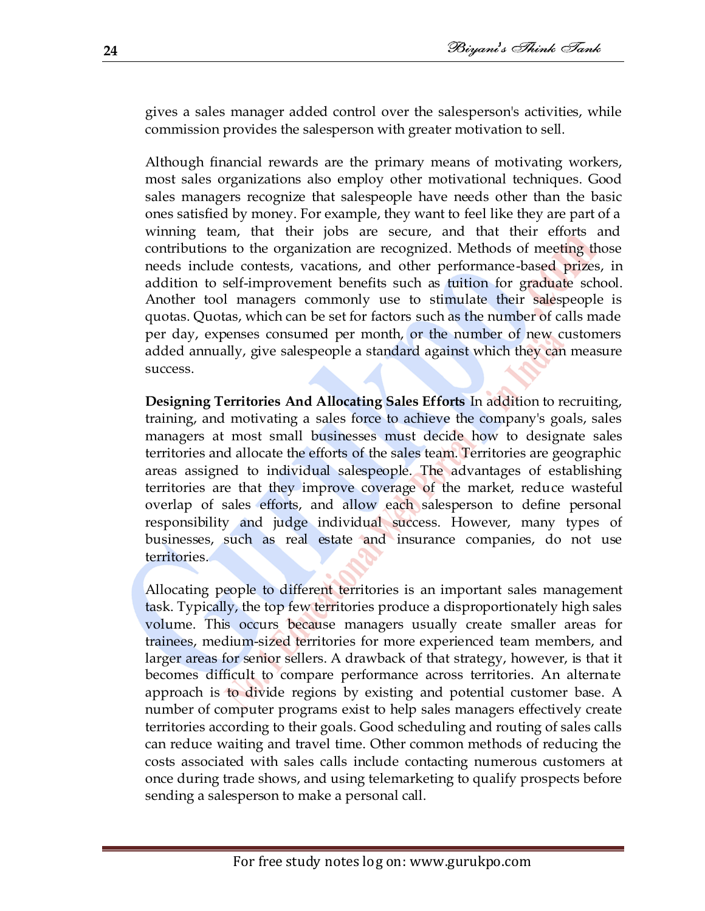gives a sales manager added control over the salesperson's activities, while commission provides the salesperson with greater motivation to sell.

Although financial rewards are the primary means of motivating workers, most sales organizations also employ other motivational techniques. Good sales managers recognize that salespeople have needs other than the basic ones satisfied by money. For example, they want to feel like they are part of a winning team, that their jobs are secure, and that their efforts and contributions to the organization are recognized. Methods of meeting those needs include contests, vacations, and other performance-based prizes, in addition to self-improvement benefits such as tuition for graduate school. Another tool managers commonly use to stimulate their salespeople is quotas. Quotas, which can be set for factors such as the number of calls made per day, expenses consumed per month, or the number of new customers added annually, give salespeople a standard against which they can measure success.

**Designing Territories And Allocating Sales Efforts** In addition to recruiting, training, and motivating a sales force to achieve the company's goals, sales managers at most small businesses must decide how to designate sales territories and allocate the efforts of the sales team. Territories are geographic areas assigned to individual salespeople. The advantages of establishing territories are that they improve coverage of the market, reduce wasteful overlap of sales efforts, and allow each salesperson to define personal responsibility and judge individual success. However, many types of businesses, such as real estate and insurance companies, do not use territories.

Allocating people to different territories is an important sales management task. Typically, the top few territories produce a disproportionately high sales volume. This occurs because managers usually create smaller areas for trainees, medium-sized territories for more experienced team members, and larger areas for senior sellers. A drawback of that strategy, however, is that it becomes difficult to compare performance across territories. An alternate approach is to divide regions by existing and potential customer base. A number of computer programs exist to help sales managers effectively create territories according to their goals. Good scheduling and routing of sales calls can reduce waiting and travel time. Other common methods of reducing the costs associated with sales calls include contacting numerous customers at once during trade shows, and using telemarketing to qualify prospects before sending a salesperson to make a personal call.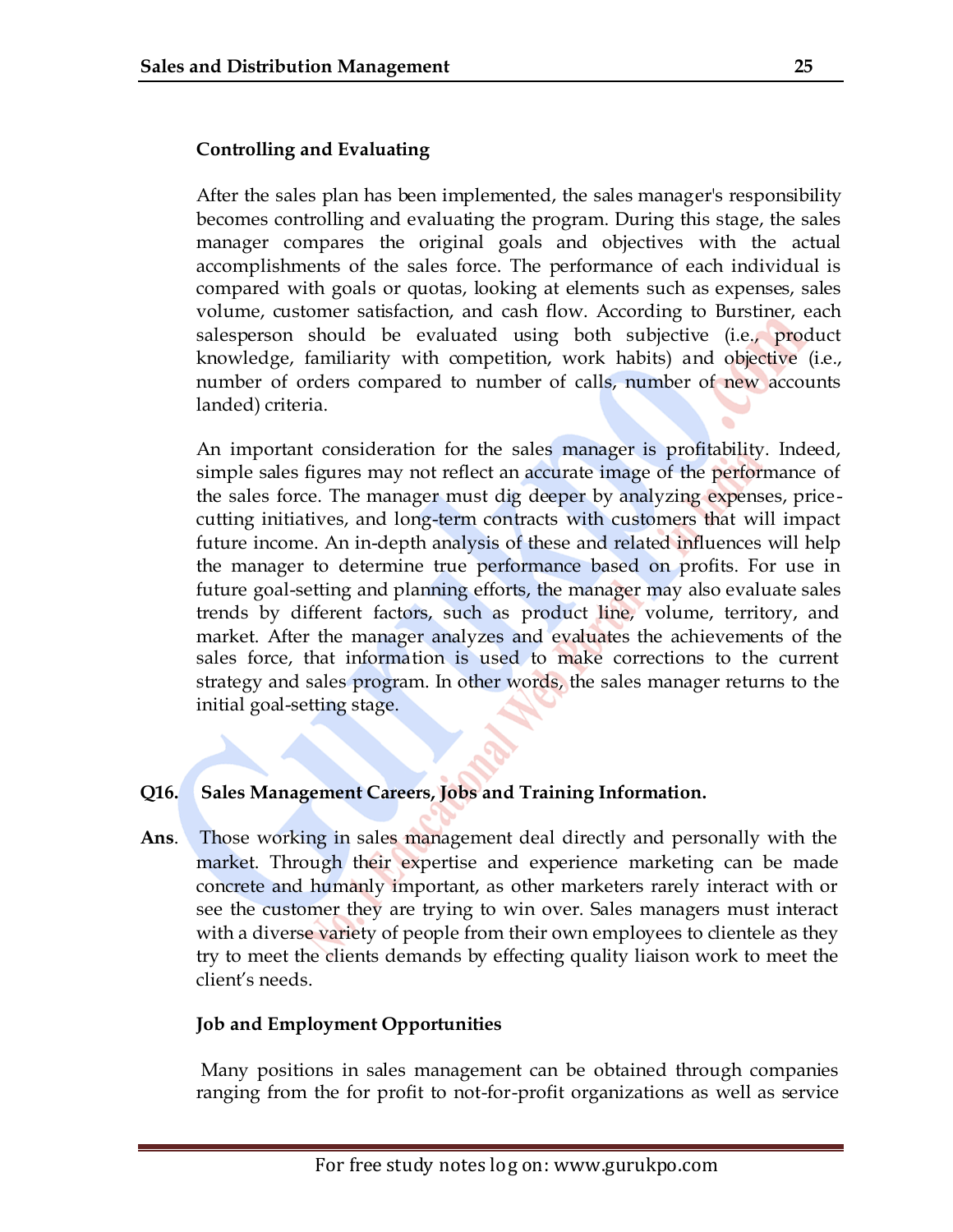### Controlling and Evaluating

After the sales plan has been implemented, the sales manager's responsibility becomes controlling and evaluating the program. During this stage, the sales manager compares the original goals and objectives with the actual accomplishments of the sales force. The performance of each individual is compared with goals or quotas, looking at elements such as expenses, sales volume, customer satisfaction, and cash flow. According to Burstiner, each salesperson should be evaluated using both subjective (i.e., product knowledge, familiarity with competition, work habits) and objective (i.e., number of orders compared to number of calls, number of new accounts landed) criteria.

An important consideration for the sales manager is profitability. Indeed, simple sales figures may not reflect an accurate image of the performance of the sales force. The manager must dig deeper by analyzing expenses, price-cutting initiatives, and long-term contracts with customers that will impact future income. An in-depth analysis of these and related influences will help the manager to determine true performance based on profits. For use in future goal-setting and planning efforts, the manager may also evaluate sales trends by different factors, such as product line, volume, territory, and market. After the manager analyzes and evaluates the achievements of the sales force, that information is used to make corrections to the current strategy and sales program. In other words, the sales manager returns to the initial goal-setting stage.

**Q16. Sales Management Careers, Jobs and Training Information.**

**Ans**. Those working in sales management deal directly and personally with the market. Through their expertise and experience marketing can be made concrete and humanly important, as other marketers rarely interact with or see the customer they are trying to win over. Sales managers must interact with a diverse variety of people from their own employees to clientele as they try to meet the clients demands by effecting quality liaison work to meet the client's needs.

### Job and Employment Opportunities

Many positions in sales management can be obtained through companies ranging from the for profit to not-for-profit organizations as well as service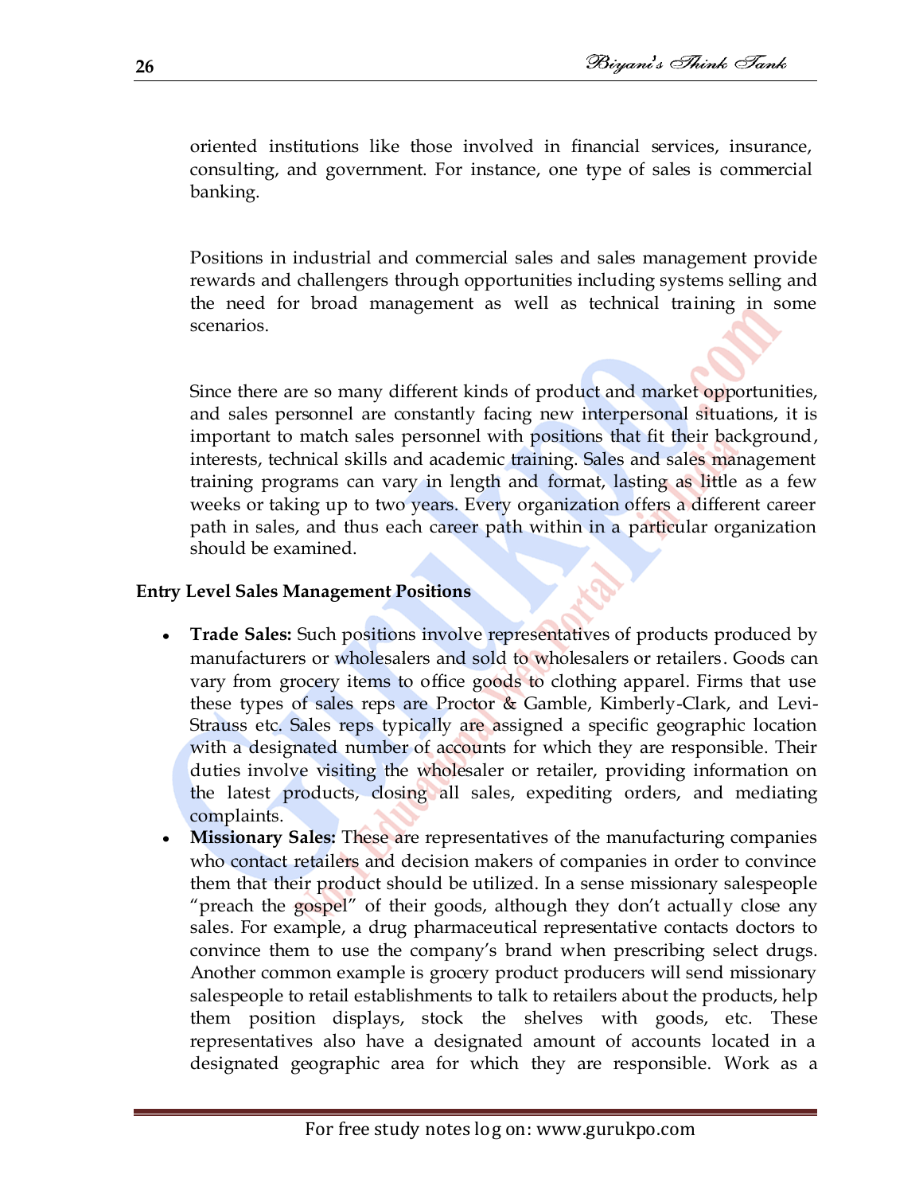oriented institutions like those involved in financial services, insurance, consulting, and government. For instance, one type of sales is commercial banking.

Positions in industrial and commercial sales and sales management provide rewards and challengers through opportunities including systems selling and the need for broad management as well as technical training in some scenarios.

Since there are so many different kinds of product and market opportunities, and sales personnel are constantly facing new interpersonal situations, it is important to match sales personnel with positions that fit their background, interests, technical skills and academic training. Sales and sales management training programs can vary in length and format, lasting as little as a few weeks or taking up to two years. Every organization offers a different career path in sales, and thus each career path within in a particular organization should be examined.

**Entry Level Sales Management Positions**

- **Trade Sales:** Such positions involve representatives of products produced by manufacturers or wholesalers and sold to wholesalers or retailers. Goods can vary from grocery items to office goods to clothing apparel. Firms that use these types of sales reps are Proctor & Gamble, Kimberly-Clark, and Levi-Strauss etc. Sales reps typically are assigned a specific geographic location with a designated number of accounts for which they are responsible. Their duties involve visiting the wholesaler or retailer, providing information on the latest products, closing all sales, expediting orders, and mediating complaints.
- **Missionary Sales:** These are representatives of the manufacturing companies who contact retailers and decision makers of companies in order to convince them that their product should be utilized. In a sense missionary salespeople "preach the gospel" of their goods, although they don't actually close any sales. For example, a drug pharmaceutical representative contacts doctors to convince them to use the company's brand when prescribing select drugs. Another common example is grocery product producers will send missionary salespeople to retail establishments to talk to retailers about the products, help them position displays, stock the shelves with goods, etc. These representatives also have a designated amount of accounts located in a designated geographic area for which they are responsible. Work as a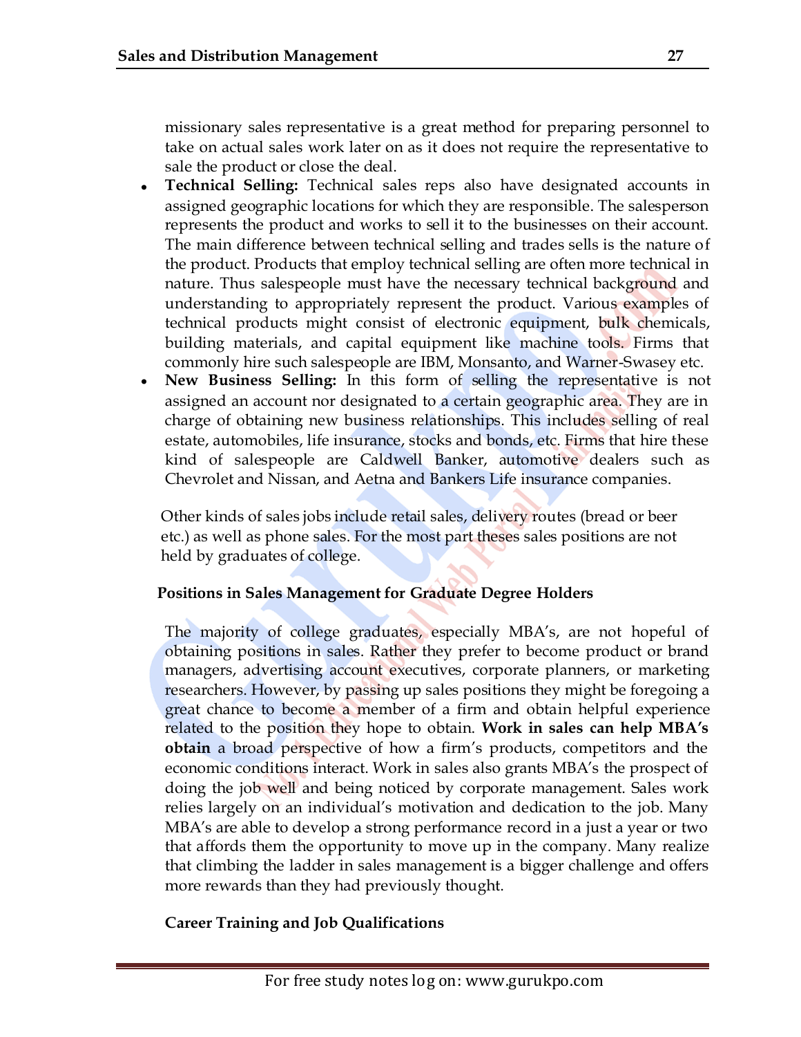missionary sales representative is a great method for preparing personnel to take on actual sales work later on as it does not require the representative to sale the product or close the deal.

- **Technical Selling:** Technical sales reps also have designated accounts in assigned geographic locations for which they are responsible. The salesperson represents the product and works to sell it to the businesses on their account. The main difference between technical selling and trades sells is the nature of the product. Products that employ technical selling are often more technical in nature. Thus salespeople must have the necessary technical background and understanding to appropriately represent the product. Various examples of technical products might consist of electronic equipment, bulk chemicals, building materials, and capital equipment like machine tools. Firms that commonly hire such salespeople are IBM, Monsanto, and Warner-Swasey etc.
- **New Business Selling:** In this form of selling the representative is not assigned an account nor designated to a certain geographic area. They are in charge of obtaining new business relationships. This includes selling of real estate, automobiles, life insurance, stocks and bonds, etc. Firms that hire these kind of salespeople are Caldwell Banker, automotive dealers such as Chevrolet and Nissan, and Aetna and Bankers Life insurance companies.

Other kinds of sales jobs include retail sales, delivery routes (bread or beer etc.) as well as phone sales. For the most part theses sales positions are not held by graduates of college.

**Positions in Sales Management for Graduate Degree Holders**

The majority of college graduates, especially MBA's, are not hopeful of obtaining positions in sales. Rather they prefer to become product or brand managers, advertising account executives, corporate planners, or marketing researchers. However, by passing up sales positions they might be foregoing a great chance to become a member of a firm and obtain helpful experience related to the position they hope to obtain. **Work in sales can help MBA's obtain** a broad perspective of how a firm's products, competitors and the economic conditions interact. Work in sales also grants MBA's the prospect of doing the job well and being noticed by corporate management. Sales work relies largely on an individual's motivation and dedication to the job. Many MBA's are able to develop a strong performance record in a just a year or two that affords them the opportunity to move up in the company. Many realize that climbing the ladder in sales management is a bigger challenge and offers more rewards than they had previously thought.

**Career Training and Job Qualifications**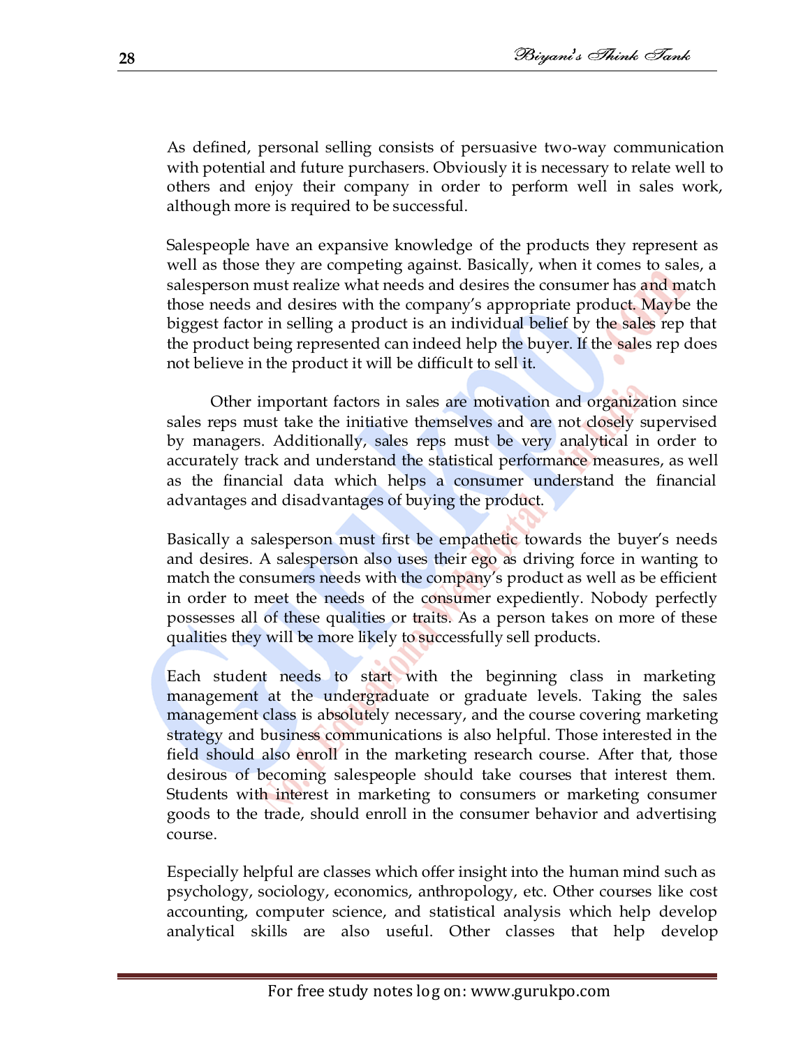As defined, personal selling consists of persuasive two-way communication with potential and future purchasers. Obviously it is necessary to relate well to others and enjoy their company in order to perform well in sales work, although more is required to be successful.

Salespeople have an expansive knowledge of the products they represent as well as those they are competing against. Basically, when it comes to sales, a salesperson must realize what needs and desires the consumer has and match those needs and desires with the company's appropriate product. Maybe the biggest factor in selling a product is an individual belief by the sales rep that the product being represented can indeed help the buyer. If the sales rep does not believe in the product it will be difficult to sell it.

Other important factors in sales are motivation and organization since sales reps must take the initiative themselves and are not closely supervised by managers. Additionally, sales reps must be very analytical in order to accurately track and understand the statistical performance measures, as well as the financial data which helps a consumer understand the financial advantages and disadvantages of buying the product.

Basically a salesperson must first be empathetic towards the buyer's needs and desires. A salesperson also uses their ego as driving force in wanting to match the consumers needs with the company's product as well as be efficient in order to meet the needs of the consumer expediently. Nobody perfectly possesses all of these qualities or traits. As a person takes on more of these qualities they will be more likely to successfully sell products.

Each student needs to start with the beginning class in marketing management at the undergraduate or graduate levels. Taking the sales management class is absolutely necessary, and the course covering marketing strategy and business communications is also helpful. Those interested in the field should also enroll in the marketing research course. After that, those desirous of becoming salespeople should take courses that interest them. Students with interest in marketing to consumers or marketing consumer goods to the trade, should enroll in the consumer behavior and advertising course.

Especially helpful are classes which offer insight into the human mind such as psychology, sociology, economics, anthropology, etc. Other courses like cost accounting, computer science, and statistical analysis which help develop analytical skills are also useful. Other classes that help develop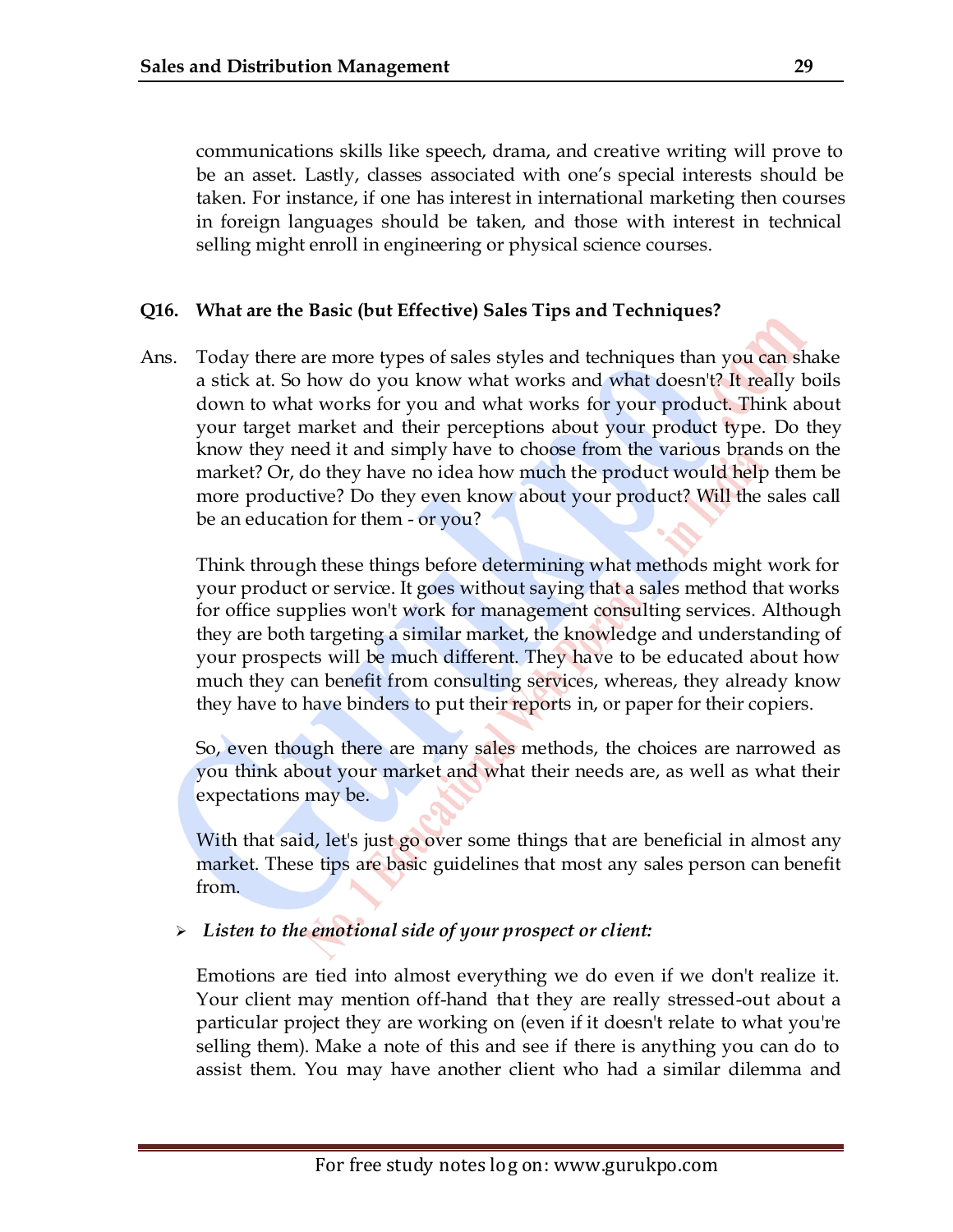communications skills like speech, drama, and creative writing will prove to be an asset. Lastly, classes associated with one's special interests should be taken. For instance, if one has interest in international marketing then courses in foreign languages should be taken, and those with interest in technical selling might enroll in engineering or physical science courses.

**Q16. What are the Basic (but Effective) Sales Tips and Techniques?**

Ans. Today there are more types of sales styles and techniques than you can shake a stick at. So how do you know what works and what doesn't? It really boils down to what works for you and what works for your product. Think about your target market and their perceptions about your product type. Do they know they need it and simply have to choose from the various brands on the market? Or, do they have no idea how much the product would help them be more productive? Do they even know about your product? Will the sales call be an education for them - or you?

Think through these things before determining what methods might work for your product or service. It goes without saying that a sales method that works for office supplies won't work for management consulting services. Although they are both targeting a similar market, the knowledge and understanding of your prospects will be much different. They have to be educated about how much they can benefit from consulting services, whereas, they already know they have to have binders to put their reports in, or paper for their copiers.

So, even though there are many sales methods, the choices are narrowed as you think about your market and what their needs are, as well as what their expectations may be.

With that said, let's just go over some things that are beneficial in almost any market. These tips are basic guidelines that most any sales person can benefit from.

- ***Listen to the emotional side of your prospect or client:***

Emotions are tied into almost everything we do even if we don't realize it. Your client may mention off-hand that they are really stressed-out about a particular project they are working on (even if it doesn't relate to what you're selling them). Make a note of this and see if there is anything you can do to assist them. You may have another client who had a similar dilemma and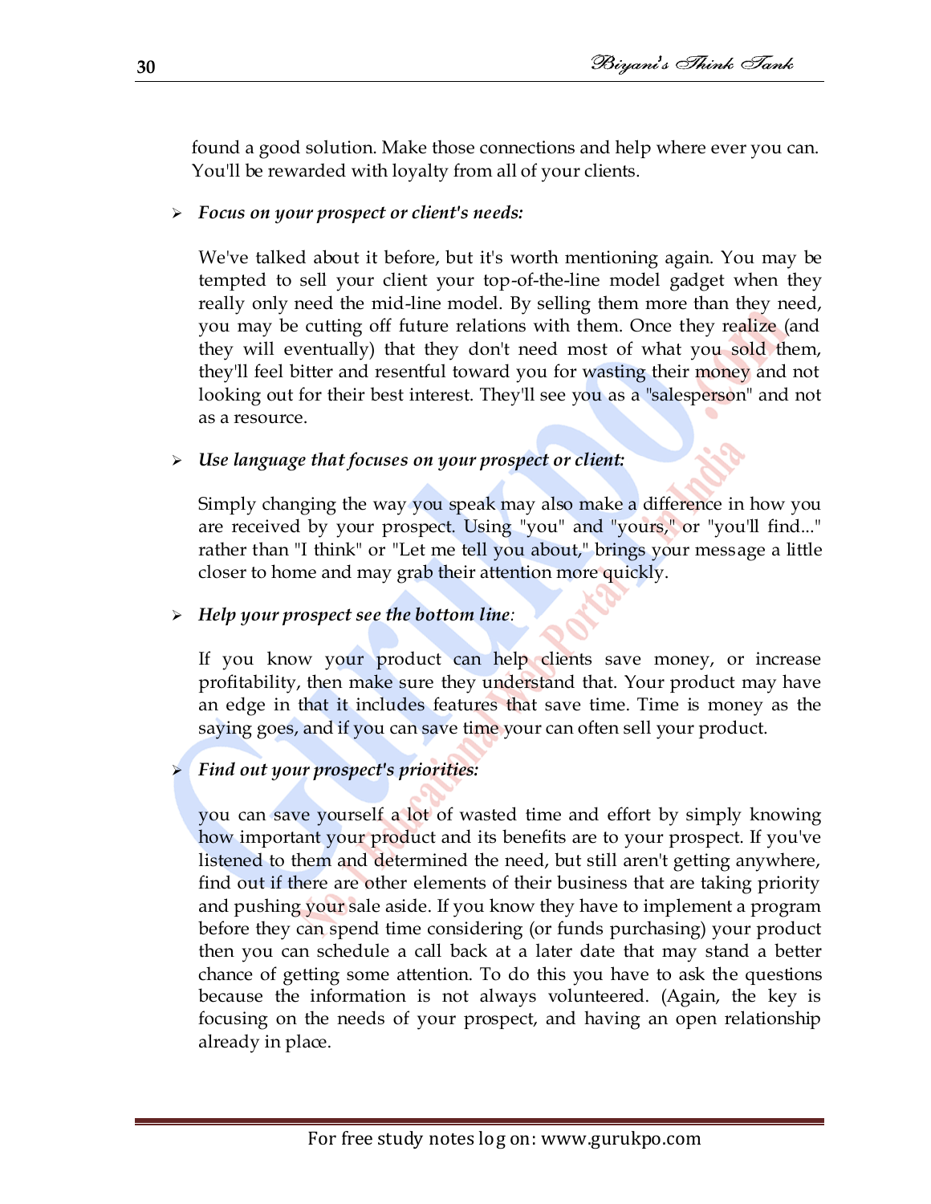found a good solution. Make those connections and help where ever you can. You'll be rewarded with loyalty from all of your clients.

- ***Focus on your prospect or client's needs:***

  We've talked about it before, but it's worth mentioning again. You may be tempted to sell your client your top-of-the-line model gadget when they really only need the mid-line model. By selling them more than they need, you may be cutting off future relations with them. Once they realize (and they will eventually) that they don't need most of what you sold them, they'll feel bitter and resentful toward you for wasting their money and not looking out for their best interest. They'll see you as a "salesperson" and not as a resource.

- ***Use language that focuses on your prospect or client:***

  Simply changing the way you speak may also make a difference in how you are received by your prospect. Using "you" and "yours," or "you'll find..." rather than "I think" or "Let me tell you about," brings your message a little closer to home and may grab their attention more quickly.

- ***Help your prospect see the bottom line:***

  If you know your product can help clients save money, or increase profitability, then make sure they understand that. Your product may have an edge in that it includes features that save time. Time is money as the saying goes, and if you can save time your can often sell your product.

- ***Find out your prospect's priorities:***

  you can save yourself a lot of wasted time and effort by simply knowing how important your product and its benefits are to your prospect. If you've listened to them and determined the need, but still aren't getting anywhere, find out if there are other elements of their business that are taking priority and pushing your sale aside. If you know they have to implement a program before they can spend time considering (or funds purchasing) your product then you can schedule a call back at a later date that may stand a better chance of getting some attention. To do this you have to ask the questions because the information is not always volunteered. (Again, the key is focusing on the needs of your prospect, and having an open relationship already in place.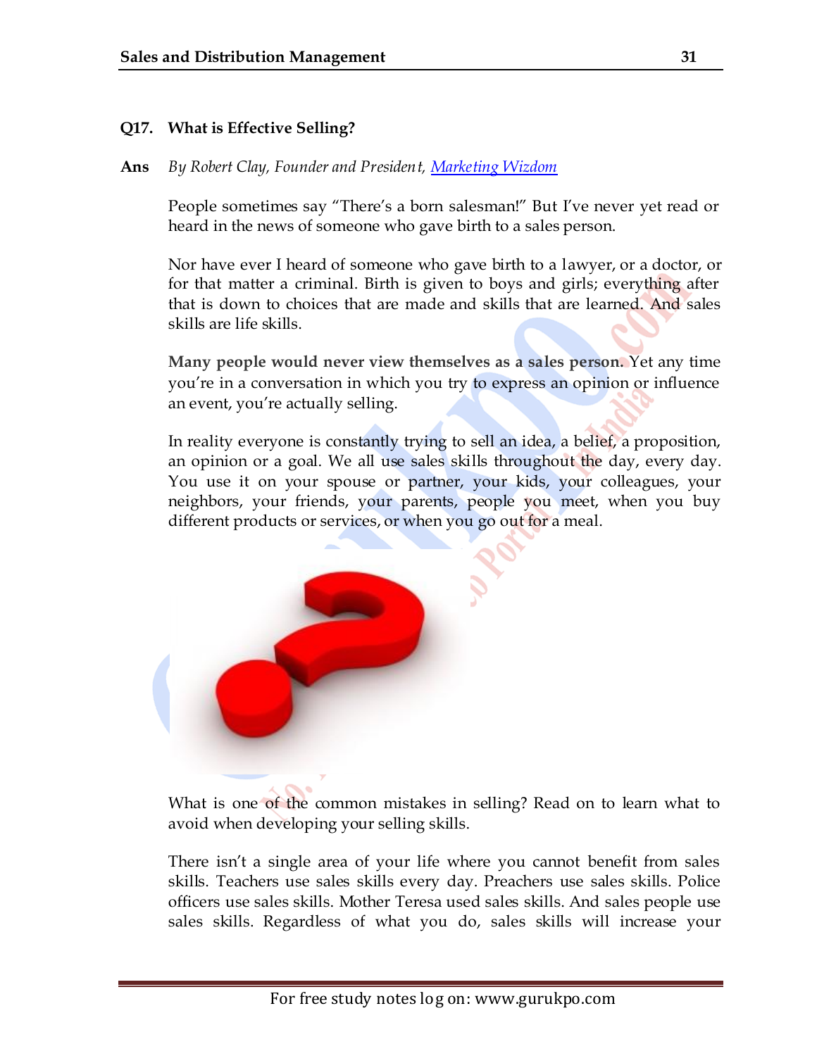**Q17. What is Effective Selling?**

**Ans** *By Robert Clay, Founder and President, Marketing Wizdom*

People sometimes say "There's a born salesman!" But I've never yet read or heard in the news of someone who gave birth to a sales person.

Nor have ever I heard of someone who gave birth to a lawyer, or a doctor, or for that matter a criminal. Birth is given to boys and girls; everything after that is down to choices that are made and skills that are learned. And sales skills are life skills.

**Many people would never view themselves as a sales person.** Yet any time you're in a conversation in which you try to express an opinion or influence an event, you're actually selling.

In reality everyone is constantly trying to sell an idea, a belief, a proposition, an opinion or a goal. We all use sales skills throughout the day, every day. You use it on your spouse or partner, your kids, your colleagues, your neighbors, your friends, your parents, people you meet, when you buy different products or services, or when you go out for a meal.

What is one of the common mistakes in selling? Read on to learn what to avoid when developing your selling skills.

There isn't a single area of your life where you cannot benefit from sales skills. Teachers use sales skills every day. Preachers use sales skills. Police officers use sales skills. Mother Teresa used sales skills. And sales people use sales skills. Regardless of what you do, sales skills will increase your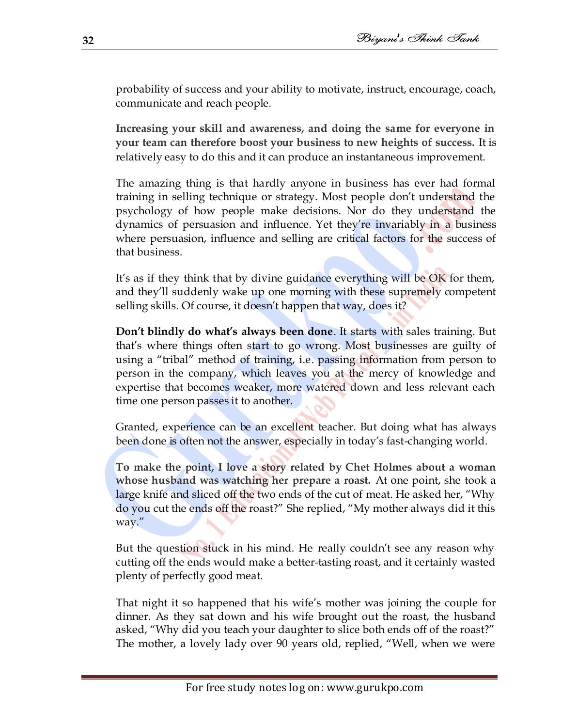probability of success and your ability to motivate, instruct, encourage, coach, communicate and reach people.

**Increasing your skill and awareness, and doing the same for everyone in your team can therefore boost your business to new heights of success.** It is relatively easy to do this and it can produce an instantaneous improvement.

The amazing thing is that hardly anyone in business has ever had formal training in selling technique or strategy. Most people don't understand the psychology of how people make decisions. Nor do they understand the dynamics of persuasion and influence. Yet they're invariably in a business where persuasion, influence and selling are critical factors for the success of that business.

It's as if they think that by divine guidance everything will be OK for them, and they'll suddenly wake up one morning with these supremely competent selling skills. Of course, it doesn't happen that way, does it?

**Don't blindly do what's always been done**. It starts with sales training. But that's where things often start to go wrong. Most businesses are guilty of using a "tribal" method of training, i.e. passing information from person to person in the company, which leaves you at the mercy of knowledge and expertise that becomes weaker, more watered down and less relevant each time one person passes it to another.

Granted, experience can be an excellent teacher. But doing what has always been done is often not the answer, especially in today's fast-changing world.

**To make the point, I love a story related by Chet Holmes about a woman whose husband was watching her prepare a roast.** At one point, she took a large knife and sliced off the two ends of the cut of meat. He asked her, "Why do you cut the ends off the roast?" She replied, "My mother always did it this way."

But the question stuck in his mind. He really couldn't see any reason why cutting off the ends would make a better-tasting roast, and it certainly wasted plenty of perfectly good meat.

That night it so happened that his wife's mother was joining the couple for dinner. As they sat down and his wife brought out the roast, the husband asked, "Why did you teach your daughter to slice both ends off of the roast?" The mother, a lovely lady over 90 years old, replied, "Well, when we were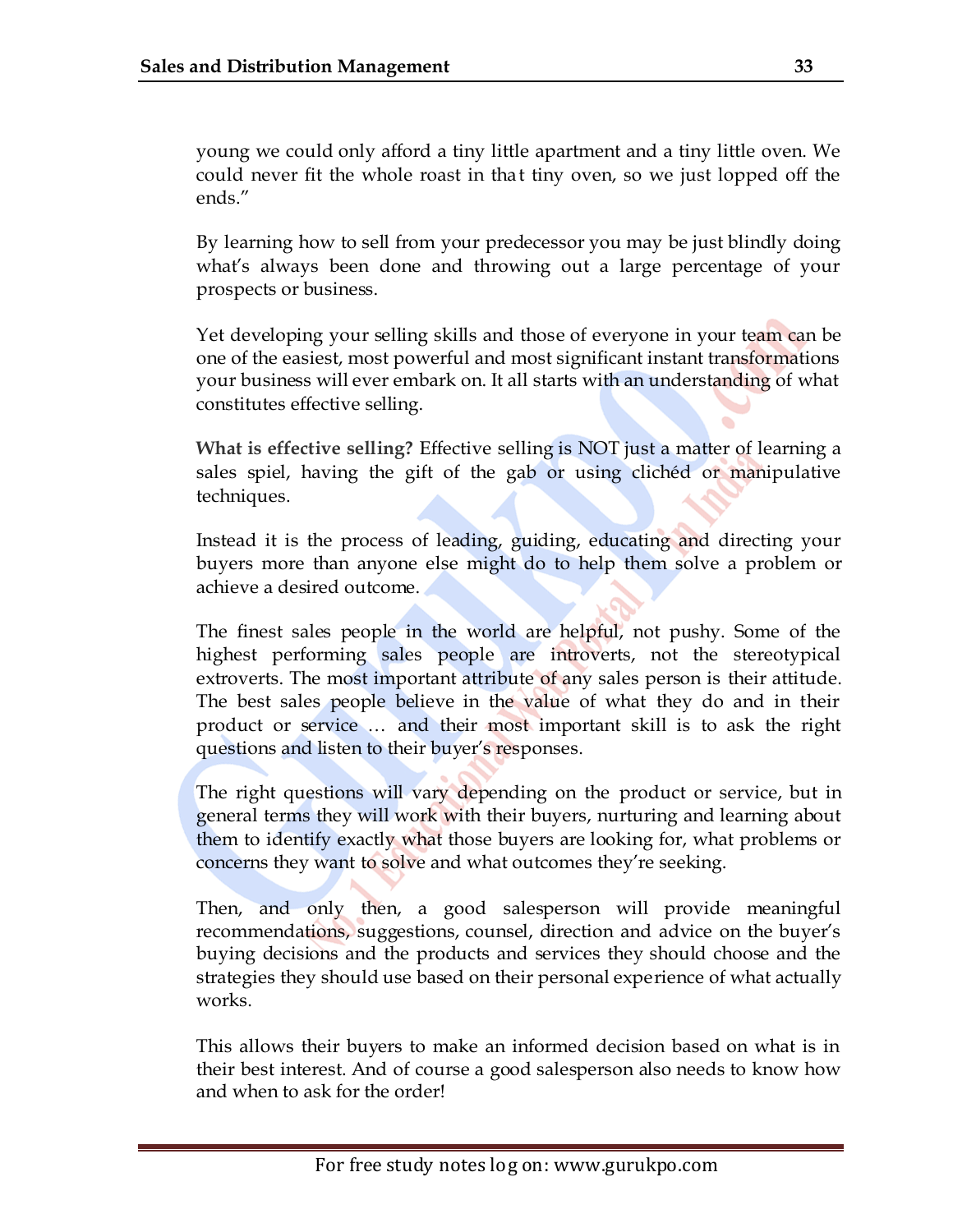young we could only afford a tiny little apartment and a tiny little oven. We could never fit the whole roast in that tiny oven, so we just lopped off the ends."

By learning how to sell from your predecessor you may be just blindly doing what's always been done and throwing out a large percentage of your prospects or business.

Yet developing your selling skills and those of everyone in your team can be one of the easiest, most powerful and most significant instant transformations your business will ever embark on. It all starts with an understanding of what constitutes effective selling.

**What is effective selling?** Effective selling is NOT just a matter of learning a sales spiel, having the gift of the gab or using clichéd or manipulative techniques.

Instead it is the process of leading, guiding, educating and directing your buyers more than anyone else might do to help them solve a problem or achieve a desired outcome.

The finest sales people in the world are helpful, not pushy. Some of the highest performing sales people are introverts, not the stereotypical extroverts. The most important attribute of any sales person is their attitude. The best sales people believe in the value of what they do and in their product or service … and their most important skill is to ask the right questions and listen to their buyer's responses.

The right questions will vary depending on the product or service, but in general terms they will work with their buyers, nurturing and learning about them to identify exactly what those buyers are looking for, what problems or concerns they want to solve and what outcomes they're seeking.

Then, and only then, a good salesperson will provide meaningful recommendations, suggestions, counsel, direction and advice on the buyer's buying decisions and the products and services they should choose and the strategies they should use based on their personal experience of what actually works.

This allows their buyers to make an informed decision based on what is in their best interest. And of course a good salesperson also needs to know how and when to ask for the order!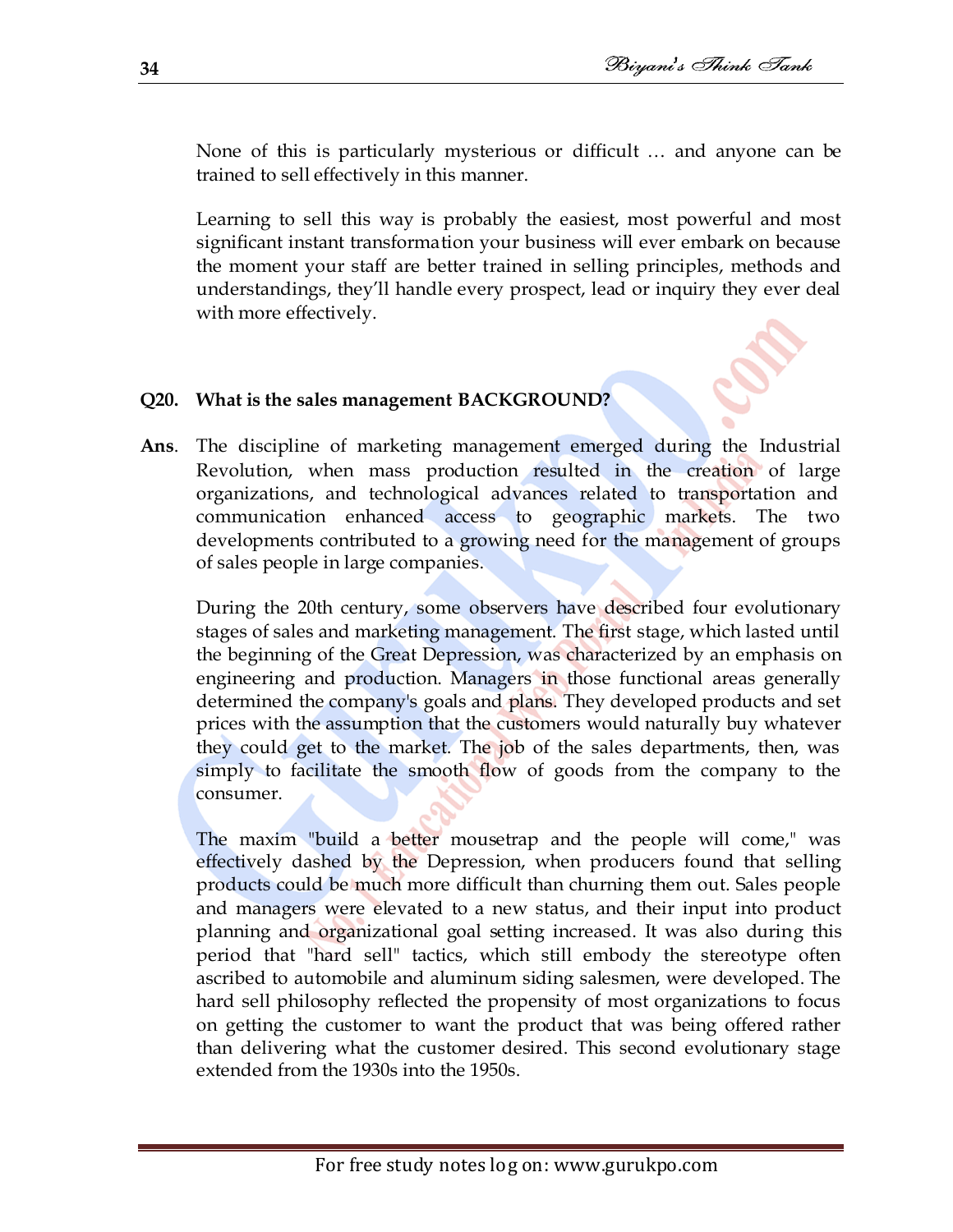None of this is particularly mysterious or difficult … and anyone can be trained to sell effectively in this manner.

Learning to sell this way is probably the easiest, most powerful and most significant instant transformation your business will ever embark on because the moment your staff are better trained in selling principles, methods and understandings, they'll handle every prospect, lead or inquiry they ever deal with more effectively.

**Q20. What is the sales management BACKGROUND?**

**Ans**. The discipline of marketing management emerged during the Industrial Revolution, when mass production resulted in the creation of large organizations, and technological advances related to transportation and communication enhanced access to geographic markets. The two developments contributed to a growing need for the management of groups of sales people in large companies.

During the 20th century, some observers have described four evolutionary stages of sales and marketing management. The first stage, which lasted until the beginning of the Great Depression, was characterized by an emphasis on engineering and production. Managers in those functional areas generally determined the company's goals and plans. They developed products and set prices with the assumption that the customers would naturally buy whatever they could get to the market. The job of the sales departments, then, was simply to facilitate the smooth flow of goods from the company to the consumer.

The maxim "build a better mousetrap and the people will come," was effectively dashed by the Depression, when producers found that selling products could be much more difficult than churning them out. Sales people and managers were elevated to a new status, and their input into product planning and organizational goal setting increased. It was also during this period that "hard sell" tactics, which still embody the stereotype often ascribed to automobile and aluminum siding salesmen, were developed. The hard sell philosophy reflected the propensity of most organizations to focus on getting the customer to want the product that was being offered rather than delivering what the customer desired. This second evolutionary stage extended from the 1930s into the 1950s.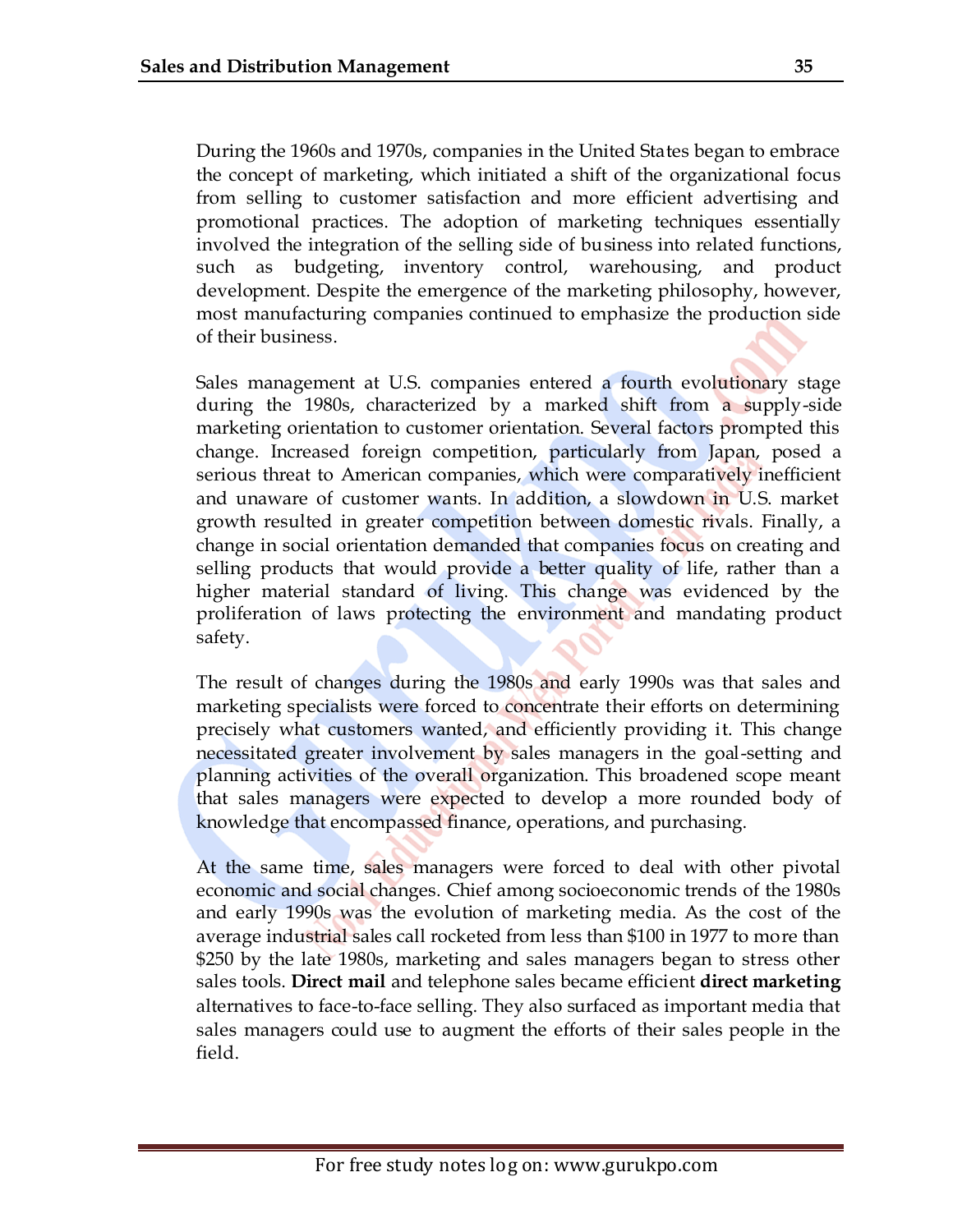During the 1960s and 1970s, companies in the United States began to embrace the concept of marketing, which initiated a shift of the organizational focus from selling to customer satisfaction and more efficient advertising and promotional practices. The adoption of marketing techniques essentially involved the integration of the selling side of business into related functions, such as budgeting, inventory control, warehousing, and product development. Despite the emergence of the marketing philosophy, however, most manufacturing companies continued to emphasize the production side of their business.

Sales management at U.S. companies entered a fourth evolutionary stage during the 1980s, characterized by a marked shift from a supply-side marketing orientation to customer orientation. Several factors prompted this change. Increased foreign competition, particularly from Japan, posed a serious threat to American companies, which were comparatively inefficient and unaware of customer wants. In addition, a slowdown in U.S. market growth resulted in greater competition between domestic rivals. Finally, a change in social orientation demanded that companies focus on creating and selling products that would provide a better quality of life, rather than a higher material standard of living. This change was evidenced by the proliferation of laws protecting the environment and mandating product safety.

The result of changes during the 1980s and early 1990s was that sales and marketing specialists were forced to concentrate their efforts on determining precisely what customers wanted, and efficiently providing it. This change necessitated greater involvement by sales managers in the goal-setting and planning activities of the overall organization. This broadened scope meant that sales managers were expected to develop a more rounded body of knowledge that encompassed finance, operations, and purchasing.

At the same time, sales managers were forced to deal with other pivotal economic and social changes. Chief among socioeconomic trends of the 1980s and early 1990s was the evolution of marketing media. As the cost of the average industrial sales call rocketed from less than $100 in 1977 to more than $250 by the late 1980s, marketing and sales managers began to stress other sales tools. **Direct mail** and telephone sales became efficient **direct marketing** alternatives to face-to-face selling. They also surfaced as important media that sales managers could use to augment the efforts of their sales people in the field.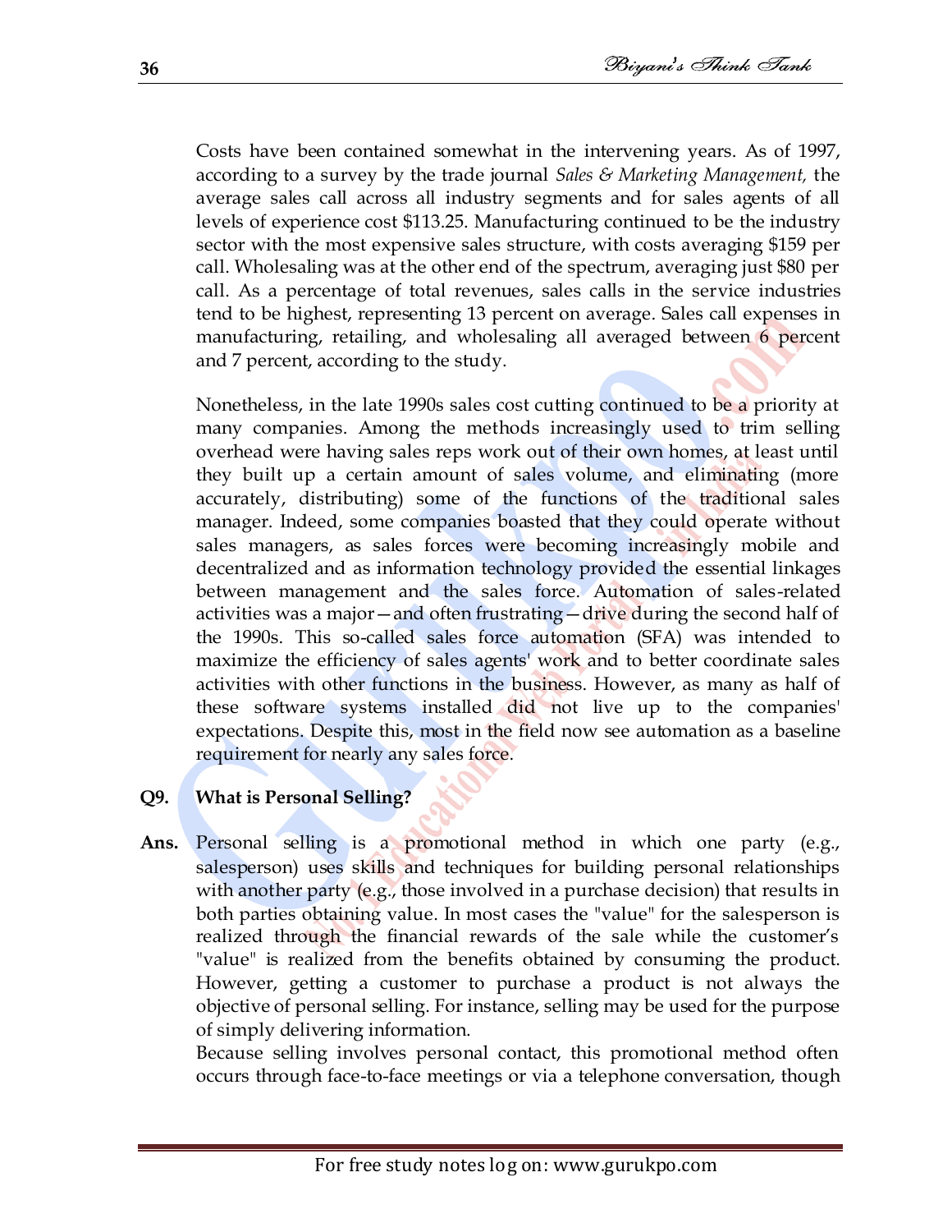Costs have been contained somewhat in the intervening years. As of 1997, according to a survey by the trade journal *Sales & Marketing Management,* the average sales call across all industry segments and for sales agents of all levels of experience cost $113.25. Manufacturing continued to be the industry sector with the most expensive sales structure, with costs averaging $159 per call. Wholesaling was at the other end of the spectrum, averaging just $80 per call. As a percentage of total revenues, sales calls in the service industries tend to be highest, representing 13 percent on average. Sales call expenses in manufacturing, retailing, and wholesaling all averaged between 6 percent and 7 percent, according to the study.

Nonetheless, in the late 1990s sales cost cutting continued to be a priority at many companies. Among the methods increasingly used to trim selling overhead were having sales reps work out of their own homes, at least until they built up a certain amount of sales volume, and eliminating (more accurately, distributing) some of the functions of the traditional sales manager. Indeed, some companies boasted that they could operate without sales managers, as sales forces were becoming increasingly mobile and decentralized and as information technology provided the essential linkages between management and the sales force. Automation of sales-related activities was a major—and often frustrating—drive during the second half of the 1990s. This so-called sales force automation (SFA) was intended to maximize the efficiency of sales agents' work and to better coordinate sales activities with other functions in the business. However, as many as half of these software systems installed did not live up to the companies' expectations. Despite this, most in the field now see automation as a baseline requirement for nearly any sales force.

**Q9. What is Personal Selling?**

**Ans.** Personal selling is a promotional method in which one party (e.g., salesperson) uses skills and techniques for building personal relationships with another party (e.g., those involved in a purchase decision) that results in both parties obtaining value. In most cases the "value" for the salesperson is realized through the financial rewards of the sale while the customer's "value" is realized from the benefits obtained by consuming the product. However, getting a customer to purchase a product is not always the objective of personal selling. For instance, selling may be used for the purpose of simply delivering information.

Because selling involves personal contact, this promotional method often occurs through face-to-face meetings or via a telephone conversation, though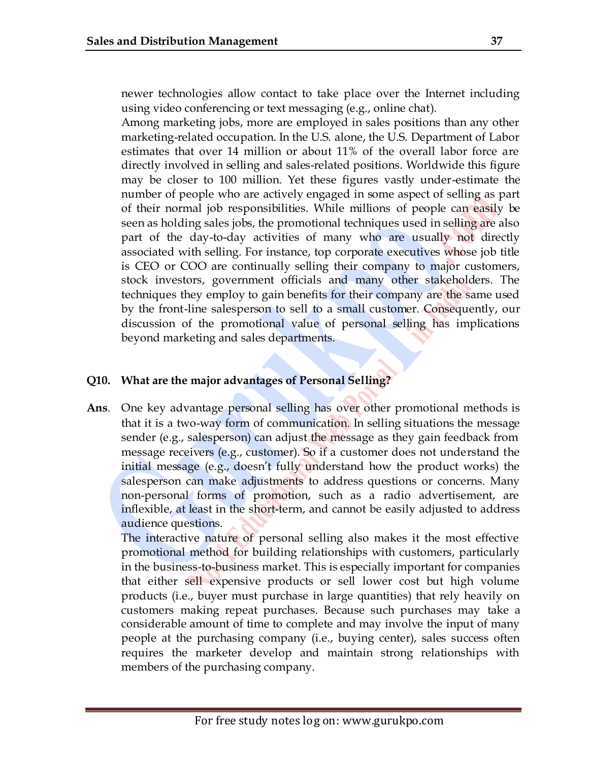newer technologies allow contact to take place over the Internet including using video conferencing or text messaging (e.g., online chat).

Among marketing jobs, more are employed in sales positions than any other marketing-related occupation. In the U.S. alone, the U.S. Department of Labor estimates that over 14 million or about 11% of the overall labor force are directly involved in selling and sales-related positions. Worldwide this figure may be closer to 100 million. Yet these figures vastly under-estimate the number of people who are actively engaged in some aspect of selling as part of their normal job responsibilities. While millions of people can easily be seen as holding sales jobs, the promotional techniques used in selling are also part of the day-to-day activities of many who are usually not directly associated with selling. For instance, top corporate executives whose job title is CEO or COO are continually selling their company to major customers, stock investors, government officials and many other stakeholders. The techniques they employ to gain benefits for their company are the same used by the front-line salesperson to sell to a small customer. Consequently, our discussion of the promotional value of personal selling has implications beyond marketing and sales departments.

**Q10. What are the major advantages of Personal Selling?**

**Ans**. One key advantage personal selling has over other promotional methods is that it is a two-way form of communication. In selling situations the message sender (e.g., salesperson) can adjust the message as they gain feedback from message receivers (e.g., customer). So if a customer does not understand the initial message (e.g., doesn't fully understand how the product works) the salesperson can make adjustments to address questions or concerns. Many non-personal forms of promotion, such as a radio advertisement, are inflexible, at least in the short-term, and cannot be easily adjusted to address audience questions.

The interactive nature of personal selling also makes it the most effective promotional method for building relationships with customers, particularly in the business-to-business market. This is especially important for companies that either sell expensive products or sell lower cost but high volume products (i.e., buyer must purchase in large quantities) that rely heavily on customers making repeat purchases. Because such purchases may take a considerable amount of time to complete and may involve the input of many people at the purchasing company (i.e., buying center), sales success often requires the marketer develop and maintain strong relationships with members of the purchasing company.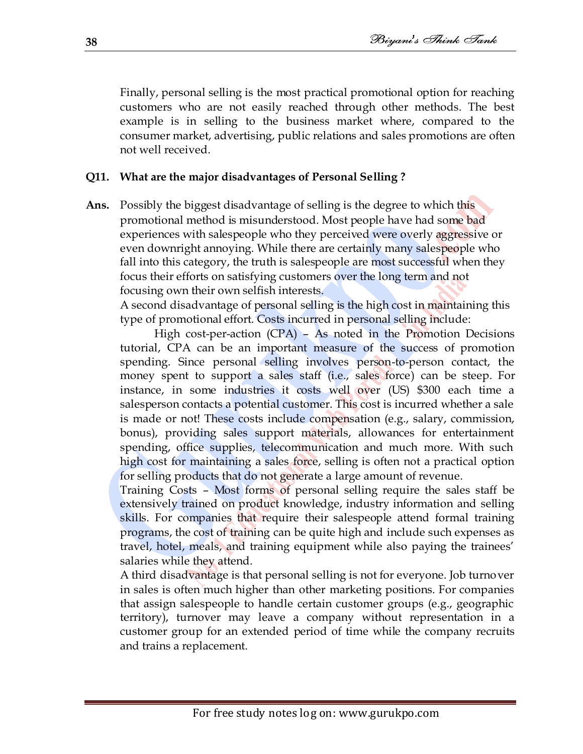Finally, personal selling is the most practical promotional option for reaching customers who are not easily reached through other methods. The best example is in selling to the business market where, compared to the consumer market, advertising, public relations and sales promotions are often not well received.

**Q11. What are the major disadvantages of Personal Selling ?**

**Ans.** Possibly the biggest disadvantage of selling is the degree to which this promotional method is misunderstood. Most people have had some bad experiences with salespeople who they perceived were overly aggressive or even downright annoying. While there are certainly many salespeople who fall into this category, the truth is salespeople are most successful when they focus their efforts on satisfying customers over the long term and not focusing own their own selfish interests.

A second disadvantage of personal selling is the high cost in maintaining this type of promotional effort. Costs incurred in personal selling include:

High cost-per-action (CPA) – As noted in the Promotion Decisions tutorial, CPA can be an important measure of the success of promotion spending. Since personal selling involves person-to-person contact, the money spent to support a sales staff (i.e., sales force) can be steep. For instance, in some industries it costs well over (US) $300 each time a salesperson contacts a potential customer. This cost is incurred whether a sale is made or not! These costs include compensation (e.g., salary, commission, bonus), providing sales support materials, allowances for entertainment spending, office supplies, telecommunication and much more. With such high cost for maintaining a sales force, selling is often not a practical option for selling products that do not generate a large amount of revenue.

Training Costs – Most forms of personal selling require the sales staff be extensively trained on product knowledge, industry information and selling skills. For companies that require their salespeople attend formal training programs, the cost of training can be quite high and include such expenses as travel, hotel, meals, and training equipment while also paying the trainees' salaries while they attend.

A third disadvantage is that personal selling is not for everyone. Job turnover in sales is often much higher than other marketing positions. For companies that assign salespeople to handle certain customer groups (e.g., geographic territory), turnover may leave a company without representation in a customer group for an extended period of time while the company recruits and trains a replacement.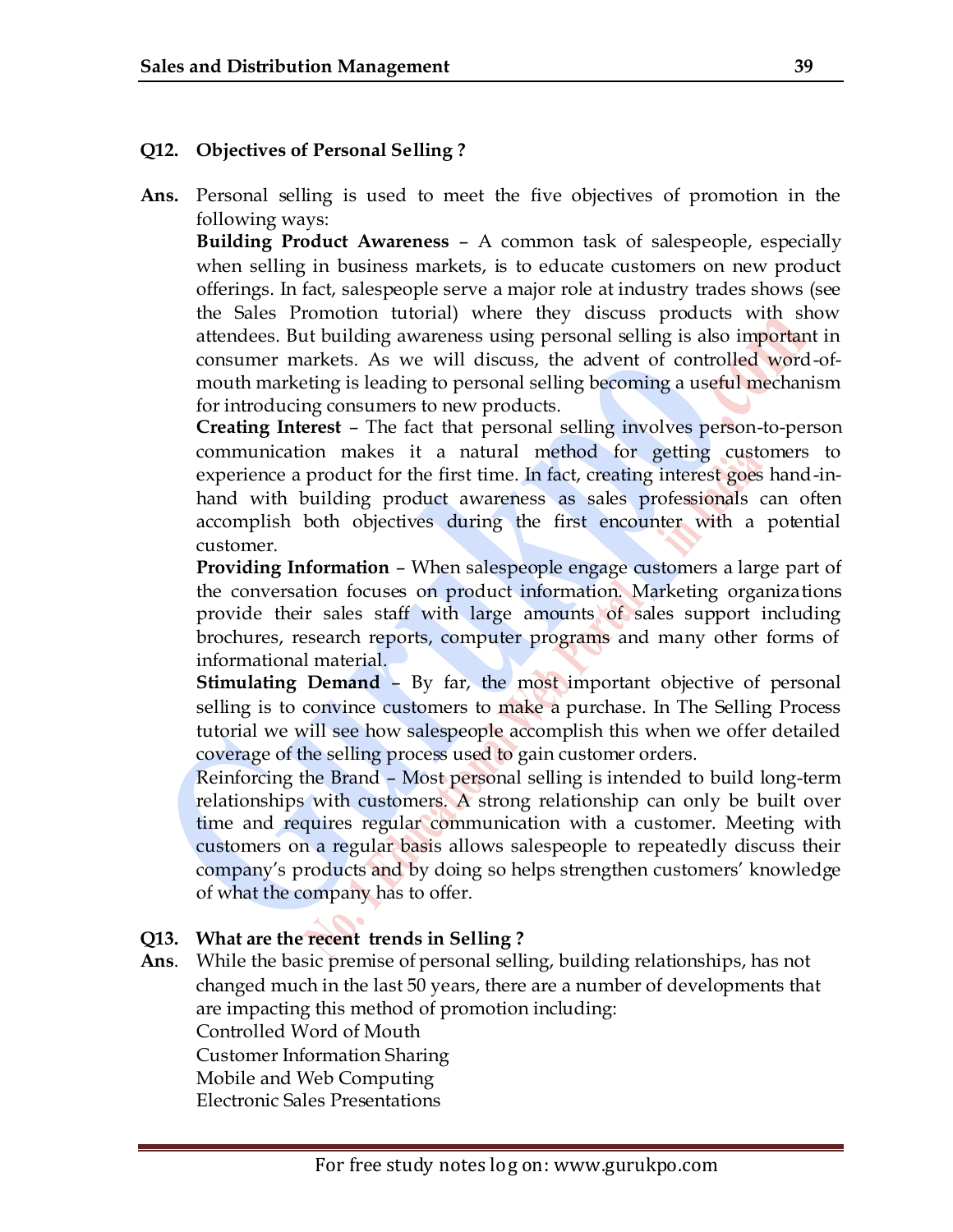**Q12. Objectives of Personal Selling ?**

**Ans.** Personal selling is used to meet the five objectives of promotion in the following ways:

**Building Product Awareness** – A common task of salespeople, especially when selling in business markets, is to educate customers on new product offerings. In fact, salespeople serve a major role at industry trades shows (see the Sales Promotion tutorial) where they discuss products with show attendees. But building awareness using personal selling is also important in consumer markets. As we will discuss, the advent of controlled word-of-mouth marketing is leading to personal selling becoming a useful mechanism for introducing consumers to new products.

**Creating Interest** – The fact that personal selling involves person-to-person communication makes it a natural method for getting customers to experience a product for the first time. In fact, creating interest goes hand-in-hand with building product awareness as sales professionals can often accomplish both objectives during the first encounter with a potential customer.

**Providing Information** – When salespeople engage customers a large part of the conversation focuses on product information. Marketing organizations provide their sales staff with large amounts of sales support including brochures, research reports, computer programs and many other forms of informational material.

**Stimulating Demand** – By far, the most important objective of personal selling is to convince customers to make a purchase. In The Selling Process tutorial we will see how salespeople accomplish this when we offer detailed coverage of the selling process used to gain customer orders.

Reinforcing the Brand – Most personal selling is intended to build long-term relationships with customers. A strong relationship can only be built over time and requires regular communication with a customer. Meeting with customers on a regular basis allows salespeople to repeatedly discuss their company's products and by doing so helps strengthen customers' knowledge of what the company has to offer.

**Q13. What are the recent trends in Selling ?**

**Ans**. While the basic premise of personal selling, building relationships, has not changed much in the last 50 years, there are a number of developments that are impacting this method of promotion including:

Controlled Word of Mouth

Customer Information Sharing

Mobile and Web Computing

Electronic Sales Presentations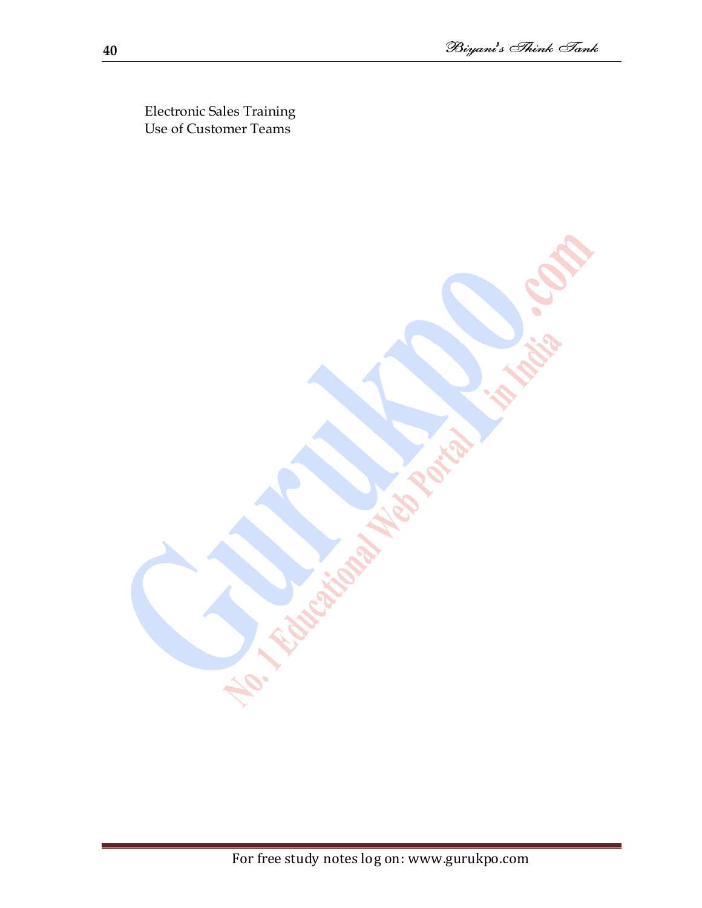Electronic Sales Training
Use of Customer Teams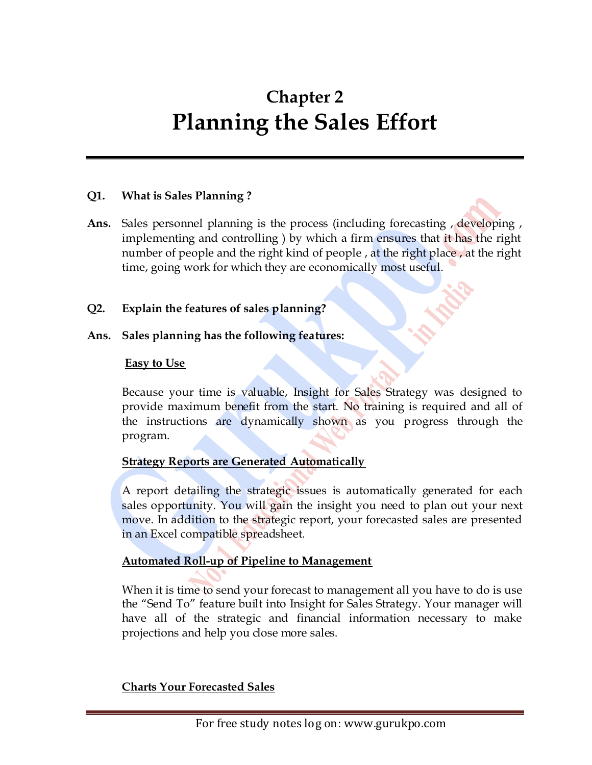# Chapter 2
# Planning the Sales Effort

**Q1. What is Sales Planning ?**

**Ans.** Sales personnel planning is the process (including forecasting , developing , implementing and controlling ) by which a firm ensures that it has the right number of people and the right kind of people , at the right place , at the right time, going work for which they are economically most useful.

**Q2. Explain the features of sales planning?**

**Ans. Sales planning has the following features:**

**<u>Easy to Use</u>**

Because your time is valuable, Insight for Sales Strategy was designed to provide maximum benefit from the start. No training is required and all of the instructions are dynamically shown as you progress through the program.

**<u>Strategy Reports are Generated Automatically</u>**

A report detailing the strategic issues is automatically generated for each sales opportunity. You will gain the insight you need to plan out your next move. In addition to the strategic report, your forecasted sales are presented in an Excel compatible spreadsheet.

**<u>Automated Roll-up of Pipeline to Management</u>**

When it is time to send your forecast to management all you have to do is use the "Send To" feature built into Insight for Sales Strategy. Your manager will have all of the strategic and financial information necessary to make projections and help you close more sales.

**<u>Charts Your Forecasted Sales</u>**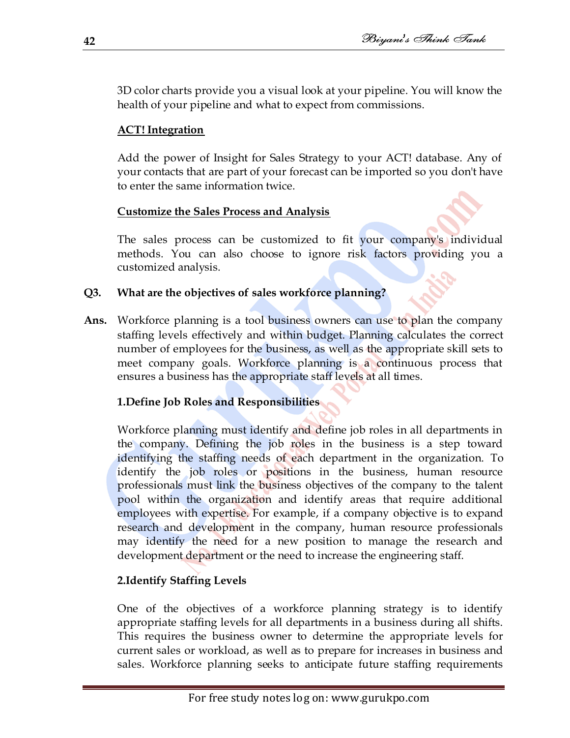3D color charts provide you a visual look at your pipeline. You will know the health of your pipeline and what to expect from commissions.

**ACT! Integration**

Add the power of Insight for Sales Strategy to your ACT! database. Any of your contacts that are part of your forecast can be imported so you don't have to enter the same information twice.

**Customize the Sales Process and Analysis**

The sales process can be customized to fit your company's individual methods. You can also choose to ignore risk factors providing you a customized analysis.

**Q3. What are the objectives of sales workforce planning?**

**Ans.** Workforce planning is a tool business owners can use to plan the company staffing levels effectively and within budget. Planning calculates the correct number of employees for the business, as well as the appropriate skill sets to meet company goals. Workforce planning is a continuous process that ensures a business has the appropriate staff levels at all times.

**1.Define Job Roles and Responsibilities**

Workforce planning must identify and define job roles in all departments in the company. Defining the job roles in the business is a step toward identifying the staffing needs of each department in the organization. To identify the job roles or positions in the business, human resource professionals must link the business objectives of the company to the talent pool within the organization and identify areas that require additional employees with expertise. For example, if a company objective is to expand research and development in the company, human resource professionals may identify the need for a new position to manage the research and development department or the need to increase the engineering staff.

**2.Identify Staffing Levels**

One of the objectives of a workforce planning strategy is to identify appropriate staffing levels for all departments in a business during all shifts. This requires the business owner to determine the appropriate levels for current sales or workload, as well as to prepare for increases in business and sales. Workforce planning seeks to anticipate future staffing requirements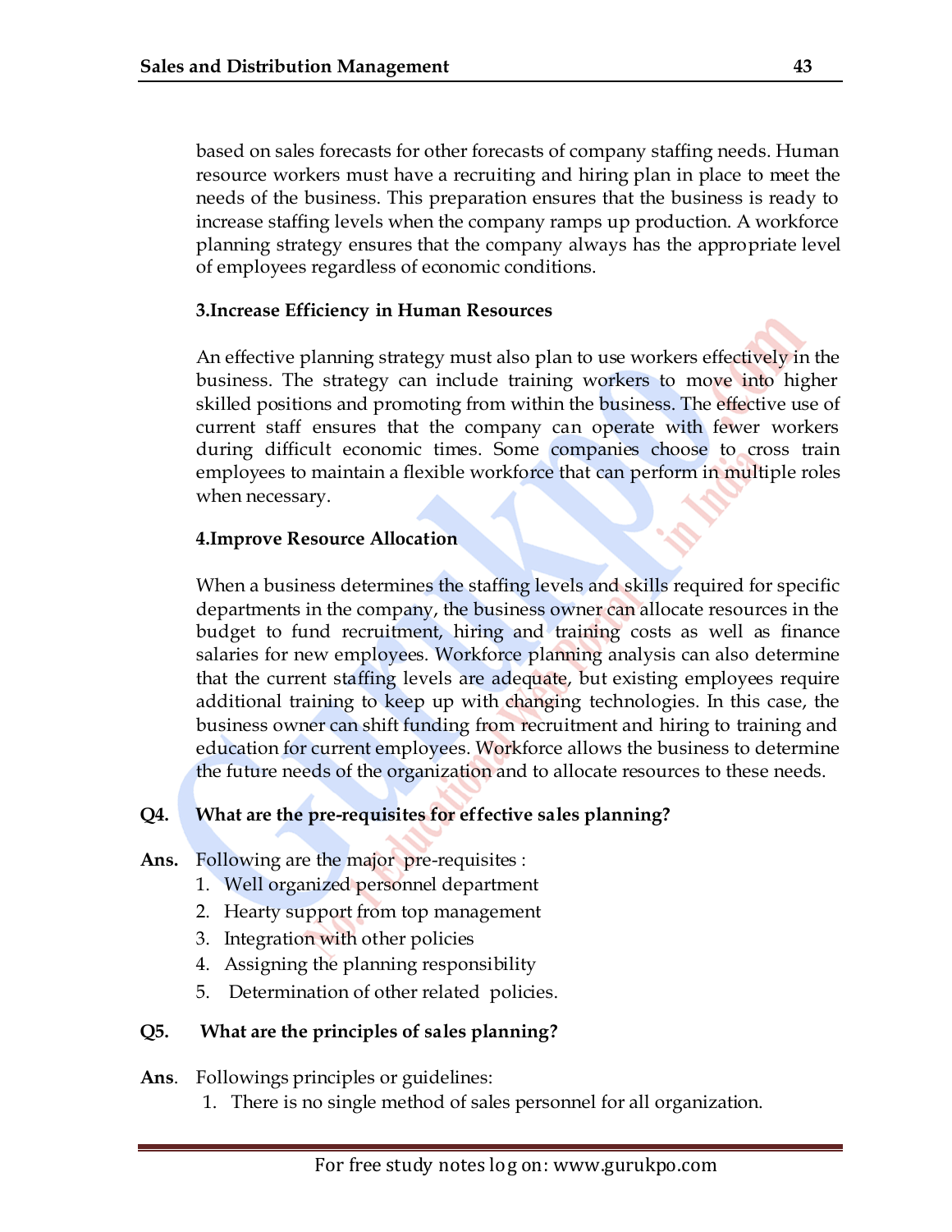based on sales forecasts for other forecasts of company staffing needs. Human resource workers must have a recruiting and hiring plan in place to meet the needs of the business. This preparation ensures that the business is ready to increase staffing levels when the company ramps up production. A workforce planning strategy ensures that the company always has the appropriate level of employees regardless of economic conditions.

**3.Increase Efficiency in Human Resources**

An effective planning strategy must also plan to use workers effectively in the business. The strategy can include training workers to move into higher skilled positions and promoting from within the business. The effective use of current staff ensures that the company can operate with fewer workers during difficult economic times. Some companies choose to cross train employees to maintain a flexible workforce that can perform in multiple roles when necessary.

**4.Improve Resource Allocation**

When a business determines the staffing levels and skills required for specific departments in the company, the business owner can allocate resources in the budget to fund recruitment, hiring and training costs as well as finance salaries for new employees. Workforce planning analysis can also determine that the current staffing levels are adequate, but existing employees require additional training to keep up with changing technologies. In this case, the business owner can shift funding from recruitment and hiring to training and education for current employees. Workforce allows the business to determine the future needs of the organization and to allocate resources to these needs.

**Q4. What are the pre-requisites for effective sales planning?**

**Ans.** Following are the major pre-requisites :

1. Well organized personnel department
2. Hearty support from top management
3. Integration with other policies
4. Assigning the planning responsibility
5. Determination of other related policies.

**Q5. What are the principles of sales planning?**

**Ans**. Followings principles or guidelines:

1. There is no single method of sales personnel for all organization.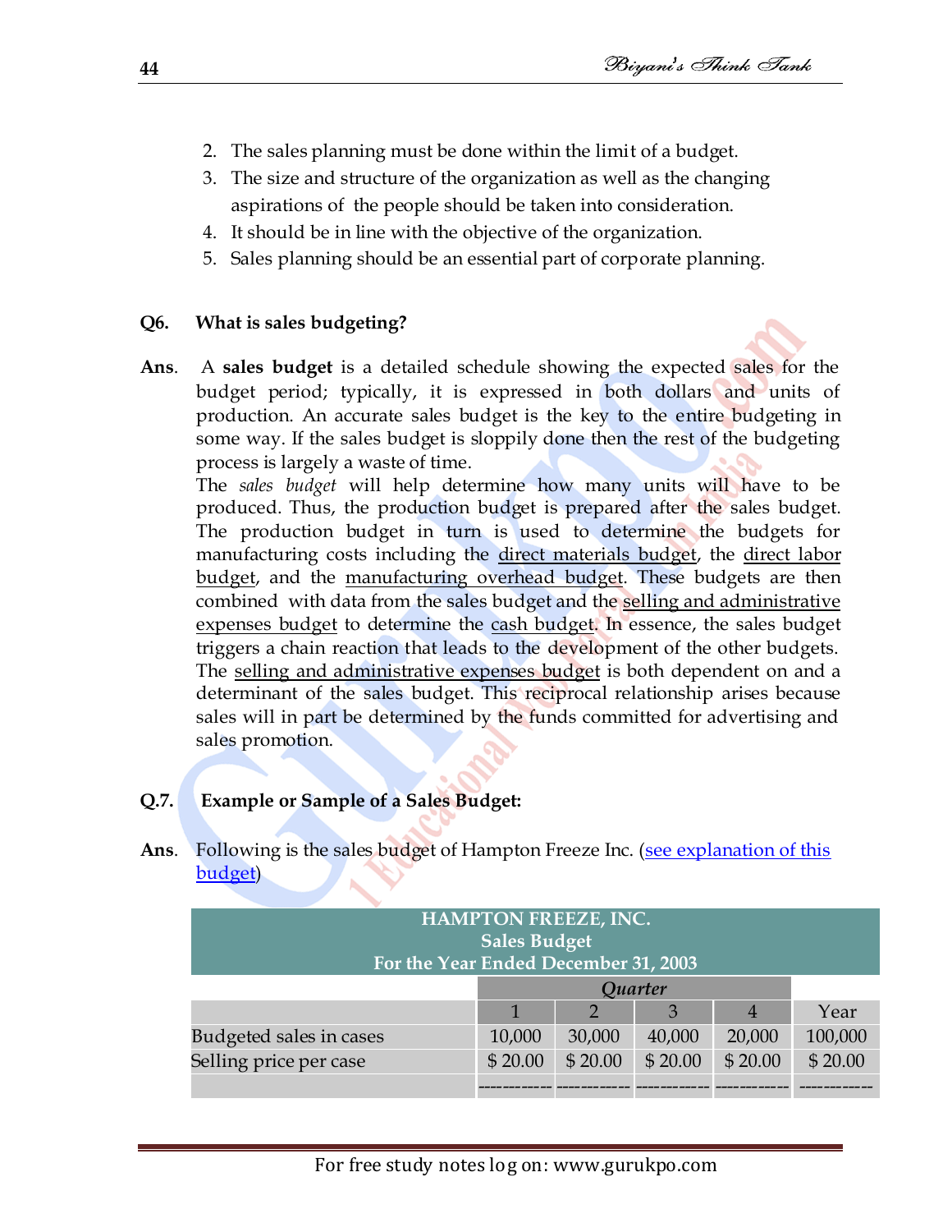2. The sales planning must be done within the limit of a budget.
3. The size and structure of the organization as well as the changing aspirations of the people should be taken into consideration.
4. It should be in line with the objective of the organization.
5. Sales planning should be an essential part of corporate planning.

**Q6. What is sales budgeting?**

**Ans**. A **sales budget** is a detailed schedule showing the expected sales for the budget period; typically, it is expressed in both dollars and units of production. An accurate sales budget is the key to the entire budgeting in some way. If the sales budget is sloppily done then the rest of the budgeting process is largely a waste of time.

The *sales budget* will help determine how many units will have to be produced. Thus, the production budget is prepared after the sales budget. The production budget in turn is used to determine the budgets for manufacturing costs including the direct materials budget, the direct labor budget, and the manufacturing overhead budget. These budgets are then combined with data from the sales budget and the selling and administrative expenses budget to determine the cash budget. In essence, the sales budget triggers a chain reaction that leads to the development of the other budgets. The selling and administrative expenses budget is both dependent on and a determinant of the sales budget. This reciprocal relationship arises because sales will in part be determined by the funds committed for advertising and sales promotion.

**Q.7. Example or Sample of a Sales Budget:**

**Ans**. Following is the sales budget of Hampton Freeze Inc. (see explanation of this budget)

| HAMPTON FREEZE, INC.<br>Sales Budget<br>For the Year Ended December 31, 2003 | | | | | |
|---|---|---|---|---|---|
| | *Quarter* | | | | |
| | 1 | 2 | 3 | 4 | Year |
| Budgeted sales in cases | 10,000 | 30,000 | 40,000 | 20,000 | 100,000 |
| Selling price per case | $ 20.00 | $ 20.00 | $ 20.00 | $ 20.00 | $ 20.00 |
| | ------------ | ------------ | ------------ | ------------ | ------------ |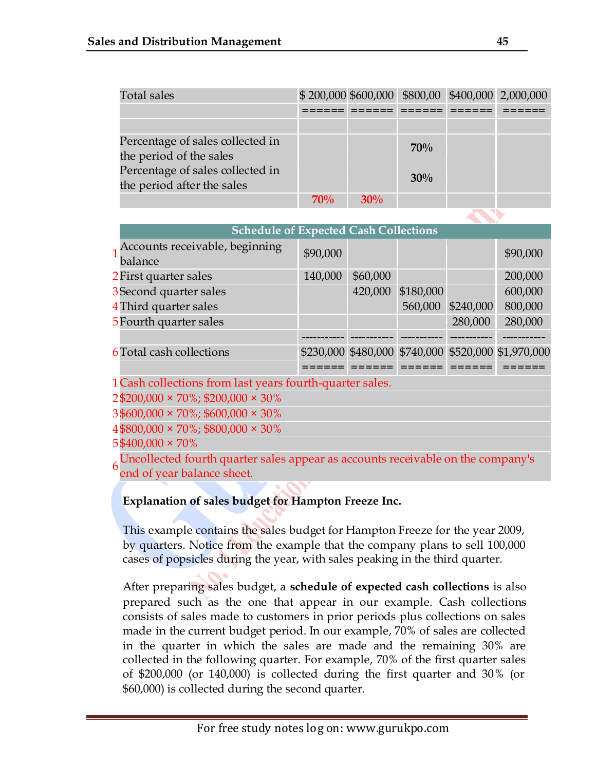| Total sales | $ 200,000 | $600,000 | $800,00 | $400,000 | 2,000,000 |
|---|---|---|---|---|---|
| | ====== | ====== | ====== | ====== | ====== |
| | | | | | |
| Percentage of sales collected in the period of the sales | | | **70%** | | |
| Percentage of sales collected in the period after the sales | | | **30%** | | |
| | **70%** | **30%** | | | |

| | Schedule of Expected Cash Collections | | | | | |
|---|---|---|---|---|---|---|
| 1 | Accounts receivable, beginning balance | $90,000 | | | | $90,000 |
| 2 | First quarter sales | 140,000 | $60,000 | | | 200,000 |
| 3 | Second quarter sales | | 420,000 | $180,000 | | 600,000 |
| 4 | Third quarter sales | | | 560,000 | $240,000 | 800,000 |
| 5 | Fourth quarter sales | | | | 280,000 | 280,000 |
| | | ---------- | ---------- | ---------- | ---------- | ---------- |
| 6 | Total cash collections | $230,000 | $480,000 | $740,000 | $520,000 | $1,970,000 |
| | | ====== | ====== | ====== | ====== | ====== |

1 Cash collections from last years fourth-quarter sales.
2 $200,000 × 70%; $200,000 × 30%
3 $600,000 × 70%; $600,000 × 30%
4 $800,000 × 70%; $800,000 × 30%
5 $400,000 × 70%
6 Uncollected fourth quarter sales appear as accounts receivable on the company's end of year balance sheet.

**Explanation of sales budget for Hampton Freeze Inc.**

This example contains the sales budget for Hampton Freeze for the year 2009, by quarters. Notice from the example that the company plans to sell 100,000 cases of popsicles during the year, with sales peaking in the third quarter.

After preparing sales budget, a **schedule of expected cash collections** is also prepared such as the one that appear in our example. Cash collections consists of sales made to customers in prior periods plus collections on sales made in the current budget period. In our example, 70% of sales are collected in the quarter in which the sales are made and the remaining 30% are collected in the following quarter. For example, 70% of the first quarter sales of $200,000 (or 140,000) is collected during the first quarter and 30% (or $60,000) is collected during the second quarter.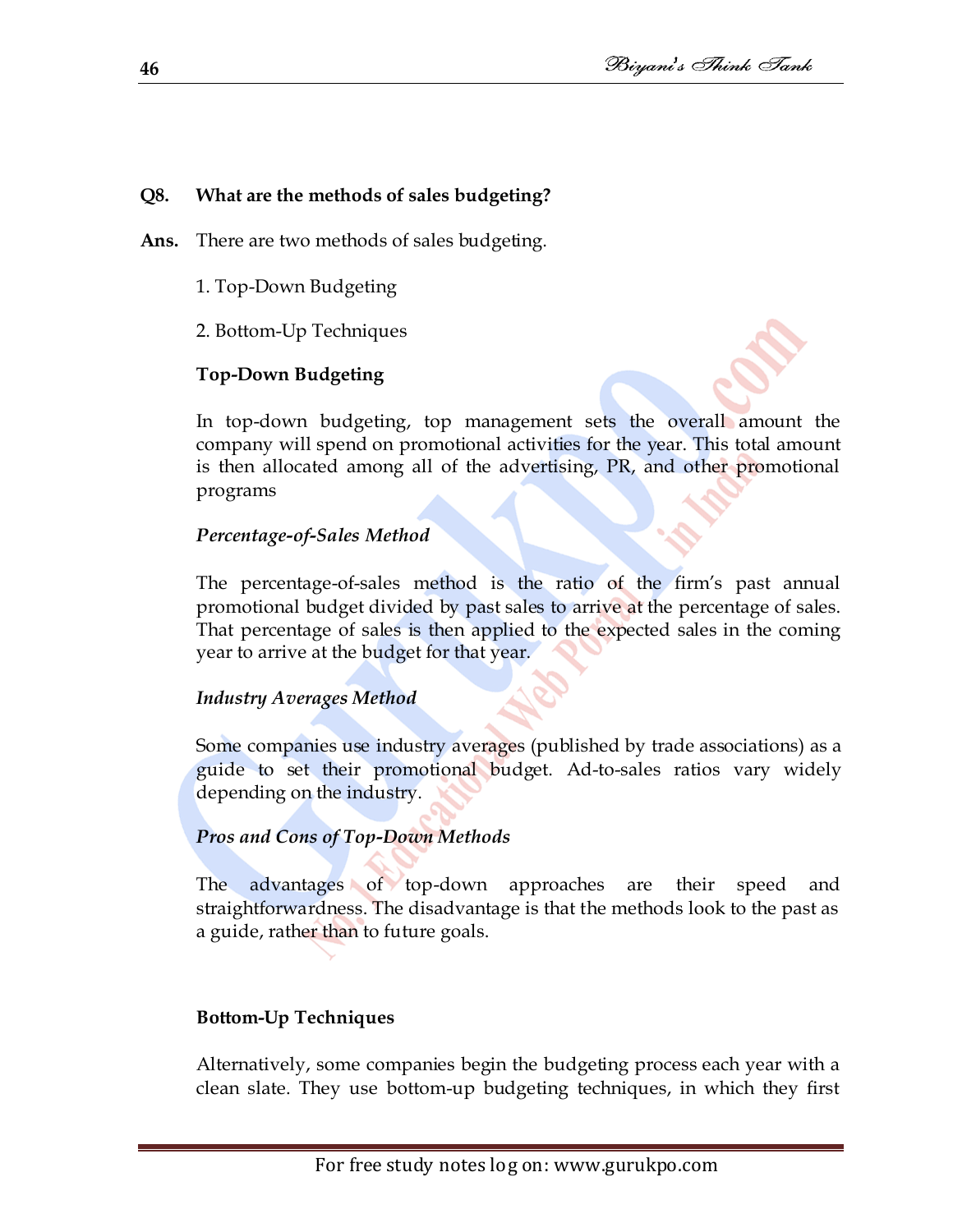**Q8. What are the methods of sales budgeting?**

**Ans.** There are two methods of sales budgeting.

1. Top-Down Budgeting

2. Bottom-Up Techniques

**Top-Down Budgeting**

In top-down budgeting, top management sets the overall amount the company will spend on promotional activities for the year. This total amount is then allocated among all of the advertising, PR, and other promotional programs

***Percentage-of-Sales Method***

The percentage-of-sales method is the ratio of the firm's past annual promotional budget divided by past sales to arrive at the percentage of sales. That percentage of sales is then applied to the expected sales in the coming year to arrive at the budget for that year.

***Industry Averages Method***

Some companies use industry averages (published by trade associations) as a guide to set their promotional budget. Ad-to-sales ratios vary widely depending on the industry.

***Pros and Cons of Top-Down Methods***

The advantages of top-down approaches are their speed and straightforwardness. The disadvantage is that the methods look to the past as a guide, rather than to future goals.

**Bottom-Up Techniques**

Alternatively, some companies begin the budgeting process each year with a clean slate. They use bottom-up budgeting techniques, in which they first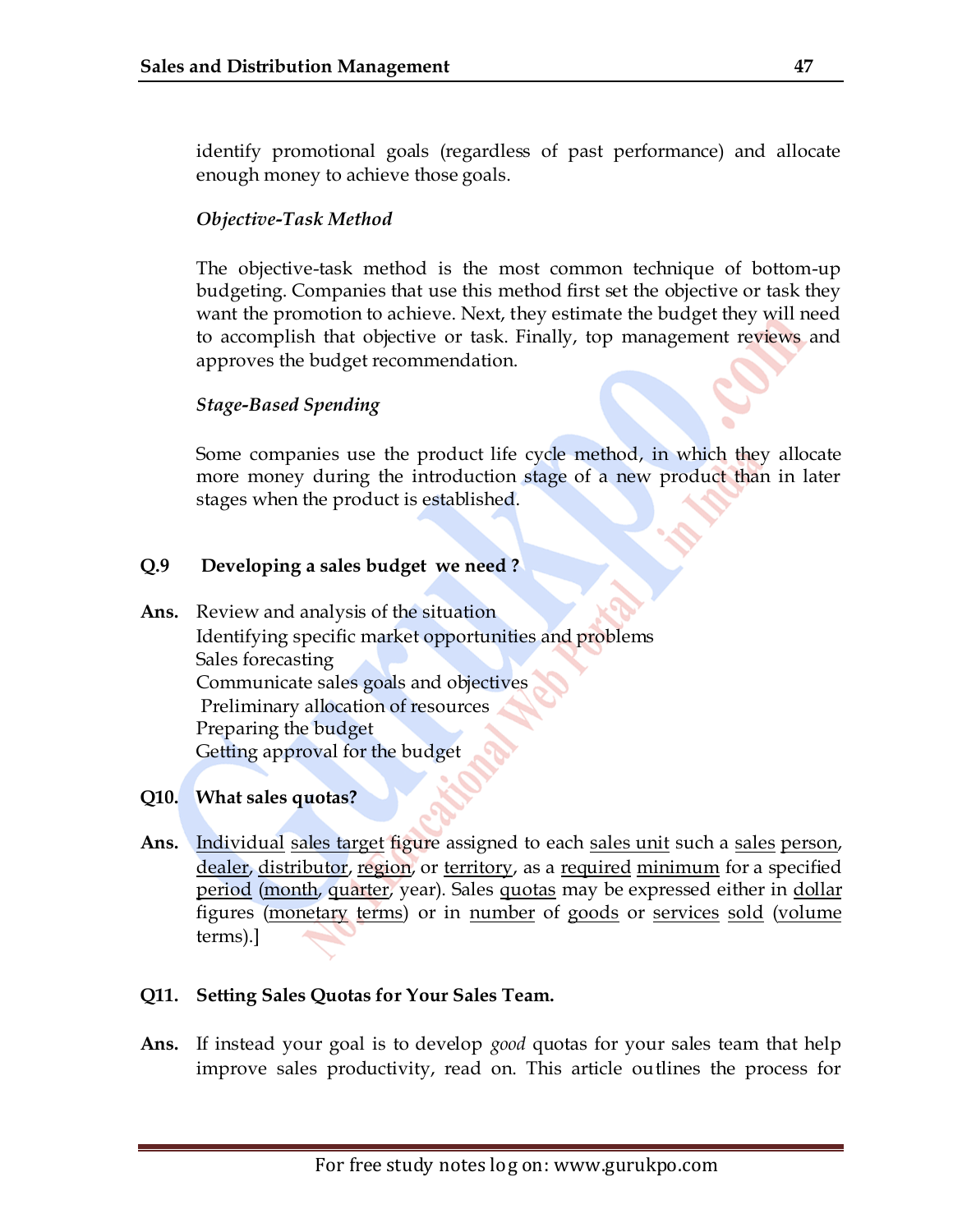identify promotional goals (regardless of past performance) and allocate enough money to achieve those goals.

*Objective-Task Method*

The objective-task method is the most common technique of bottom-up budgeting. Companies that use this method first set the objective or task they want the promotion to achieve. Next, they estimate the budget they will need to accomplish that objective or task. Finally, top management reviews and approves the budget recommendation.

*Stage-Based Spending*

Some companies use the product life cycle method, in which they allocate more money during the introduction stage of a new product than in later stages when the product is established.

**Q.9 Developing a sales budget we need ?**

**Ans.** Review and analysis of the situation
Identifying specific market opportunities and problems
Sales forecasting
Communicate sales goals and objectives
Preliminary allocation of resources
Preparing the budget
Getting approval for the budget

**Q10. What sales quotas?**

**Ans.** Individual sales target figure assigned to each sales unit such a sales person, dealer, distributor, region, or territory, as a required minimum for a specified period (month, quarter, year). Sales quotas may be expressed either in dollar figures (monetary terms) or in number of goods or services sold (volume terms).]

**Q11. Setting Sales Quotas for Your Sales Team.**

**Ans.** If instead your goal is to develop *good* quotas for your sales team that help improve sales productivity, read on. This article outlines the process for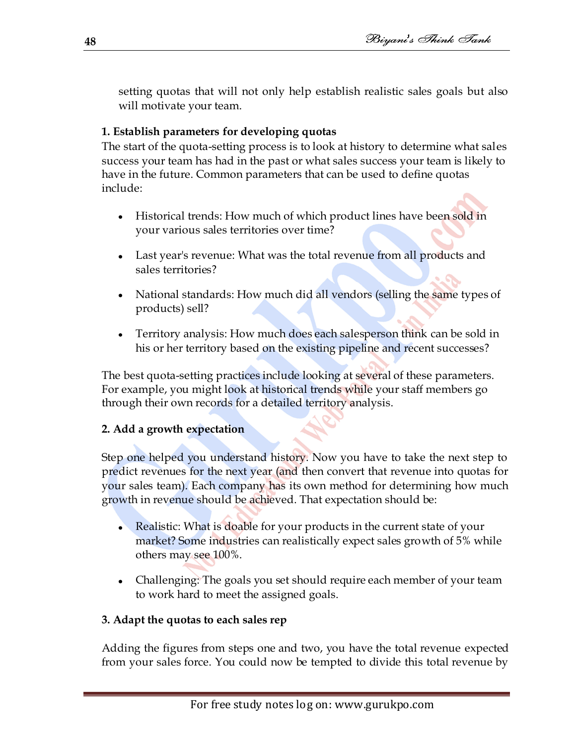setting quotas that will not only help establish realistic sales goals but also will motivate your team.

**1. Establish parameters for developing quotas**

The start of the quota-setting process is to look at history to determine what sales success your team has had in the past or what sales success your team is likely to have in the future. Common parameters that can be used to define quotas include:

- Historical trends: How much of which product lines have been sold in your various sales territories over time?
- Last year's revenue: What was the total revenue from all products and sales territories?
- National standards: How much did all vendors (selling the same types of products) sell?
- Territory analysis: How much does each salesperson think can be sold in his or her territory based on the existing pipeline and recent successes?

The best quota-setting practices include looking at several of these parameters. For example, you might look at historical trends while your staff members go through their own records for a detailed territory analysis.

**2. Add a growth expectation**

Step one helped you understand history. Now you have to take the next step to predict revenues for the next year (and then convert that revenue into quotas for your sales team). Each company has its own method for determining how much growth in revenue should be achieved. That expectation should be:

- Realistic: What is doable for your products in the current state of your market? Some industries can realistically expect sales growth of 5% while others may see 100%.
- Challenging: The goals you set should require each member of your team to work hard to meet the assigned goals.

**3. Adapt the quotas to each sales rep**

Adding the figures from steps one and two, you have the total revenue expected from your sales force. You could now be tempted to divide this total revenue by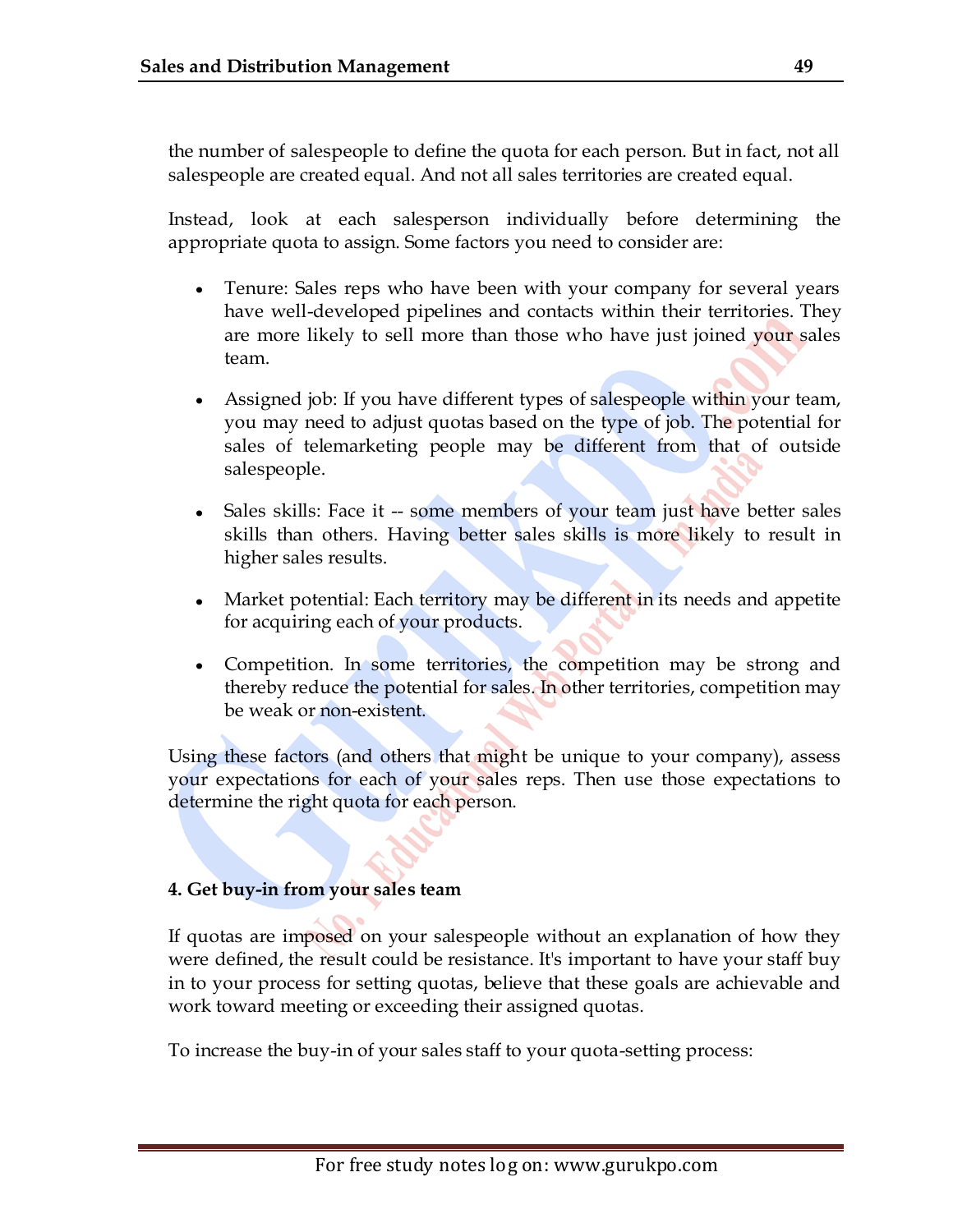the number of salespeople to define the quota for each person. But in fact, not all salespeople are created equal. And not all sales territories are created equal.

Instead, look at each salesperson individually before determining the appropriate quota to assign. Some factors you need to consider are:

- Tenure: Sales reps who have been with your company for several years have well-developed pipelines and contacts within their territories. They are more likely to sell more than those who have just joined your sales team.
- Assigned job: If you have different types of salespeople within your team, you may need to adjust quotas based on the type of job. The potential for sales of telemarketing people may be different from that of outside salespeople.
- Sales skills: Face it -- some members of your team just have better sales skills than others. Having better sales skills is more likely to result in higher sales results.
- Market potential: Each territory may be different in its needs and appetite for acquiring each of your products.
- Competition. In some territories, the competition may be strong and thereby reduce the potential for sales. In other territories, competition may be weak or non-existent.

Using these factors (and others that might be unique to your company), assess your expectations for each of your sales reps. Then use those expectations to determine the right quota for each person.

**4. Get buy-in from your sales team**

If quotas are imposed on your salespeople without an explanation of how they were defined, the result could be resistance. It's important to have your staff buy in to your process for setting quotas, believe that these goals are achievable and work toward meeting or exceeding their assigned quotas.

To increase the buy-in of your sales staff to your quota-setting process: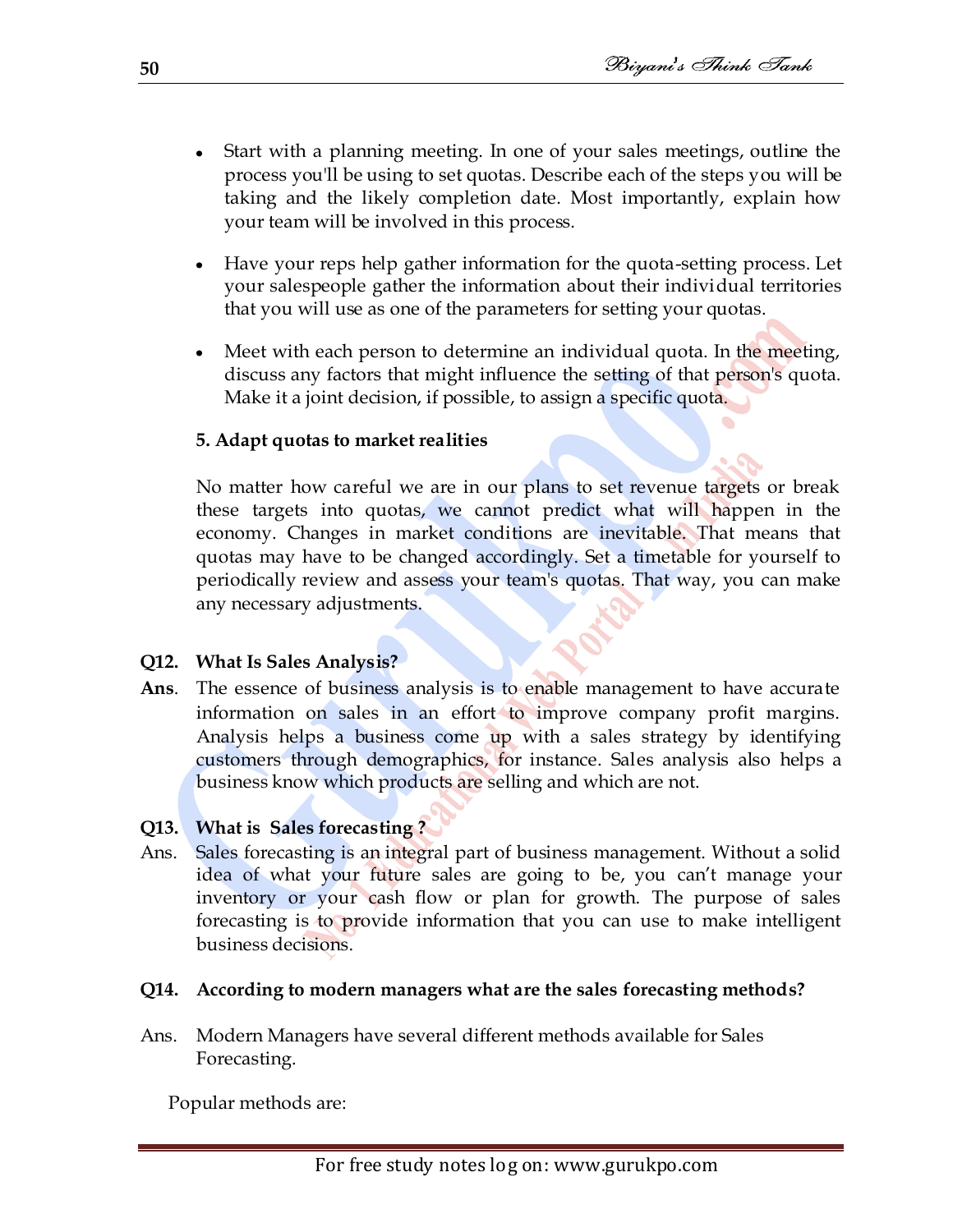- Start with a planning meeting. In one of your sales meetings, outline the process you'll be using to set quotas. Describe each of the steps you will be taking and the likely completion date. Most importantly, explain how your team will be involved in this process.

- Have your reps help gather information for the quota-setting process. Let your salespeople gather the information about their individual territories that you will use as one of the parameters for setting your quotas.

- Meet with each person to determine an individual quota. In the meeting, discuss any factors that might influence the setting of that person's quota. Make it a joint decision, if possible, to assign a specific quota.

**5. Adapt quotas to market realities**

No matter how careful we are in our plans to set revenue targets or break these targets into quotas, we cannot predict what will happen in the economy. Changes in market conditions are inevitable. That means that quotas may have to be changed accordingly. Set a timetable for yourself to periodically review and assess your team's quotas. That way, you can make any necessary adjustments.

**Q12. What Is Sales Analysis?**

**Ans**. The essence of business analysis is to enable management to have accurate information on sales in an effort to improve company profit margins. Analysis helps a business come up with a sales strategy by identifying customers through demographics, for instance. Sales analysis also helps a business know which products are selling and which are not.

**Q13. What is Sales forecasting ?**

Ans. Sales forecasting is an integral part of business management. Without a solid idea of what your future sales are going to be, you can't manage your inventory or your cash flow or plan for growth. The purpose of sales forecasting is to provide information that you can use to make intelligent business decisions.

**Q14. According to modern managers what are the sales forecasting methods?**

Ans. Modern Managers have several different methods available for Sales Forecasting.

Popular methods are: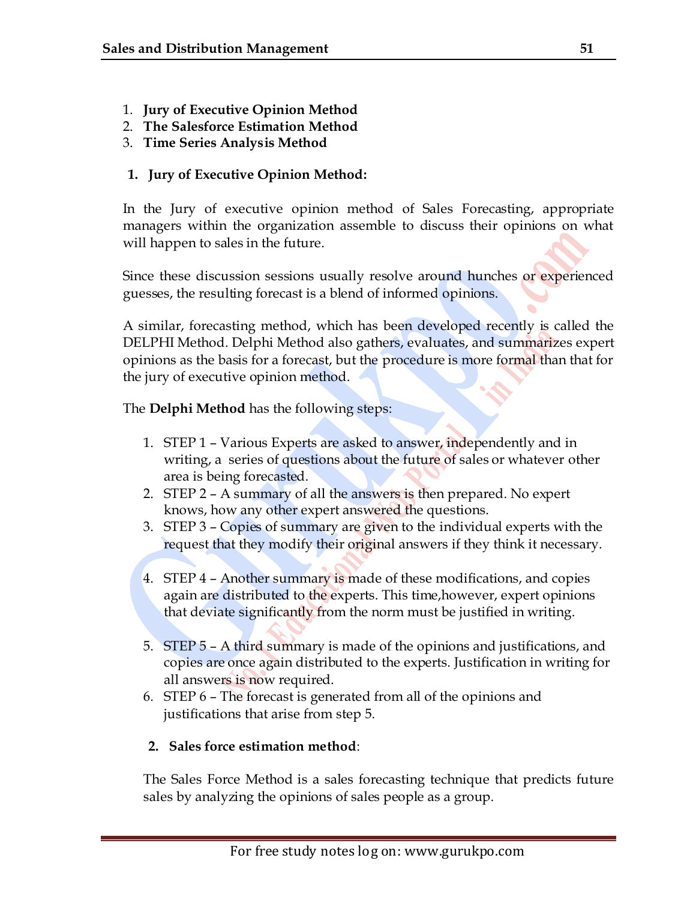1. **Jury of Executive Opinion Method**
2. **The Salesforce Estimation Method**
3. **Time Series Analysis Method**

**1. Jury of Executive Opinion Method:**

In the Jury of executive opinion method of Sales Forecasting, appropriate managers within the organization assemble to discuss their opinions on what will happen to sales in the future.

Since these discussion sessions usually resolve around hunches or experienced guesses, the resulting forecast is a blend of informed opinions.

A similar, forecasting method, which has been developed recently is called the DELPHI Method. Delphi Method also gathers, evaluates, and summarizes expert opinions as the basis for a forecast, but the procedure is more formal than that for the jury of executive opinion method.

The **Delphi Method** has the following steps:

1. STEP 1 – Various Experts are asked to answer, independently and in writing, a series of questions about the future of sales or whatever other area is being forecasted.
2. STEP 2 – A summary of all the answers is then prepared. No expert knows, how any other expert answered the questions.
3. STEP 3 – Copies of summary are given to the individual experts with the request that they modify their original answers if they think it necessary.
4. STEP 4 – Another summary is made of these modifications, and copies again are distributed to the experts. This time,however, expert opinions that deviate significantly from the norm must be justified in writing.
5. STEP 5 – A third summary is made of the opinions and justifications, and copies are once again distributed to the experts. Justification in writing for all answers is now required.
6. STEP 6 – The forecast is generated from all of the opinions and justifications that arise from step 5.

**2. Sales force estimation method**:

The Sales Force Method is a sales forecasting technique that predicts future sales by analyzing the opinions of sales people as a group.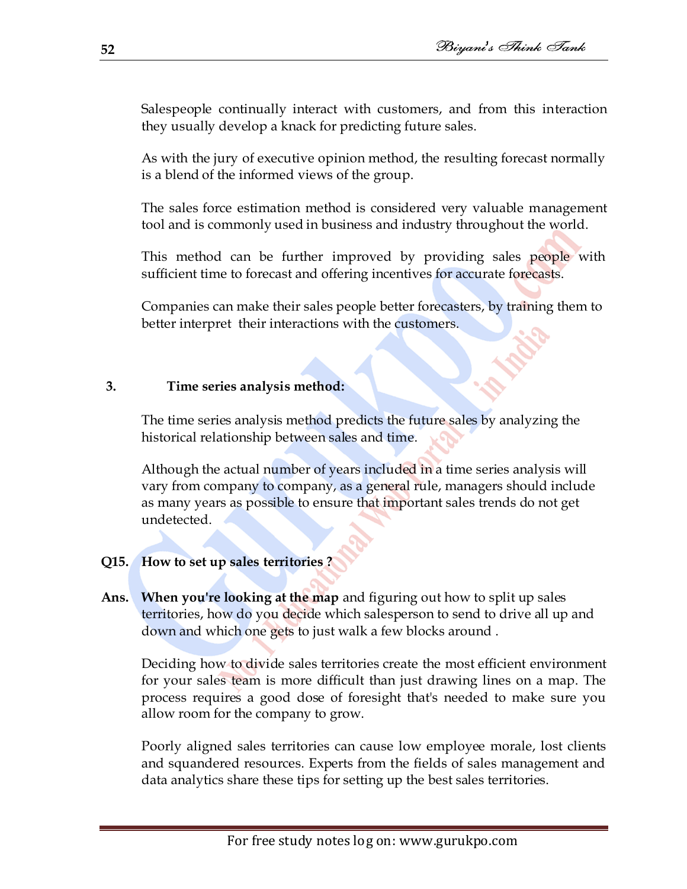Salespeople continually interact with customers, and from this interaction they usually develop a knack for predicting future sales.

As with the jury of executive opinion method, the resulting forecast normally is a blend of the informed views of the group.

The sales force estimation method is considered very valuable management tool and is commonly used in business and industry throughout the world.

This method can be further improved by providing sales people with sufficient time to forecast and offering incentives for accurate forecasts.

Companies can make their sales people better forecasters, by training them to better interpret their interactions with the customers.

**3. Time series analysis method:**

The time series analysis method predicts the future sales by analyzing the historical relationship between sales and time.

Although the actual number of years included in a time series analysis will vary from company to company, as a general rule, managers should include as many years as possible to ensure that important sales trends do not get undetected.

**Q15. How to set up sales territories ?**

**Ans.** **When you're looking at the map** and figuring out how to split up sales territories, how do you decide which salesperson to send to drive all up and down and which one gets to just walk a few blocks around .

Deciding how to divide sales territories create the most efficient environment for your sales team is more difficult than just drawing lines on a map. The process requires a good dose of foresight that's needed to make sure you allow room for the company to grow.

Poorly aligned sales territories can cause low employee morale, lost clients and squandered resources. Experts from the fields of sales management and data analytics share these tips for setting up the best sales territories.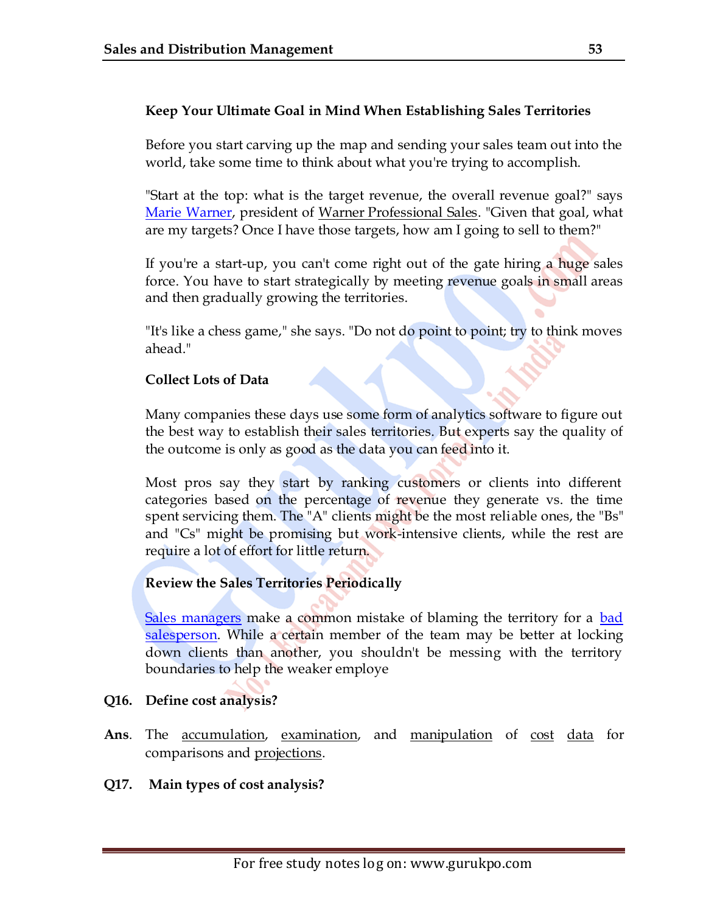**Keep Your Ultimate Goal in Mind When Establishing Sales Territories**

Before you start carving up the map and sending your sales team out into the world, take some time to think about what you're trying to accomplish.

"Start at the top: what is the target revenue, the overall revenue goal?" says Marie Warner, president of Warner Professional Sales. "Given that goal, what are my targets? Once I have those targets, how am I going to sell to them?"

If you're a start-up, you can't come right out of the gate hiring a huge sales force. You have to start strategically by meeting revenue goals in small areas and then gradually growing the territories.

"It's like a chess game," she says. "Do not do point to point; try to think moves ahead."

**Collect Lots of Data**

Many companies these days use some form of analytics software to figure out the best way to establish their sales territories. But experts say the quality of the outcome is only as good as the data you can feed into it.

Most pros say they start by ranking customers or clients into different categories based on the percentage of revenue they generate vs. the time spent servicing them. The "A" clients might be the most reliable ones, the "Bs" and "Cs" might be promising but work-intensive clients, while the rest are require a lot of effort for little return.

**Review the Sales Territories Periodically**

Sales managers make a common mistake of blaming the territory for a bad salesperson. While a certain member of the team may be better at locking down clients than another, you shouldn't be messing with the territory boundaries to help the weaker employe

**Q16. Define cost analysis?**

**Ans**. The accumulation, examination, and manipulation of cost data for comparisons and projections.

**Q17. Main types of cost analysis?**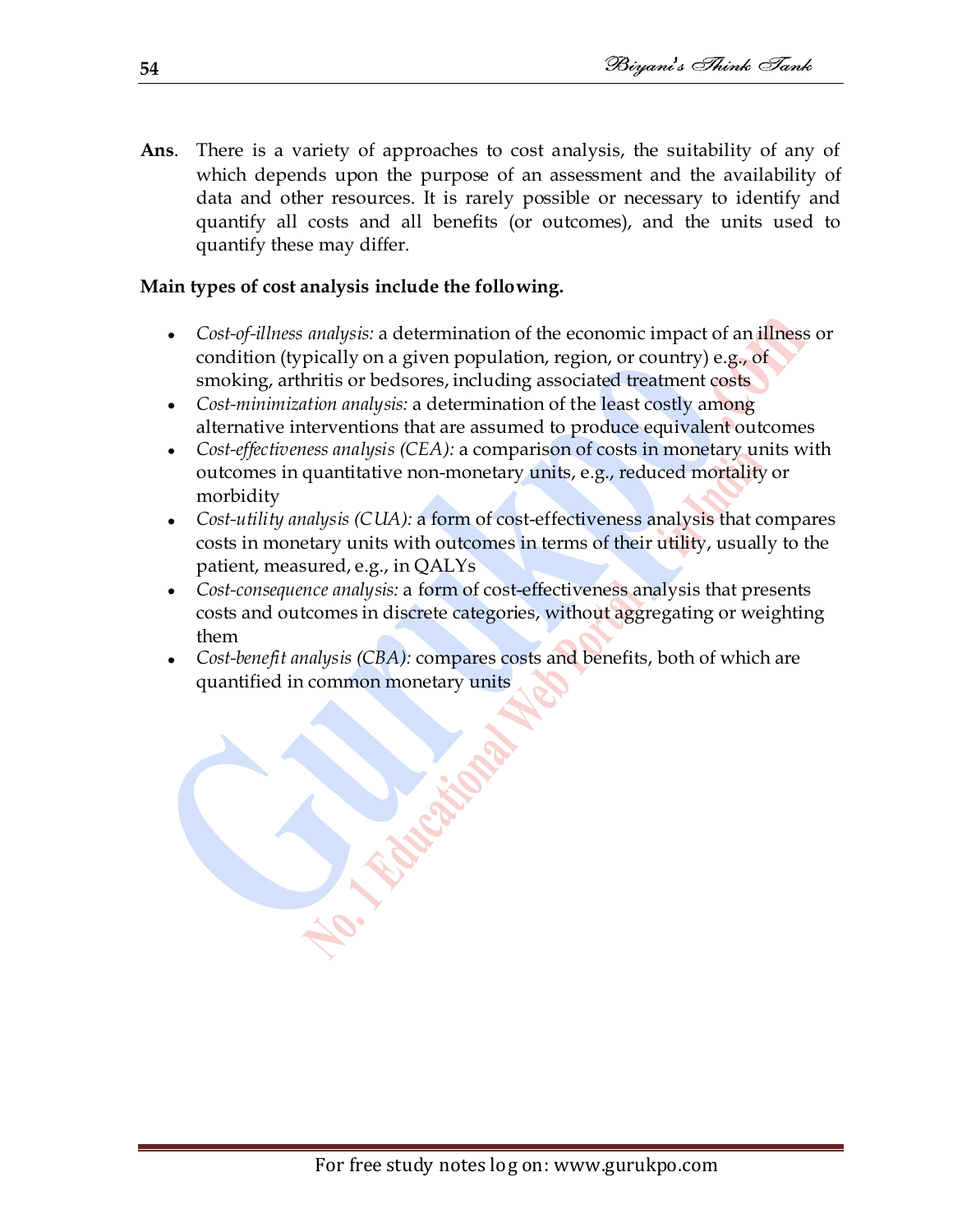**Ans**. There is a variety of approaches to cost analysis, the suitability of any of which depends upon the purpose of an assessment and the availability of data and other resources. It is rarely possible or necessary to identify and quantify all costs and all benefits (or outcomes), and the units used to quantify these may differ.

**Main types of cost analysis include the following.**

- *Cost-of-illness analysis:* a determination of the economic impact of an illness or condition (typically on a given population, region, or country) e.g., of smoking, arthritis or bedsores, including associated treatment costs
- *Cost-minimization analysis:* a determination of the least costly among alternative interventions that are assumed to produce equivalent outcomes
- *Cost-effectiveness analysis (CEA):* a comparison of costs in monetary units with outcomes in quantitative non-monetary units, e.g., reduced mortality or morbidity
- *Cost-utility analysis (CUA):* a form of cost-effectiveness analysis that compares costs in monetary units with outcomes in terms of their utility, usually to the patient, measured, e.g., in QALYs
- *Cost-consequence analysis:* a form of cost-effectiveness analysis that presents costs and outcomes in discrete categories, without aggregating or weighting them
- *Cost-benefit analysis (CBA):* compares costs and benefits, both of which are quantified in common monetary units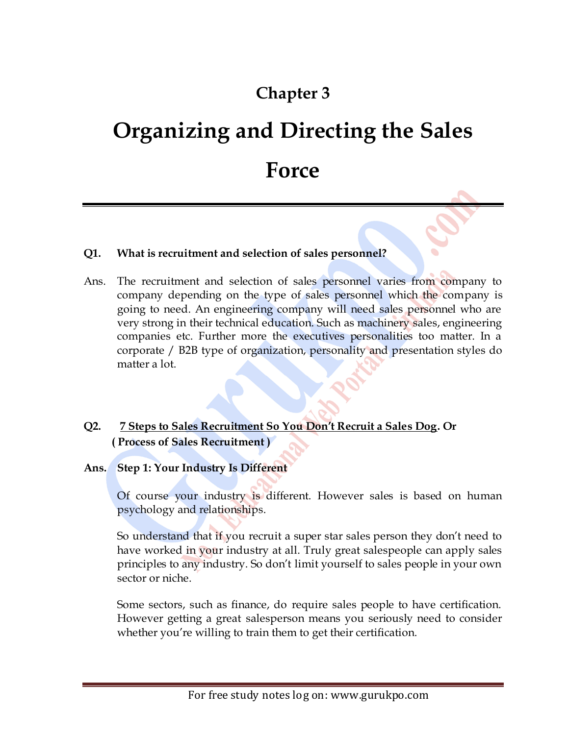# Chapter 3

# Organizing and Directing the Sales Force

**Q1. What is recruitment and selection of sales personnel?**

Ans. The recruitment and selection of sales personnel varies from company to company depending on the type of sales personnel which the company is going to need. An engineering company will need sales personnel who are very strong in their technical education. Such as machinery sales, engineering companies etc. Further more the executives personalities too matter. In a corporate / B2B type of organization, personality and presentation styles do matter a lot.

**Q2. <u>7 Steps to Sales Recruitment So You Don't Recruit a Sales Dog</u>. Or ( Process of Sales Recruitment )**

**Ans. Step 1: Your Industry Is Different**

Of course your industry is different. However sales is based on human psychology and relationships.

So understand that if you recruit a super star sales person they don't need to have worked in your industry at all. Truly great salespeople can apply sales principles to any industry. So don't limit yourself to sales people in your own sector or niche.

Some sectors, such as finance, do require sales people to have certification. However getting a great salesperson means you seriously need to consider whether you're willing to train them to get their certification.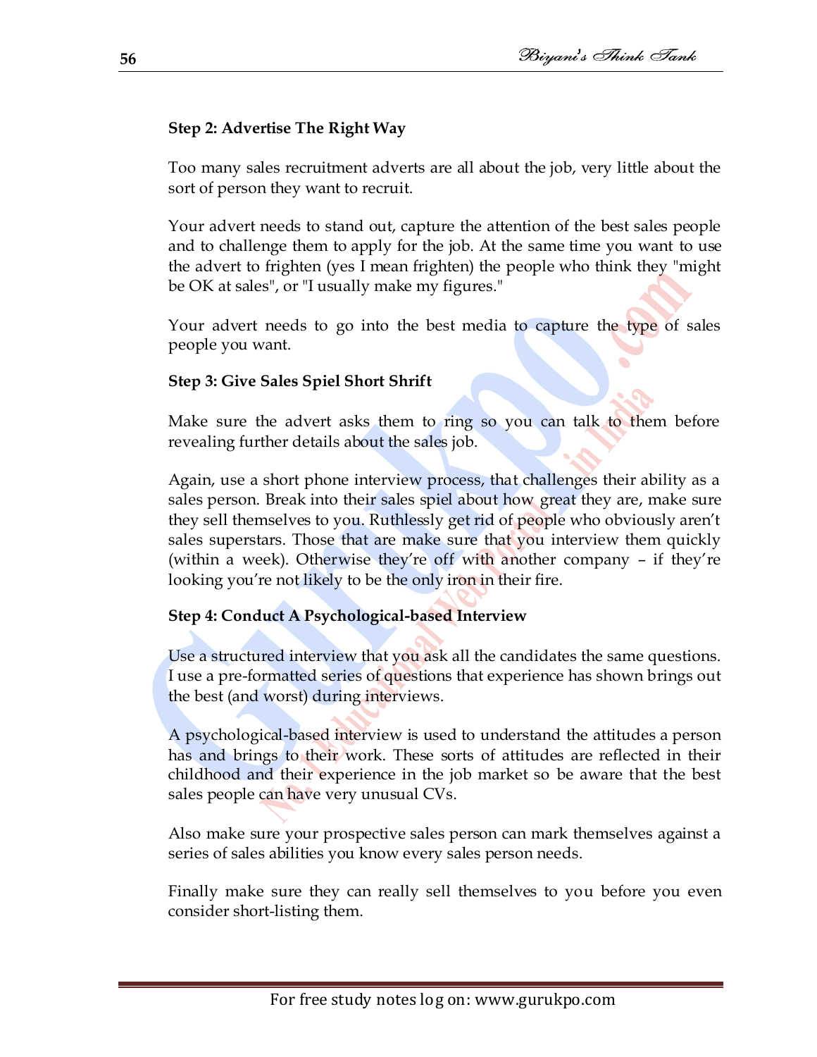**Step 2: Advertise The Right Way**

Too many sales recruitment adverts are all about the job, very little about the sort of person they want to recruit.

Your advert needs to stand out, capture the attention of the best sales people and to challenge them to apply for the job. At the same time you want to use the advert to frighten (yes I mean frighten) the people who think they "might be OK at sales", or "I usually make my figures."

Your advert needs to go into the best media to capture the type of sales people you want.

**Step 3: Give Sales Spiel Short Shrift**

Make sure the advert asks them to ring so you can talk to them before revealing further details about the sales job.

Again, use a short phone interview process, that challenges their ability as a sales person. Break into their sales spiel about how great they are, make sure they sell themselves to you. Ruthlessly get rid of people who obviously aren't sales superstars. Those that are make sure that you interview them quickly (within a week). Otherwise they're off with another company – if they're looking you're not likely to be the only iron in their fire.

**Step 4: Conduct A Psychological-based Interview**

Use a structured interview that you ask all the candidates the same questions. I use a pre-formatted series of questions that experience has shown brings out the best (and worst) during interviews.

A psychological-based interview is used to understand the attitudes a person has and brings to their work. These sorts of attitudes are reflected in their childhood and their experience in the job market so be aware that the best sales people can have very unusual CVs.

Also make sure your prospective sales person can mark themselves against a series of sales abilities you know every sales person needs.

Finally make sure they can really sell themselves to you before you even consider short-listing them.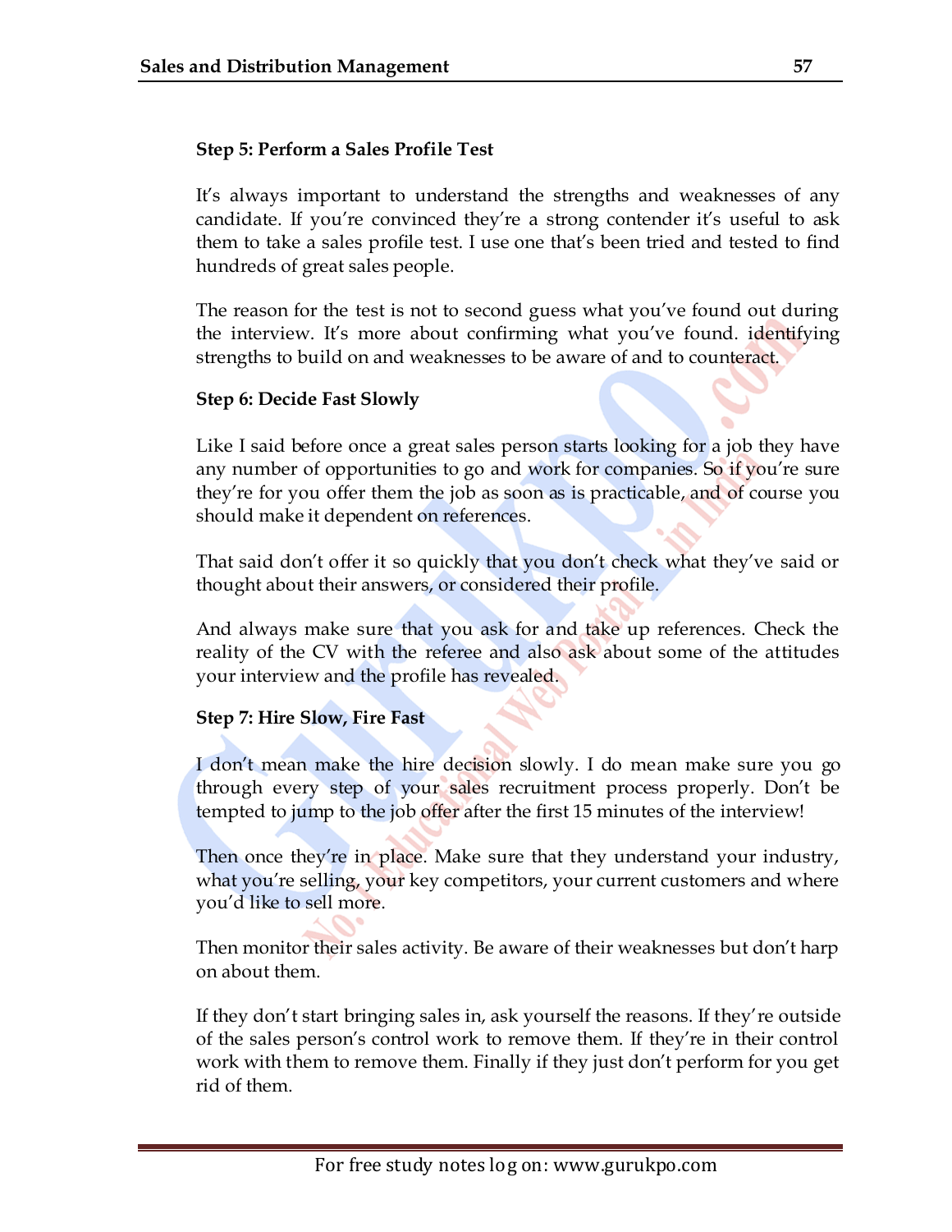**Step 5: Perform a Sales Profile Test**

It's always important to understand the strengths and weaknesses of any candidate. If you're convinced they're a strong contender it's useful to ask them to take a sales profile test. I use one that's been tried and tested to find hundreds of great sales people.

The reason for the test is not to second guess what you've found out during the interview. It's more about confirming what you've found. identifying strengths to build on and weaknesses to be aware of and to counteract.

**Step 6: Decide Fast Slowly**

Like I said before once a great sales person starts looking for a job they have any number of opportunities to go and work for companies. So if you're sure they're for you offer them the job as soon as is practicable, and of course you should make it dependent on references.

That said don't offer it so quickly that you don't check what they've said or thought about their answers, or considered their profile.

And always make sure that you ask for and take up references. Check the reality of the CV with the referee and also ask about some of the attitudes your interview and the profile has revealed.

**Step 7: Hire Slow, Fire Fast**

I don't mean make the hire decision slowly. I do mean make sure you go through every step of your sales recruitment process properly. Don't be tempted to jump to the job offer after the first 15 minutes of the interview!

Then once they're in place. Make sure that they understand your industry, what you're selling, your key competitors, your current customers and where you'd like to sell more.

Then monitor their sales activity. Be aware of their weaknesses but don't harp on about them.

If they don't start bringing sales in, ask yourself the reasons. If they're outside of the sales person's control work to remove them. If they're in their control work with them to remove them. Finally if they just don't perform for you get rid of them.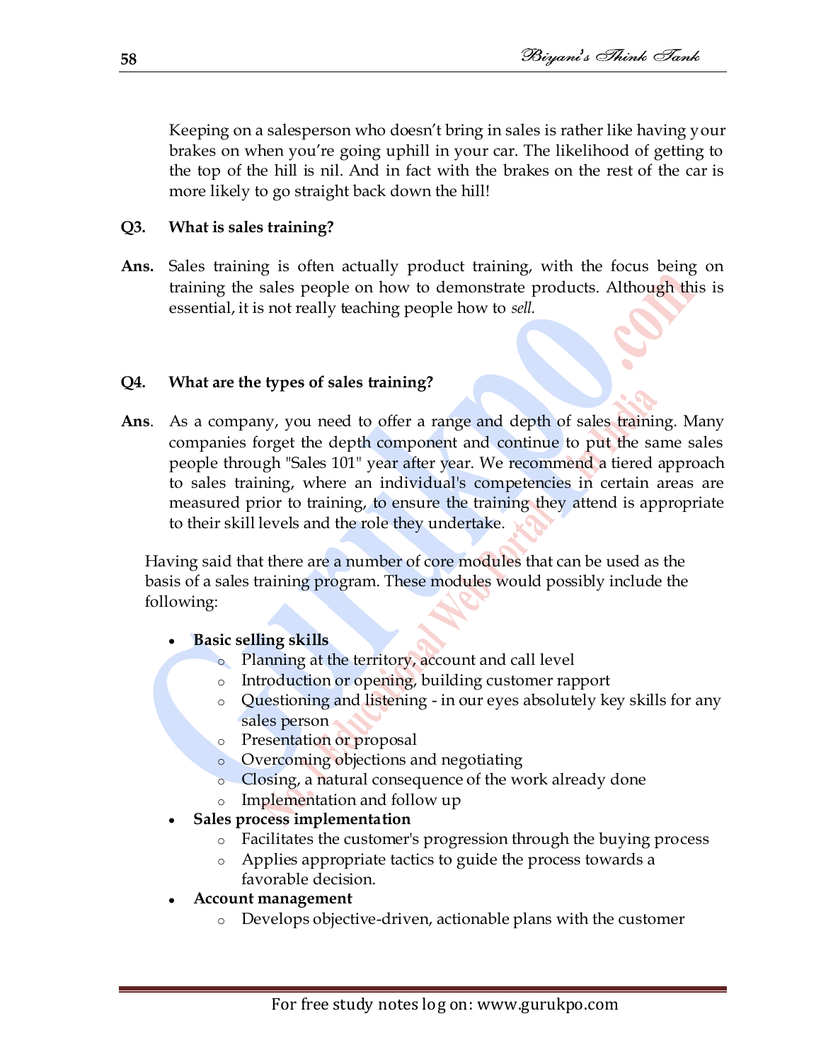Keeping on a salesperson who doesn't bring in sales is rather like having your brakes on when you're going uphill in your car. The likelihood of getting to the top of the hill is nil. And in fact with the brakes on the rest of the car is more likely to go straight back down the hill!

**Q3. What is sales training?**

**Ans.** Sales training is often actually product training, with the focus being on training the sales people on how to demonstrate products. Although this is essential, it is not really teaching people how to *sell.*

**Q4. What are the types of sales training?**

**Ans**. As a company, you need to offer a range and depth of sales training. Many companies forget the depth component and continue to put the same sales people through "Sales 101" year after year. We recommend a tiered approach to sales training, where an individual's competencies in certain areas are measured prior to training, to ensure the training they attend is appropriate to their skill levels and the role they undertake.

Having said that there are a number of core modules that can be used as the basis of a sales training program. These modules would possibly include the following:

- **Basic selling skills**
  - Planning at the territory, account and call level
  - Introduction or opening, building customer rapport
  - Questioning and listening - in our eyes absolutely key skills for any sales person
  - Presentation or proposal
  - Overcoming objections and negotiating
  - Closing, a natural consequence of the work already done
  - Implementation and follow up
- **Sales process implementation**
  - Facilitates the customer's progression through the buying process
  - Applies appropriate tactics to guide the process towards a favorable decision.
- **Account management**
  - Develops objective-driven, actionable plans with the customer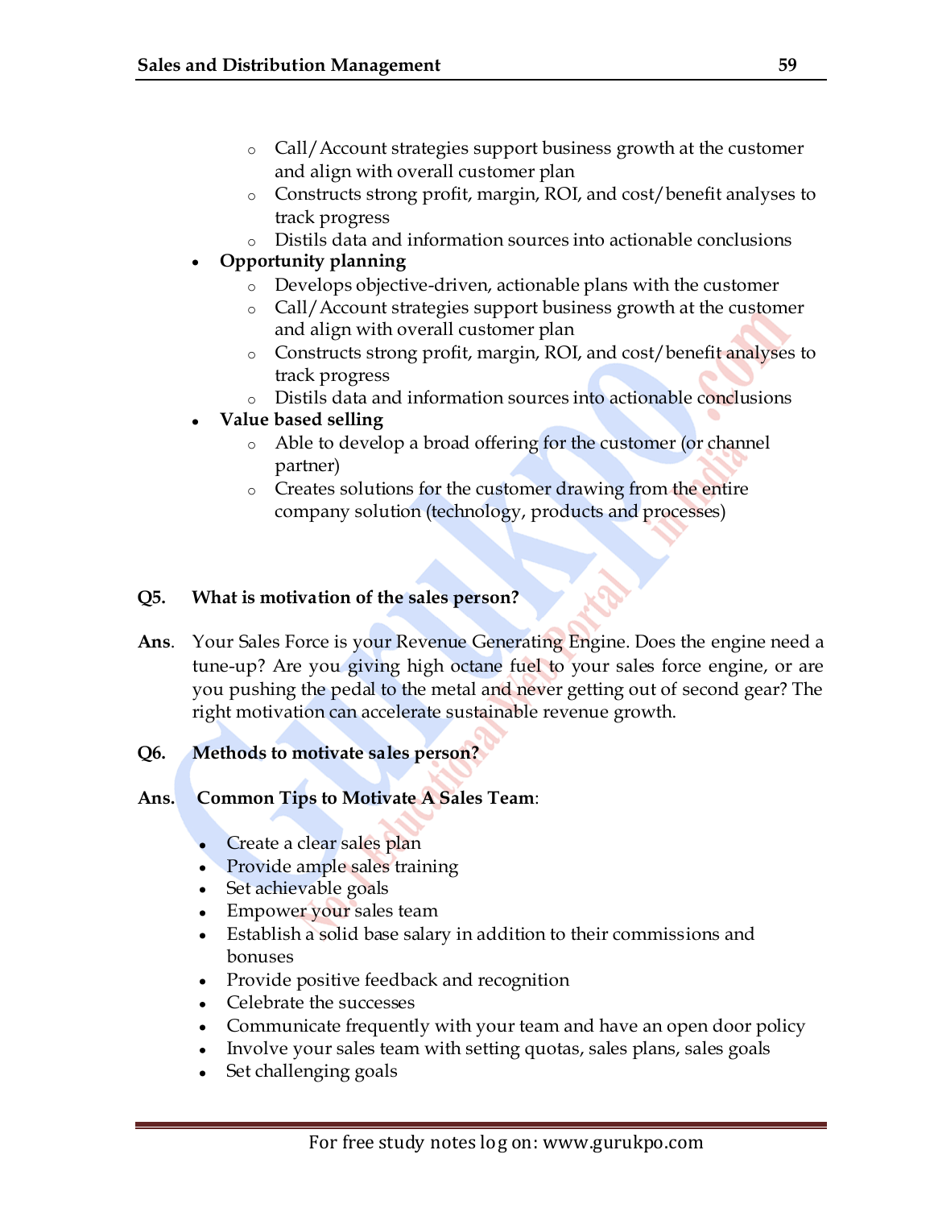- Call/Account strategies support business growth at the customer and align with overall customer plan
  - Constructs strong profit, margin, ROI, and cost/benefit analyses to track progress
  - Distils data and information sources into actionable conclusions
- **Opportunity planning**
  - Develops objective-driven, actionable plans with the customer
  - Call/Account strategies support business growth at the customer and align with overall customer plan
  - Constructs strong profit, margin, ROI, and cost/benefit analyses to track progress
  - Distils data and information sources into actionable conclusions
- **Value based selling**
  - Able to develop a broad offering for the customer (or channel partner)
  - Creates solutions for the customer drawing from the entire company solution (technology, products and processes)

**Q5. What is motivation of the sales person?**

**Ans**. Your Sales Force is your Revenue Generating Engine. Does the engine need a tune-up? Are you giving high octane fuel to your sales force engine, or are you pushing the pedal to the metal and never getting out of second gear? The right motivation can accelerate sustainable revenue growth.

**Q6. Methods to motivate sales person?**

**Ans. Common Tips to Motivate A Sales Team**:

- Create a clear sales plan
- Provide ample sales training
- Set achievable goals
- Empower your sales team
- Establish a solid base salary in addition to their commissions and bonuses
- Provide positive feedback and recognition
- Celebrate the successes
- Communicate frequently with your team and have an open door policy
- Involve your sales team with setting quotas, sales plans, sales goals
- Set challenging goals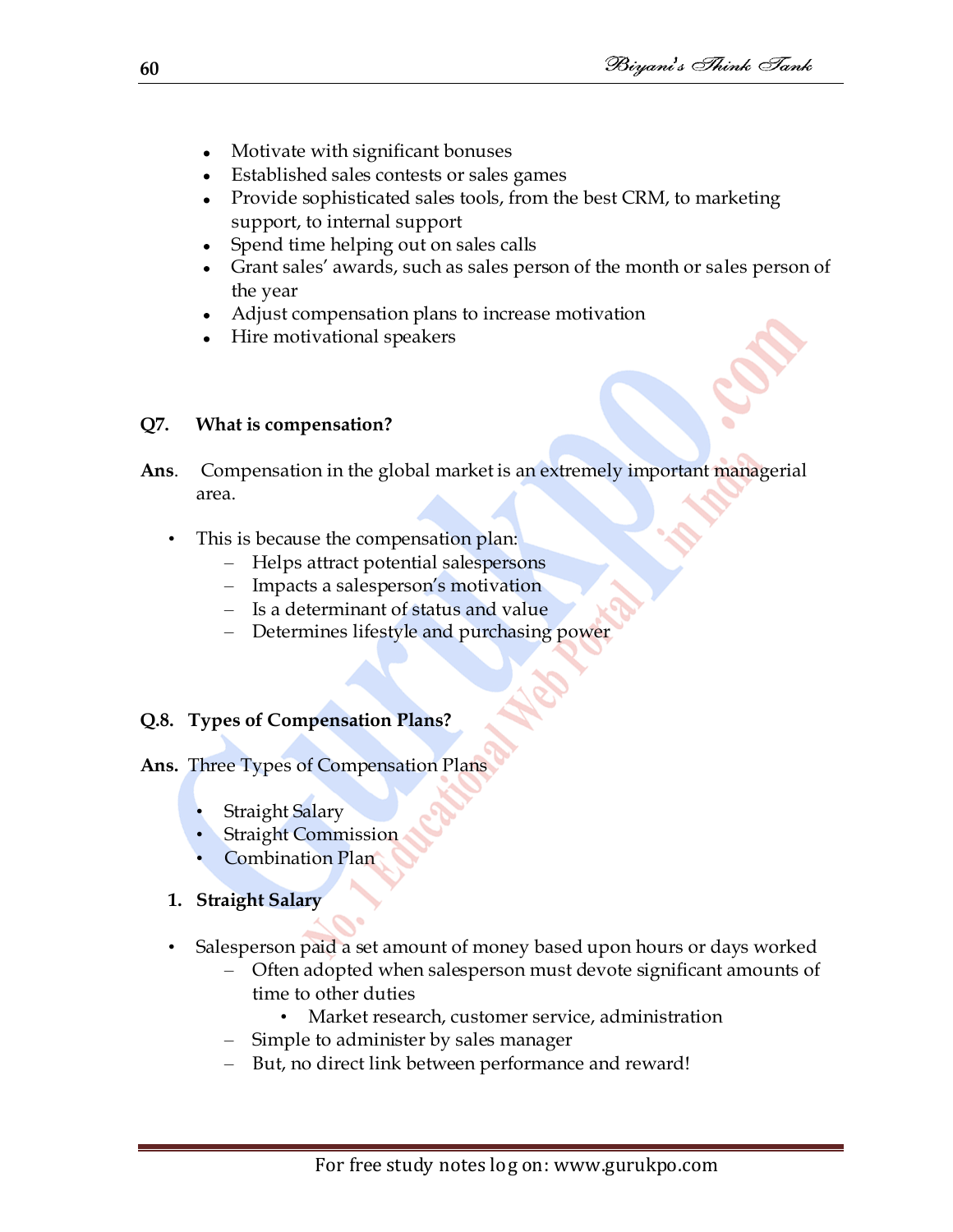- Motivate with significant bonuses
- Established sales contests or sales games
- Provide sophisticated sales tools, from the best CRM, to marketing support, to internal support
- Spend time helping out on sales calls
- Grant sales' awards, such as sales person of the month or sales person of the year
- Adjust compensation plans to increase motivation
- Hire motivational speakers

**Q7. What is compensation?**

**Ans**. Compensation in the global market is an extremely important managerial area.

- This is because the compensation plan:
  - Helps attract potential salespersons
  - Impacts a salesperson's motivation
  - Is a determinant of status and value
  - Determines lifestyle and purchasing power

**Q.8. Types of Compensation Plans?**

**Ans.** Three Types of Compensation Plans

- Straight Salary
- Straight Commission
- Combination Plan

1. **Straight Salary**

- Salesperson paid a set amount of money based upon hours or days worked
  - Often adopted when salesperson must devote significant amounts of time to other duties
    - Market research, customer service, administration
  - Simple to administer by sales manager
  - But, no direct link between performance and reward!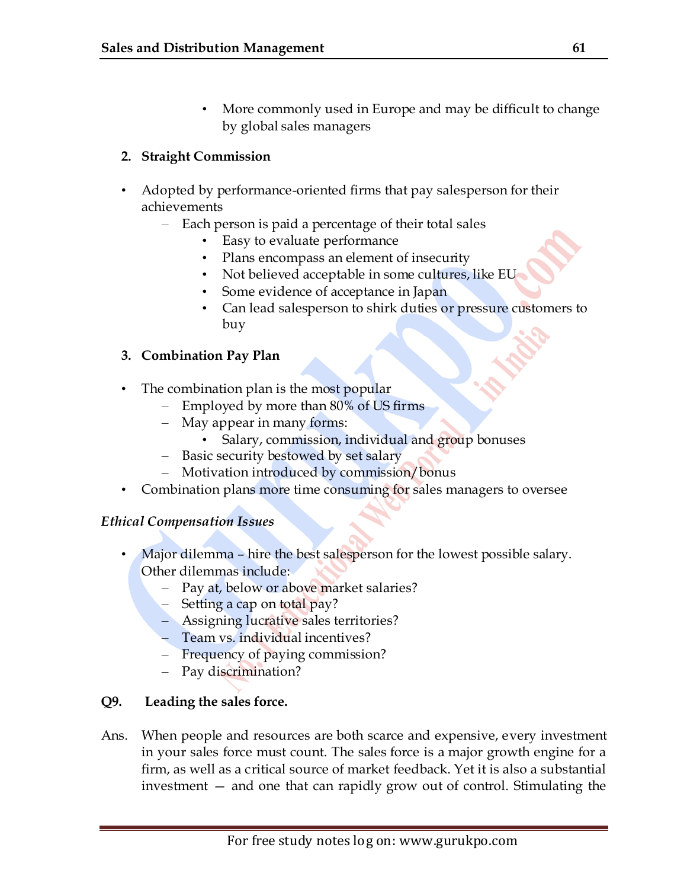- More commonly used in Europe and may be difficult to change by global sales managers

**2. Straight Commission**

- Adopted by performance-oriented firms that pay salesperson for their achievements
  - Each person is paid a percentage of their total sales
    - Easy to evaluate performance
    - Plans encompass an element of insecurity
    - Not believed acceptable in some cultures, like EU
    - Some evidence of acceptance in Japan
    - Can lead salesperson to shirk duties or pressure customers to buy

**3. Combination Pay Plan**

- The combination plan is the most popular
  - Employed by more than 80% of US firms
  - May appear in many forms:
    - Salary, commission, individual and group bonuses
  - Basic security bestowed by set salary
  - Motivation introduced by commission/bonus
- Combination plans more time consuming for sales managers to oversee

***Ethical Compensation Issues***

- Major dilemma – hire the best salesperson for the lowest possible salary. Other dilemmas include:
  - Pay at, below or above market salaries?
  - Setting a cap on total pay?
  - Assigning lucrative sales territories?
  - Team vs. individual incentives?
  - Frequency of paying commission?
  - Pay discrimination?

**Q9. Leading the sales force.**

Ans. When people and resources are both scarce and expensive, every investment in your sales force must count. The sales force is a major growth engine for a firm, as well as a critical source of market feedback. Yet it is also a substantial investment — and one that can rapidly grow out of control. Stimulating the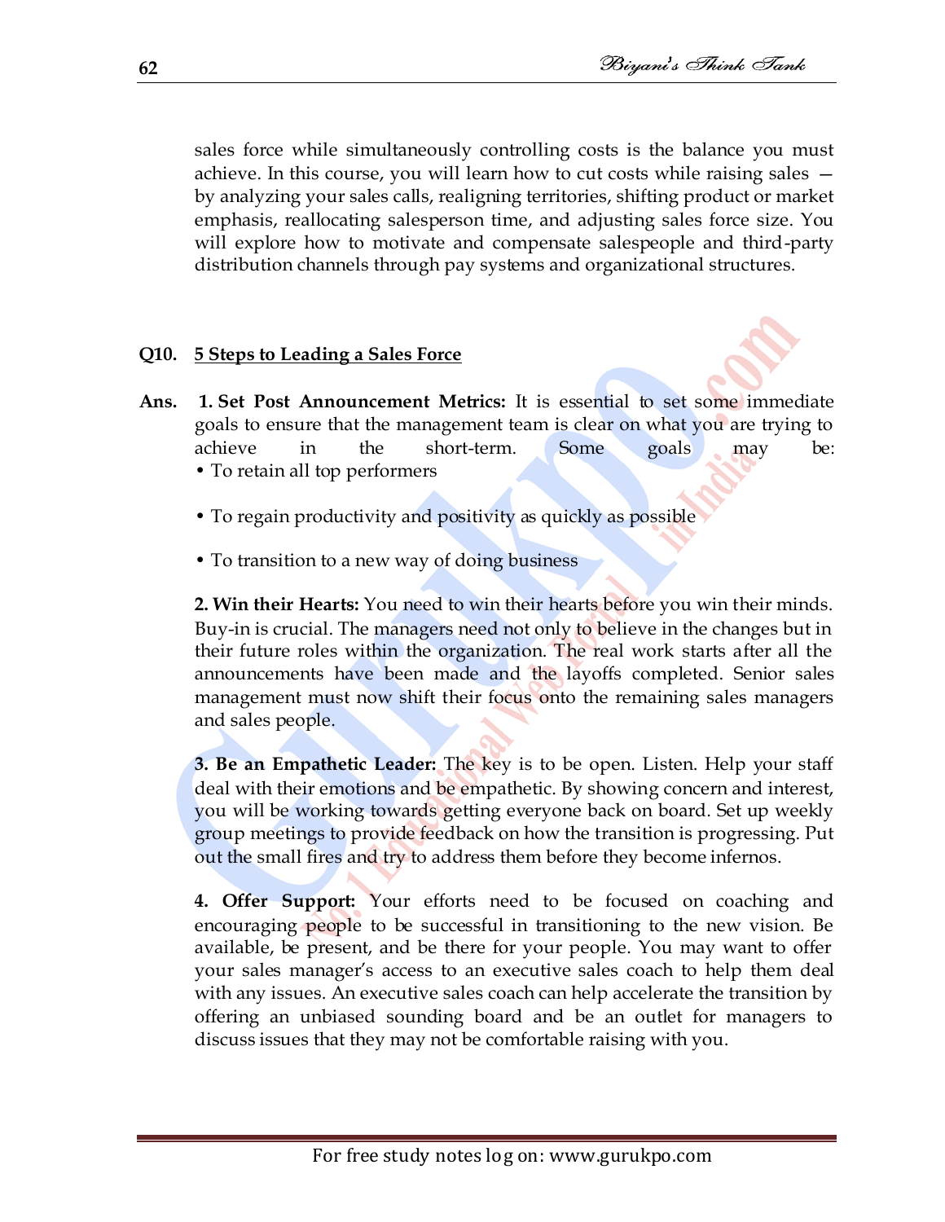sales force while simultaneously controlling costs is the balance you must achieve. In this course, you will learn how to cut costs while raising sales — by analyzing your sales calls, realigning territories, shifting product or market emphasis, reallocating salesperson time, and adjusting sales force size. You will explore how to motivate and compensate salespeople and third-party distribution channels through pay systems and organizational structures.

**Q10. <u>5 Steps to Leading a Sales Force</u>**

**Ans.** **1. Set Post Announcement Metrics:** It is essential to set some immediate goals to ensure that the management team is clear on what you are trying to achieve in the short-term. Some goals may be:

- To retain all top performers
- To regain productivity and positivity as quickly as possible
- To transition to a new way of doing business

**2. Win their Hearts:** You need to win their hearts before you win their minds. Buy-in is crucial. The managers need not only to believe in the changes but in their future roles within the organization. The real work starts after all the announcements have been made and the layoffs completed. Senior sales management must now shift their focus onto the remaining sales managers and sales people.

**3. Be an Empathetic Leader:** The key is to be open. Listen. Help your staff deal with their emotions and be empathetic. By showing concern and interest, you will be working towards getting everyone back on board. Set up weekly group meetings to provide feedback on how the transition is progressing. Put out the small fires and try to address them before they become infernos.

**4. Offer Support:** Your efforts need to be focused on coaching and encouraging people to be successful in transitioning to the new vision. Be available, be present, and be there for your people. You may want to offer your sales manager's access to an executive sales coach to help them deal with any issues. An executive sales coach can help accelerate the transition by offering an unbiased sounding board and be an outlet for managers to discuss issues that they may not be comfortable raising with you.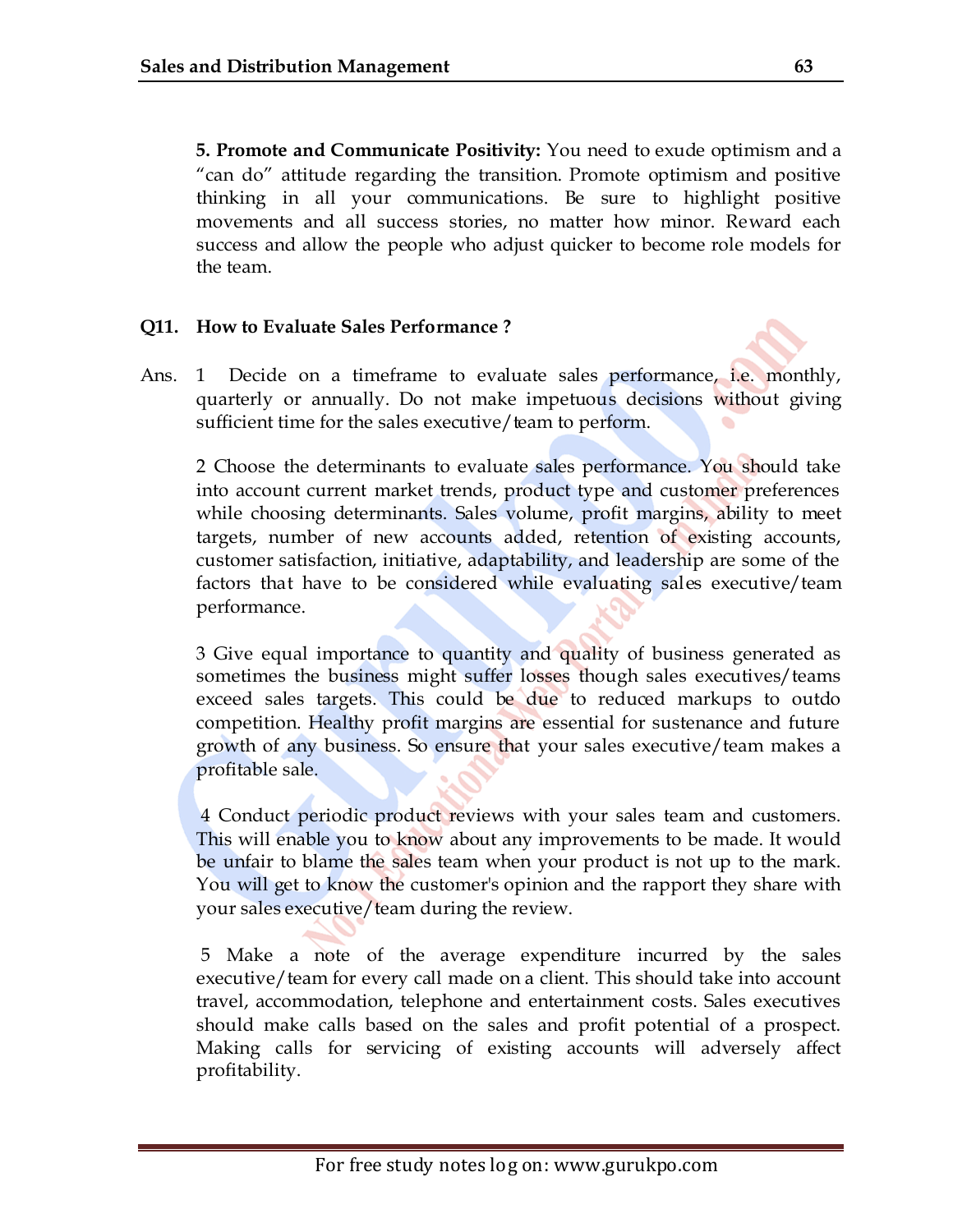**5. Promote and Communicate Positivity:** You need to exude optimism and a "can do" attitude regarding the transition. Promote optimism and positive thinking in all your communications. Be sure to highlight positive movements and all success stories, no matter how minor. Reward each success and allow the people who adjust quicker to become role models for the team.

**Q11. How to Evaluate Sales Performance ?**

Ans. 1 Decide on a timeframe to evaluate sales performance, i.e. monthly, quarterly or annually. Do not make impetuous decisions without giving sufficient time for the sales executive/team to perform.

2 Choose the determinants to evaluate sales performance. You should take into account current market trends, product type and customer preferences while choosing determinants. Sales volume, profit margins, ability to meet targets, number of new accounts added, retention of existing accounts, customer satisfaction, initiative, adaptability, and leadership are some of the factors that have to be considered while evaluating sales executive/team performance.

3 Give equal importance to quantity and quality of business generated as sometimes the business might suffer losses though sales executives/teams exceed sales targets. This could be due to reduced markups to outdo competition. Healthy profit margins are essential for sustenance and future growth of any business. So ensure that your sales executive/team makes a profitable sale.

4 Conduct periodic product reviews with your sales team and customers. This will enable you to know about any improvements to be made. It would be unfair to blame the sales team when your product is not up to the mark. You will get to know the customer's opinion and the rapport they share with your sales executive/team during the review.

5 Make a note of the average expenditure incurred by the sales executive/team for every call made on a client. This should take into account travel, accommodation, telephone and entertainment costs. Sales executives should make calls based on the sales and profit potential of a prospect. Making calls for servicing of existing accounts will adversely affect profitability.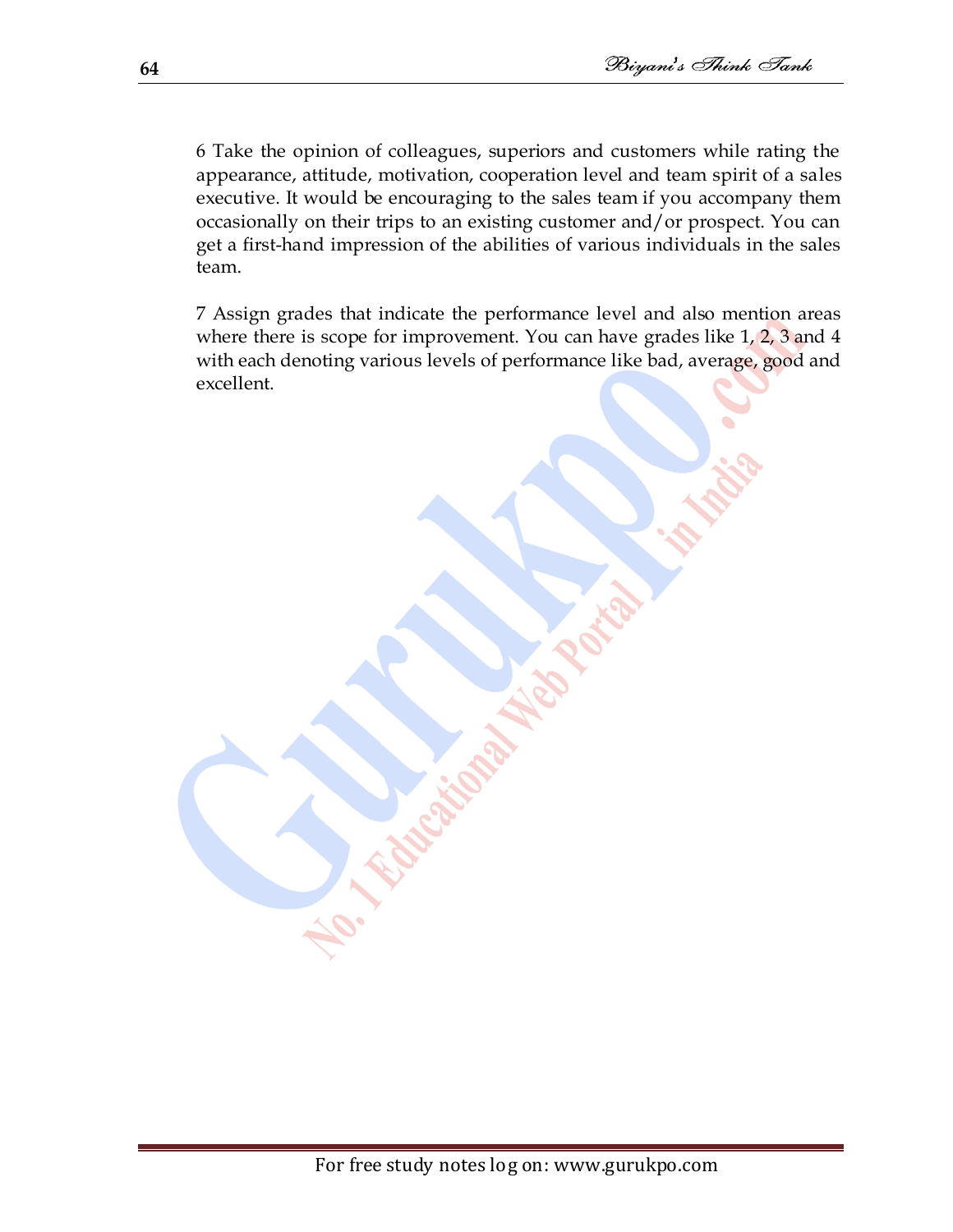6 Take the opinion of colleagues, superiors and customers while rating the appearance, attitude, motivation, cooperation level and team spirit of a sales executive. It would be encouraging to the sales team if you accompany them occasionally on their trips to an existing customer and/or prospect. You can get a first-hand impression of the abilities of various individuals in the sales team.

7 Assign grades that indicate the performance level and also mention areas where there is scope for improvement. You can have grades like 1, 2, 3 and 4 with each denoting various levels of performance like bad, average, good and excellent.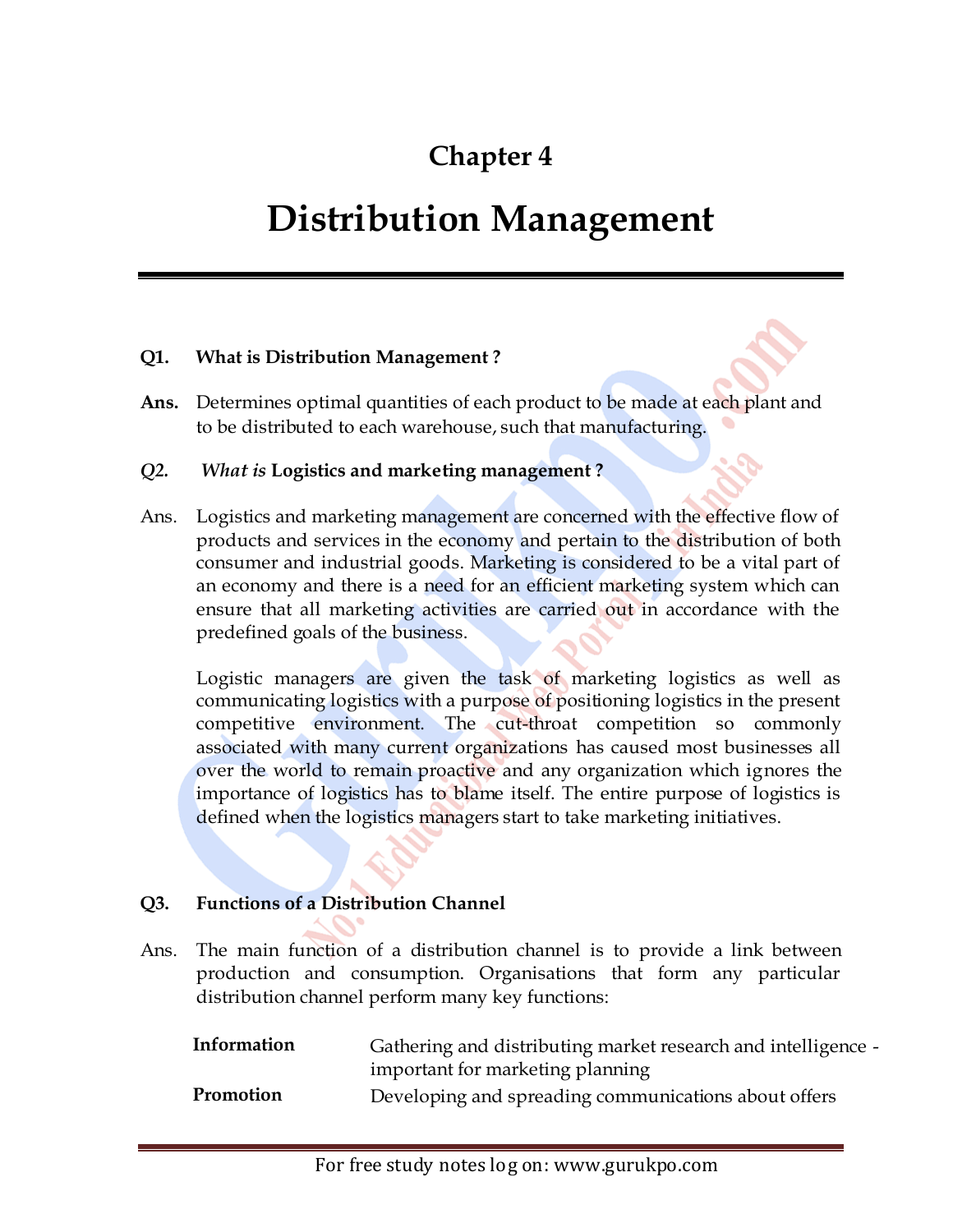# Chapter 4

# Distribution Management

**Q1. What is Distribution Management ?**

**Ans.** Determines optimal quantities of each product to be made at each plant and to be distributed to each warehouse, such that manufacturing.

*Q2. What is* **Logistics and marketing management ?**

Ans. Logistics and marketing management are concerned with the effective flow of products and services in the economy and pertain to the distribution of both consumer and industrial goods. Marketing is considered to be a vital part of an economy and there is a need for an efficient marketing system which can ensure that all marketing activities are carried out in accordance with the predefined goals of the business.

Logistic managers are given the task of marketing logistics as well as communicating logistics with a purpose of positioning logistics in the present competitive environment. The cut-throat competition so commonly associated with many current organizations has caused most businesses all over the world to remain proactive and any organization which ignores the importance of logistics has to blame itself. The entire purpose of logistics is defined when the logistics managers start to take marketing initiatives.

**Q3. Functions of a Distribution Channel**

Ans. The main function of a distribution channel is to provide a link between production and consumption. Organisations that form any particular distribution channel perform many key functions:

| | |
|---|---|
| **Information** | Gathering and distributing market research and intelligence - important for marketing planning |
| **Promotion** | Developing and spreading communications about offers |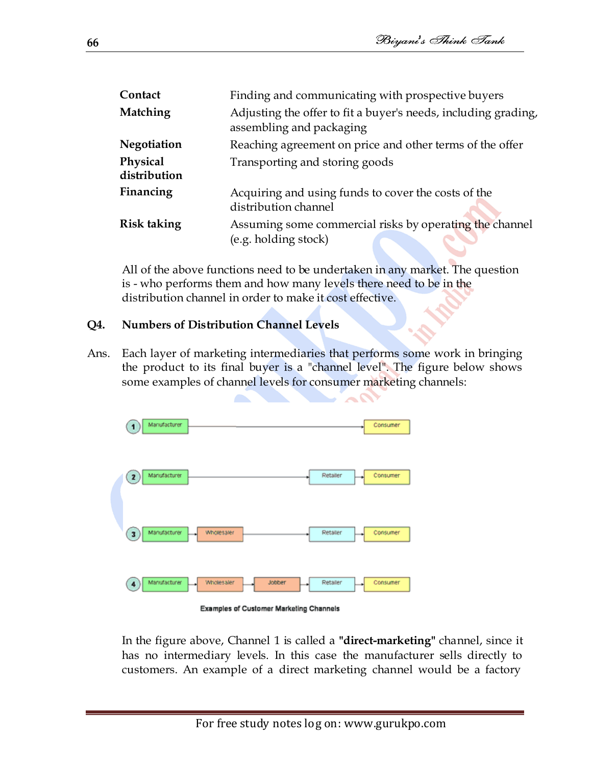| | |
|---|---|
| **Contact** | Finding and communicating with prospective buyers |
| **Matching** | Adjusting the offer to fit a buyer's needs, including grading, assembling and packaging |
| **Negotiation** | Reaching agreement on price and other terms of the offer |
| **Physical distribution** | Transporting and storing goods |
| **Financing** | Acquiring and using funds to cover the costs of the distribution channel |
| **Risk taking** | Assuming some commercial risks by operating the channel (e.g. holding stock) |

All of the above functions need to be undertaken in any market. The question is - who performs them and how many levels there need to be in the distribution channel in order to make it cost effective.

**Q4. Numbers of Distribution Channel Levels**

Ans. Each layer of marketing intermediaries that performs some work in bringing the product to its final buyer is a "channel level". The figure below shows some examples of channel levels for consumer marketing channels:

1. Manufacturer → Consumer
2. Manufacturer → Retailer → Consumer
3. Manufacturer → Wholesaler → Retailer → Consumer
4. Manufacturer → Wholesaler → Jobber → Retailer → Consumer

Examples of Customer Marketing Channels

In the figure above, Channel 1 is called a **"direct-marketing"** channel, since it has no intermediary levels. In this case the manufacturer sells directly to customers. An example of a direct marketing channel would be a factory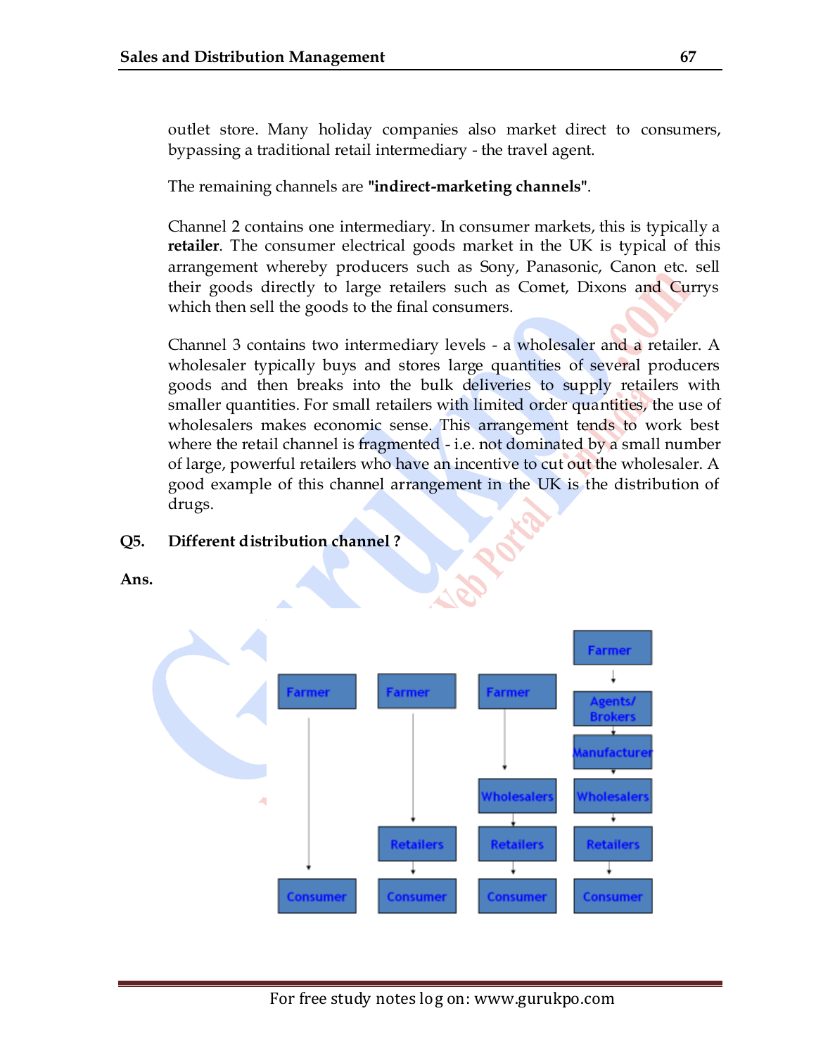outlet store. Many holiday companies also market direct to consumers, bypassing a traditional retail intermediary - the travel agent.

The remaining channels are **"indirect-marketing channels"**.

Channel 2 contains one intermediary. In consumer markets, this is typically a **retailer**. The consumer electrical goods market in the UK is typical of this arrangement whereby producers such as Sony, Panasonic, Canon etc. sell their goods directly to large retailers such as Comet, Dixons and Currys which then sell the goods to the final consumers.

Channel 3 contains two intermediary levels - a wholesaler and a retailer. A wholesaler typically buys and stores large quantities of several producers goods and then breaks into the bulk deliveries to supply retailers with smaller quantities. For small retailers with limited order quantities, the use of wholesalers makes economic sense. This arrangement tends to work best where the retail channel is fragmented - i.e. not dominated by a small number of large, powerful retailers who have an incentive to cut out the wholesaler. A good example of this channel arrangement in the UK is the distribution of drugs.

**Q5. Different distribution channel ?**

**Ans.**

- Farmer → Consumer
- Farmer → Retailers → Consumer
- Farmer → Wholesalers → Retailers → Consumer
- Farmer → Agents/ Brokers → Manufacturer → Wholesalers → Retailers → Consumer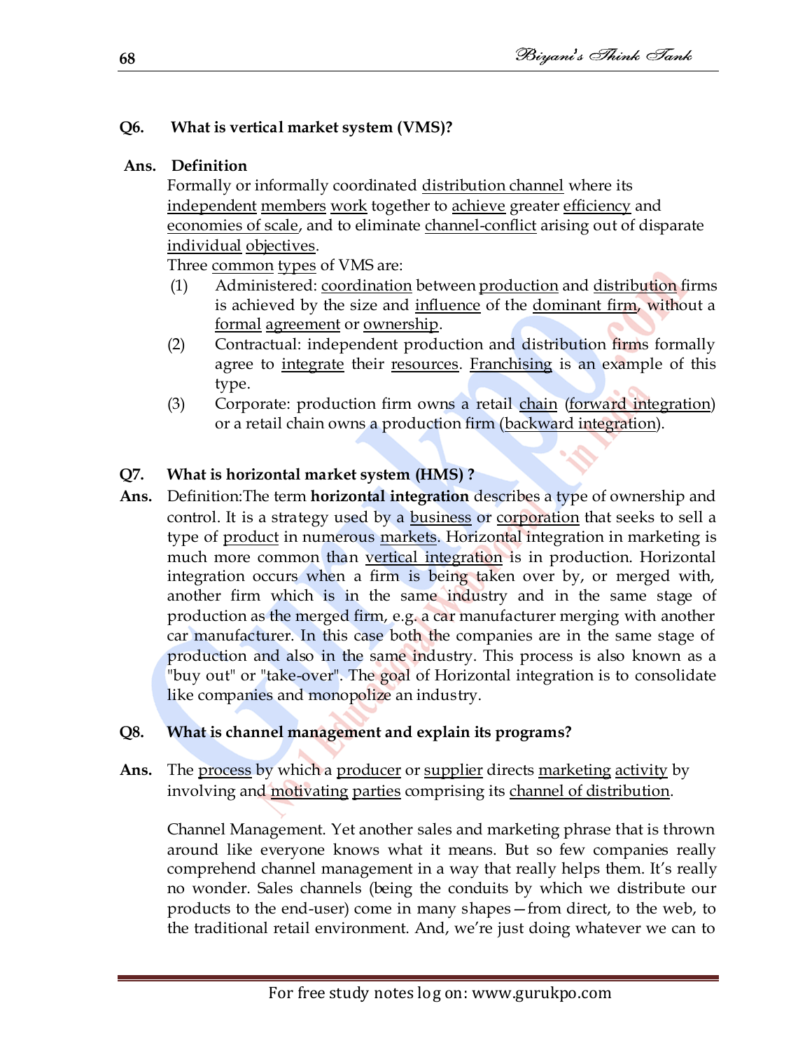**Q6. What is vertical market system (VMS)?**

**Ans. Definition**

Formally or informally coordinated distribution channel where its independent members work together to achieve greater efficiency and economies of scale, and to eliminate channel-conflict arising out of disparate individual objectives.

Three common types of VMS are:

(1) Administered: coordination between production and distribution firms is achieved by the size and influence of the dominant firm, without a formal agreement or ownership.

(2) Contractual: independent production and distribution firms formally agree to integrate their resources. Franchising is an example of this type.

(3) Corporate: production firm owns a retail chain (forward integration) or a retail chain owns a production firm (backward integration).

**Q7. What is horizontal market system (HMS) ?**

**Ans.** Definition:The term **horizontal integration** describes a type of ownership and control. It is a strategy used by a business or corporation that seeks to sell a type of product in numerous markets. Horizontal integration in marketing is much more common than vertical integration is in production. Horizontal integration occurs when a firm is being taken over by, or merged with, another firm which is in the same industry and in the same stage of production as the merged firm, e.g. a car manufacturer merging with another car manufacturer. In this case both the companies are in the same stage of production and also in the same industry. This process is also known as a "buy out" or "take-over". The goal of Horizontal integration is to consolidate like companies and monopolize an industry.

**Q8. What is channel management and explain its programs?**

**Ans.** The process by which a producer or supplier directs marketing activity by involving and motivating parties comprising its channel of distribution.

Channel Management. Yet another sales and marketing phrase that is thrown around like everyone knows what it means. But so few companies really comprehend channel management in a way that really helps them. It's really no wonder. Sales channels (being the conduits by which we distribute our products to the end-user) come in many shapes—from direct, to the web, to the traditional retail environment. And, we're just doing whatever we can to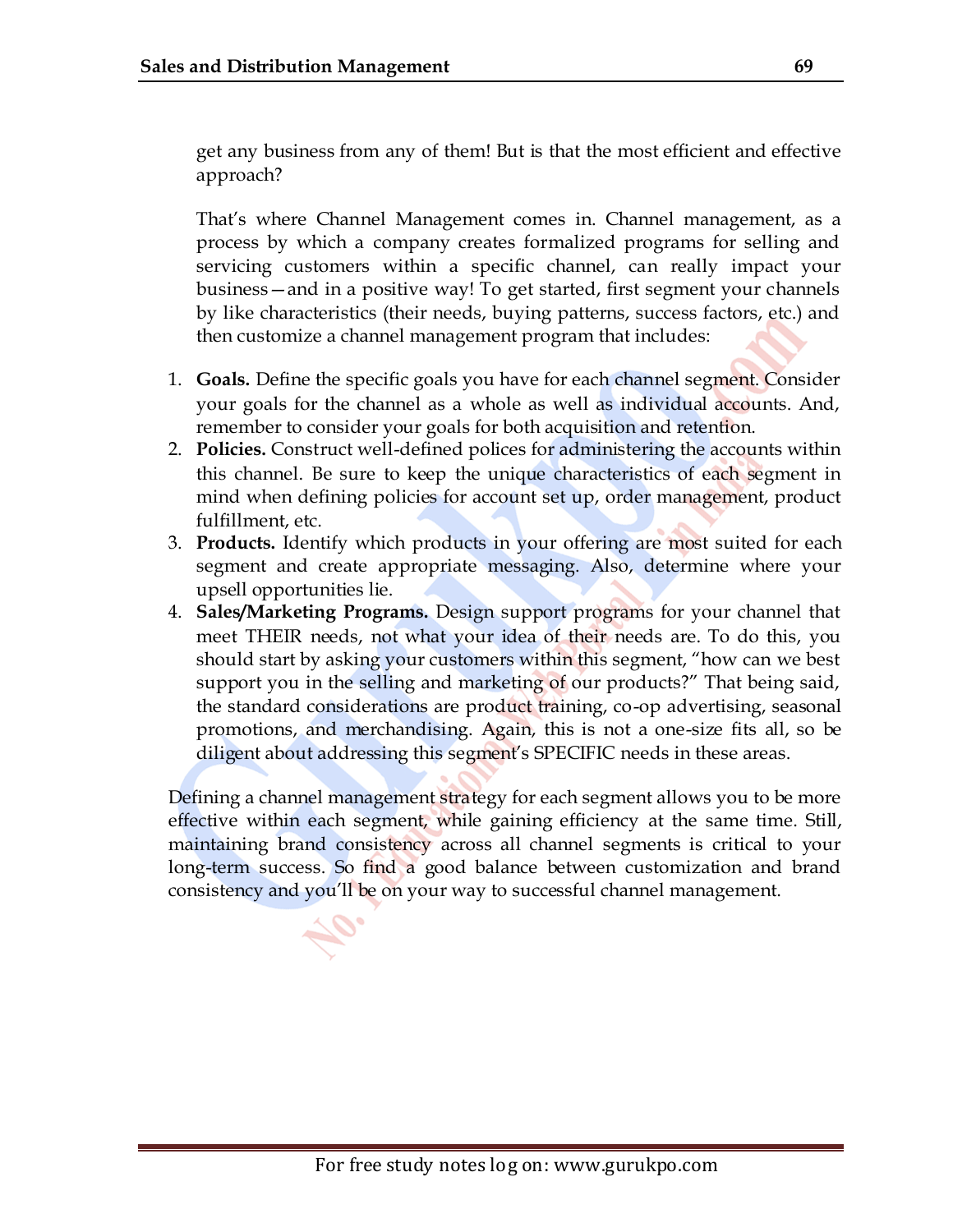get any business from any of them! But is that the most efficient and effective approach?

That's where Channel Management comes in. Channel management, as a process by which a company creates formalized programs for selling and servicing customers within a specific channel, can really impact your business—and in a positive way! To get started, first segment your channels by like characteristics (their needs, buying patterns, success factors, etc.) and then customize a channel management program that includes:

1. **Goals.** Define the specific goals you have for each channel segment. Consider your goals for the channel as a whole as well as individual accounts. And, remember to consider your goals for both acquisition and retention.
2. **Policies.** Construct well-defined polices for administering the accounts within this channel. Be sure to keep the unique characteristics of each segment in mind when defining policies for account set up, order management, product fulfillment, etc.
3. **Products.** Identify which products in your offering are most suited for each segment and create appropriate messaging. Also, determine where your upsell opportunities lie.
4. **Sales/Marketing Programs.** Design support programs for your channel that meet THEIR needs, not what your idea of their needs are. To do this, you should start by asking your customers within this segment, "how can we best support you in the selling and marketing of our products?" That being said, the standard considerations are product training, co-op advertising, seasonal promotions, and merchandising. Again, this is not a one-size fits all, so be diligent about addressing this segment's SPECIFIC needs in these areas.

Defining a channel management strategy for each segment allows you to be more effective within each segment, while gaining efficiency at the same time. Still, maintaining brand consistency across all channel segments is critical to your long-term success. So find a good balance between customization and brand consistency and you'll be on your way to successful channel management.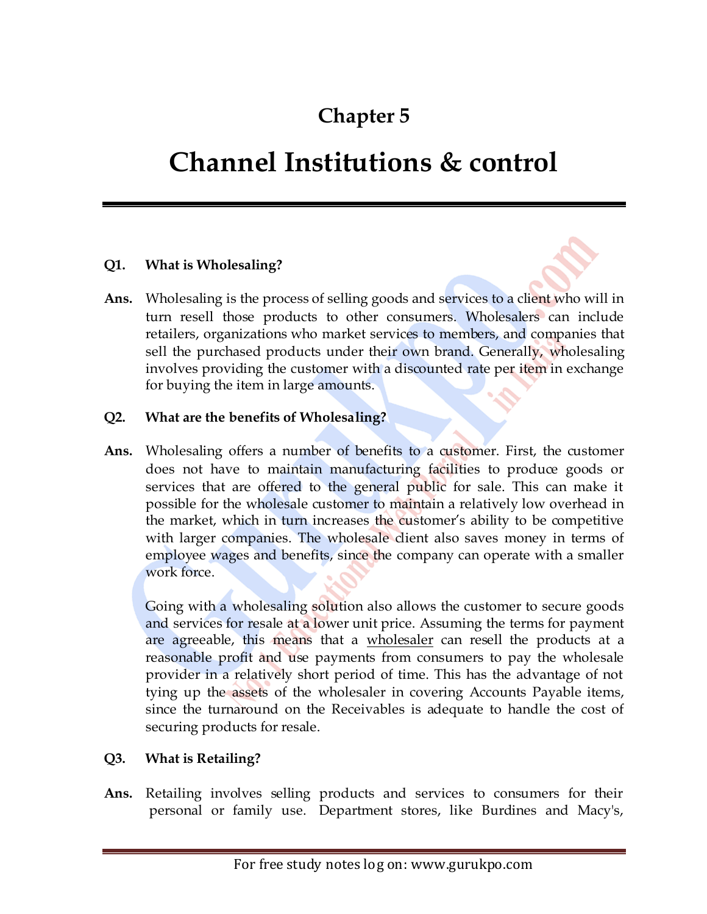# Chapter 5

# Channel Institutions & control

**Q1. What is Wholesaling?**

**Ans.** Wholesaling is the process of selling goods and services to a client who will in turn resell those products to other consumers. Wholesalers can include retailers, organizations who market services to members, and companies that sell the purchased products under their own brand. Generally, wholesaling involves providing the customer with a discounted rate per item in exchange for buying the item in large amounts.

**Q2. What are the benefits of Wholesaling?**

**Ans.** Wholesaling offers a number of benefits to a customer. First, the customer does not have to maintain manufacturing facilities to produce goods or services that are offered to the general public for sale. This can make it possible for the wholesale customer to maintain a relatively low overhead in the market, which in turn increases the customer's ability to be competitive with larger companies. The wholesale client also saves money in terms of employee wages and benefits, since the company can operate with a smaller work force.

Going with a wholesaling solution also allows the customer to secure goods and services for resale at a lower unit price. Assuming the terms for payment are agreeable, this means that a wholesaler can resell the products at a reasonable profit and use payments from consumers to pay the wholesale provider in a relatively short period of time. This has the advantage of not tying up the assets of the wholesaler in covering Accounts Payable items, since the turnaround on the Receivables is adequate to handle the cost of securing products for resale.

**Q3. What is Retailing?**

**Ans.** Retailing involves selling products and services to consumers for their personal or family use. Department stores, like Burdines and Macy's,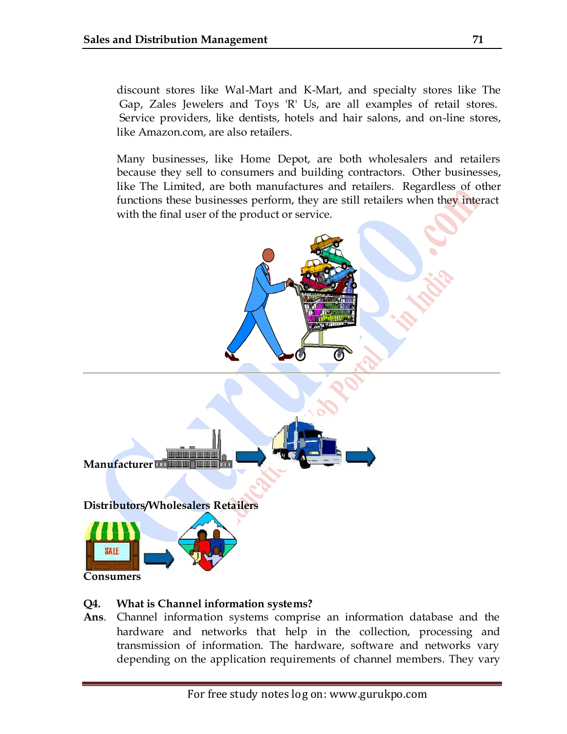discount stores like Wal-Mart and K-Mart, and specialty stores like The Gap, Zales Jewelers and Toys 'R' Us, are all examples of retail stores. Service providers, like dentists, hotels and hair salons, and on-line stores, like Amazon.com, are also retailers.

Many businesses, like Home Depot, are both wholesalers and retailers because they sell to consumers and building contractors. Other businesses, like The Limited, are both manufactures and retailers. Regardless of other functions these businesses perform, they are still retailers when they interact with the final user of the product or service.

**Manufacturer**

**Distributors/Wholesalers Retailers**

**Consumers**

**Q4. What is Channel information systems?**

**Ans**. Channel information systems comprise an information database and the hardware and networks that help in the collection, processing and transmission of information. The hardware, software and networks vary depending on the application requirements of channel members. They vary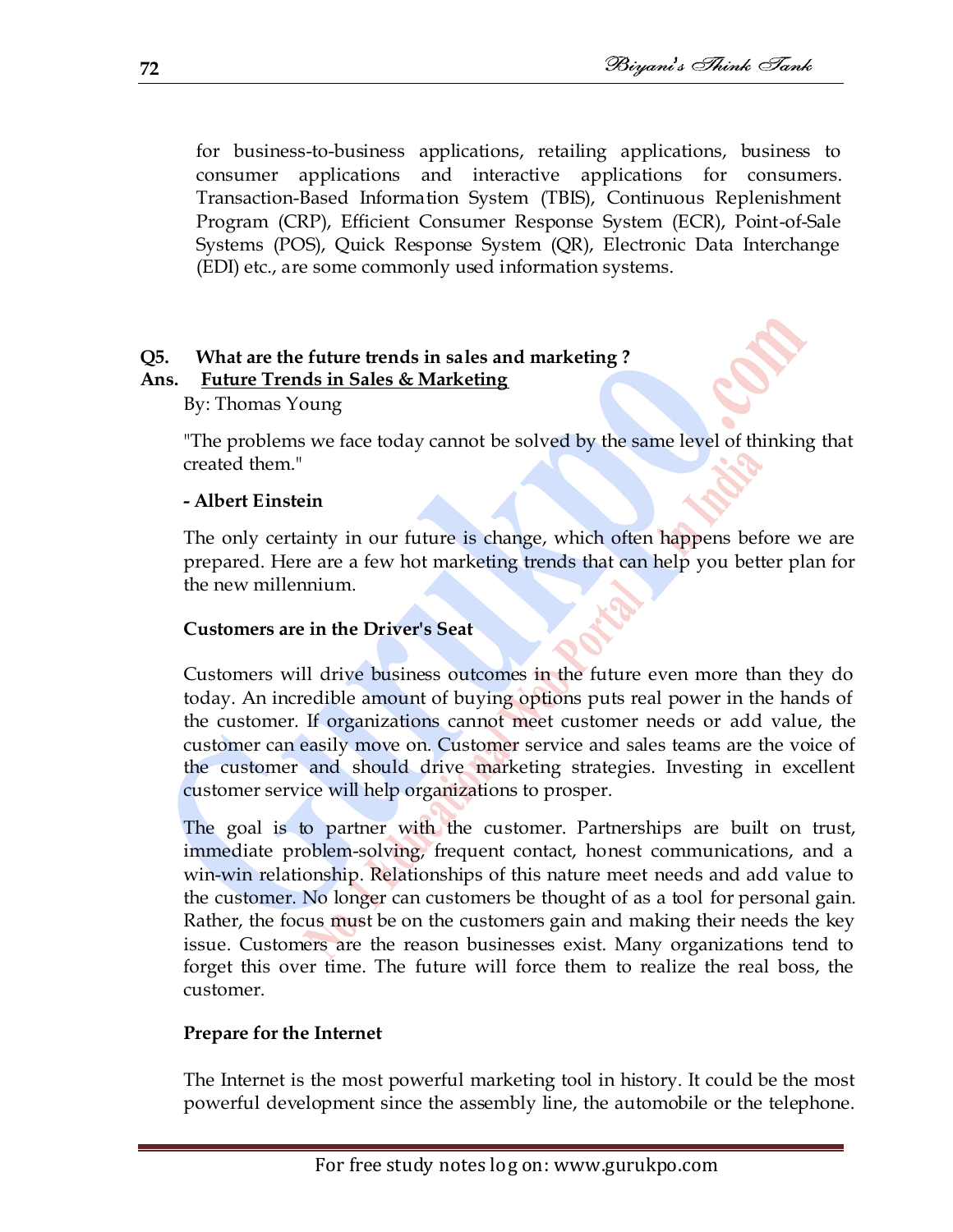for business-to-business applications, retailing applications, business to consumer applications and interactive applications for consumers. Transaction-Based Information System (TBIS), Continuous Replenishment Program (CRP), Efficient Consumer Response System (ECR), Point-of-Sale Systems (POS), Quick Response System (QR), Electronic Data Interchange (EDI) etc., are some commonly used information systems.

**Q5. What are the future trends in sales and marketing ?**

**Ans. <u>Future Trends in Sales & Marketing</u>**

By: Thomas Young

"The problems we face today cannot be solved by the same level of thinking that created them."

**- Albert Einstein**

The only certainty in our future is change, which often happens before we are prepared. Here are a few hot marketing trends that can help you better plan for the new millennium.

**Customers are in the Driver's Seat**

Customers will drive business outcomes in the future even more than they do today. An incredible amount of buying options puts real power in the hands of the customer. If organizations cannot meet customer needs or add value, the customer can easily move on. Customer service and sales teams are the voice of the customer and should drive marketing strategies. Investing in excellent customer service will help organizations to prosper.

The goal is to partner with the customer. Partnerships are built on trust, immediate problem-solving, frequent contact, honest communications, and a win-win relationship. Relationships of this nature meet needs and add value to the customer. No longer can customers be thought of as a tool for personal gain. Rather, the focus must be on the customers gain and making their needs the key issue. Customers are the reason businesses exist. Many organizations tend to forget this over time. The future will force them to realize the real boss, the customer.

**Prepare for the Internet**

The Internet is the most powerful marketing tool in history. It could be the most powerful development since the assembly line, the automobile or the telephone.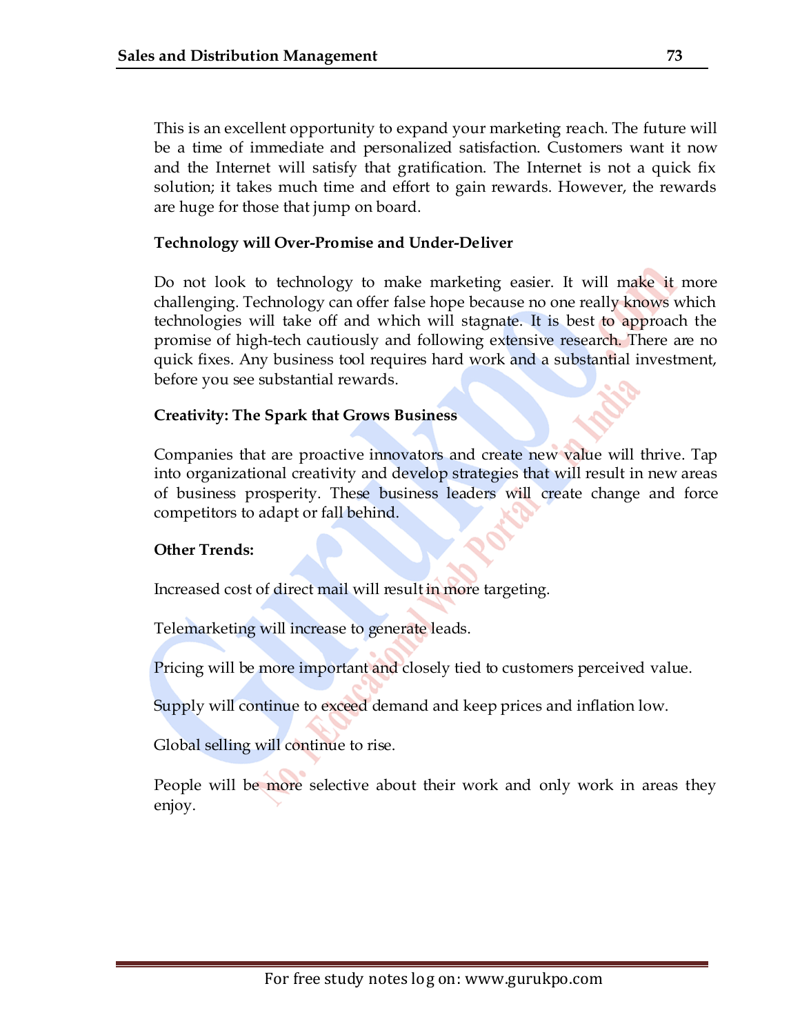This is an excellent opportunity to expand your marketing reach. The future will be a time of immediate and personalized satisfaction. Customers want it now and the Internet will satisfy that gratification. The Internet is not a quick fix solution; it takes much time and effort to gain rewards. However, the rewards are huge for those that jump on board.

**Technology will Over-Promise and Under-Deliver**

Do not look to technology to make marketing easier. It will make it more challenging. Technology can offer false hope because no one really knows which technologies will take off and which will stagnate. It is best to approach the promise of high-tech cautiously and following extensive research. There are no quick fixes. Any business tool requires hard work and a substantial investment, before you see substantial rewards.

**Creativity: The Spark that Grows Business**

Companies that are proactive innovators and create new value will thrive. Tap into organizational creativity and develop strategies that will result in new areas of business prosperity. These business leaders will create change and force competitors to adapt or fall behind.

**Other Trends:**

Increased cost of direct mail will result in more targeting.

Telemarketing will increase to generate leads.

Pricing will be more important and closely tied to customers perceived value.

Supply will continue to exceed demand and keep prices and inflation low.

Global selling will continue to rise.

People will be more selective about their work and only work in areas they enjoy.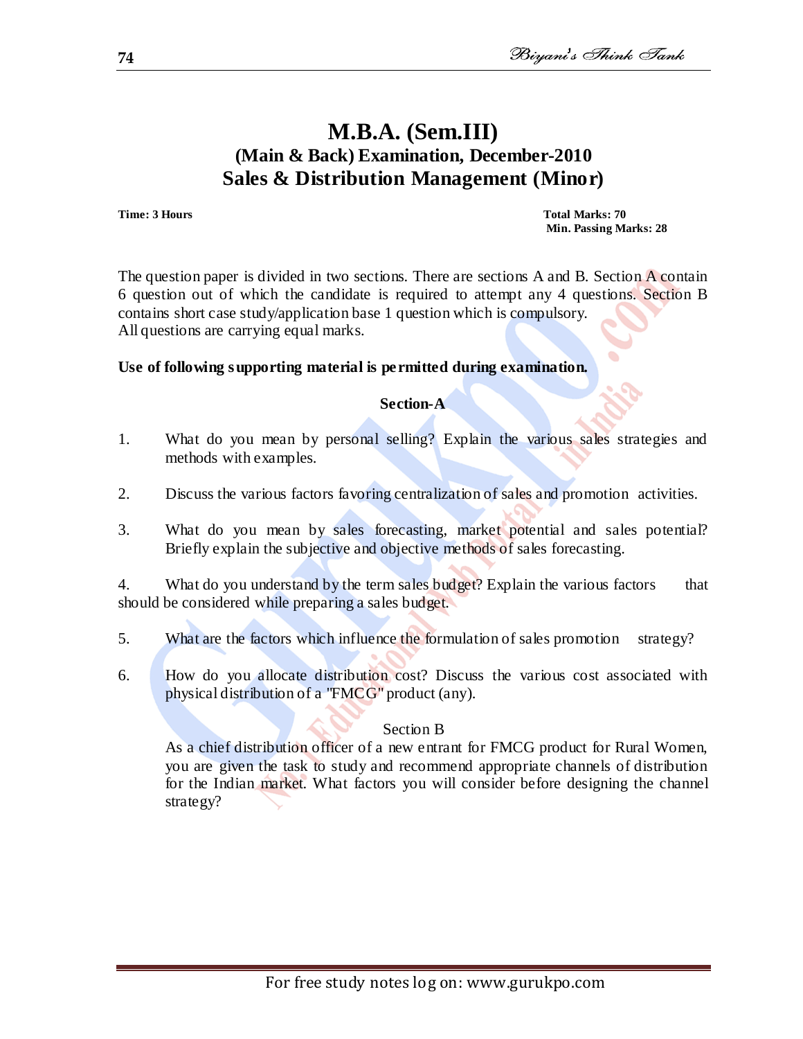# M.B.A. (Sem.III)

## (Main & Back) Examination, December-2010

## Sales & Distribution Management (Minor)

**Time: 3 Hours** **Total Marks: 70**
**Min. Passing Marks: 28**

The question paper is divided in two sections. There are sections A and B. Section A contain 6 question out of which the candidate is required to attempt any 4 questions. Section B contains short case study/application base 1 question which is compulsory.
All questions are carrying equal marks.

**Use of following supporting material is permitted during examination.**

### Section-A

1. What do you mean by personal selling? Explain the various sales strategies and methods with examples.

2. Discuss the various factors favoring centralization of sales and promotion activities.

3. What do you mean by sales forecasting, market potential and sales potential? Briefly explain the subjective and objective methods of sales forecasting.

4. What do you understand by the term sales budget? Explain the various factors that should be considered while preparing a sales budget.

5. What are the factors which influence the formulation of sales promotion strategy?

6. How do you allocate distribution cost? Discuss the various cost associated with physical distribution of a "FMCG" product (any).

### Section B

As a chief distribution officer of a new entrant for FMCG product for Rural Women, you are given the task to study and recommend appropriate channels of distribution for the Indian market. What factors you will consider before designing the channel strategy?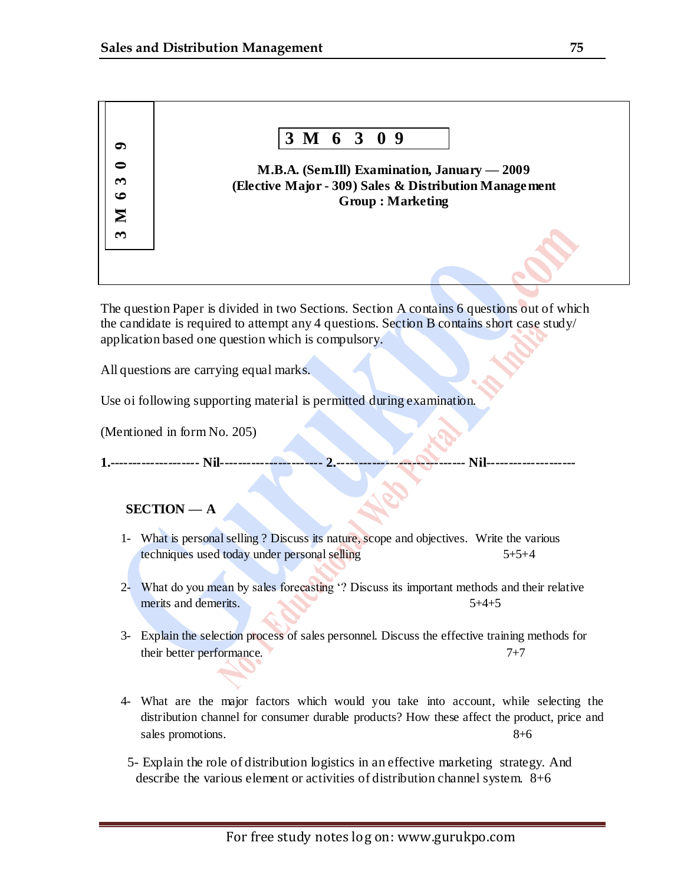**3 M 6 3 0 9**

**M.B.A. (Sem.Ill) Examination, January — 2009**
**(Elective Major - 309) Sales & Distribution Management**
**Group : Marketing**

The question Paper is divided in two Sections. Section A contains 6 questions out of which the candidate is required to attempt any 4 questions. Section B contains short case study/ application based one question which is compulsory.

All questions are carrying equal marks.

Use oi following supporting material is permitted during examination.

(Mentioned in form No. 205)

**1.-------------------- Nil----------------------- 2.---------------------------- Nil--------------------**

## SECTION — A

1- What is personal selling ? Discuss its nature, scope and objectives. Write the various techniques used today under personal selling 5+5+4

2- What do you mean by sales forecasting '? Discuss its important methods and their relative merits and demerits. 5+4+5

3- Explain the selection process of sales personnel. Discuss the effective training methods for their better performance. 7+7

4- What are the major factors which would you take into account, while selecting the distribution channel for consumer durable products? How these affect the product, price and sales promotions. 8+6

5- Explain the role of distribution logistics in an effective marketing strategy. And describe the various element or activities of distribution channel system. 8+6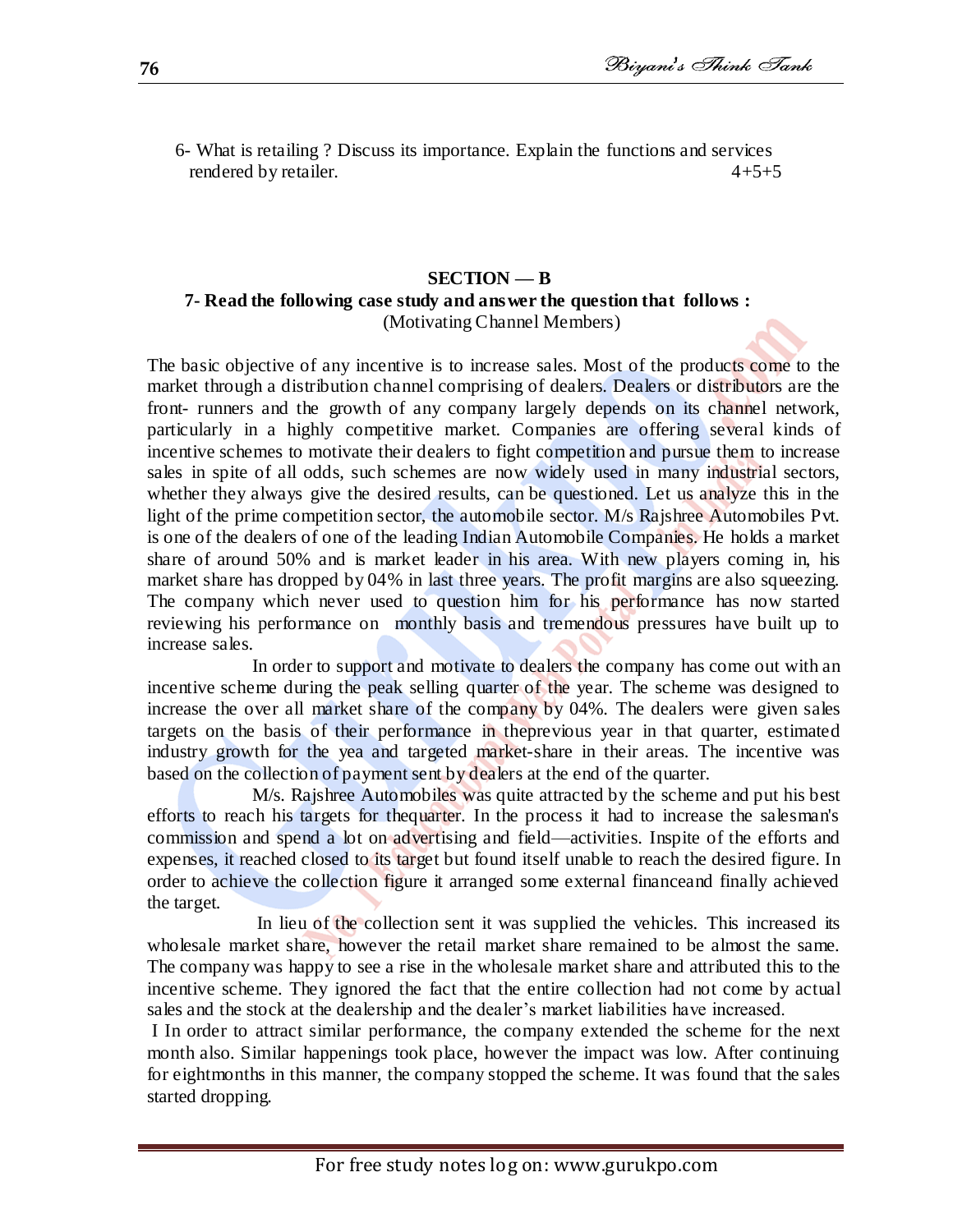6- What is retailing ? Discuss its importance. Explain the functions and services rendered by retailer. 4+5+5

## SECTION — B

**7- Read the following case study and answer the question that follows :**

(Motivating Channel Members)

The basic objective of any incentive is to increase sales. Most of the products come to the market through a distribution channel comprising of dealers. Dealers or distributors are the front- runners and the growth of any company largely depends on its channel network, particularly in a highly competitive market. Companies are offering several kinds of incentive schemes to motivate their dealers to fight competition and pursue them to increase sales in spite of all odds, such schemes are now widely used in many industrial sectors, whether they always give the desired results, can be questioned. Let us analyze this in the light of the prime competition sector, the automobile sector. M/s Rajshree Automobiles Pvt. is one of the dealers of one of the leading Indian Automobile Companies. He holds a market share of around 50% and is market leader in his area. With new players coming in, his market share has dropped by 04% in last three years. The profit margins are also squeezing. The company which never used to question him for his performance has now started reviewing his performance on monthly basis and tremendous pressures have built up to increase sales.

In order to support and motivate to dealers the company has come out with an incentive scheme during the peak selling quarter of the year. The scheme was designed to increase the over all market share of the company by 04%. The dealers were given sales targets on the basis of their performance in theprevious year in that quarter, estimated industry growth for the yea and targeted market-share in their areas. The incentive was based on the collection of payment sent by dealers at the end of the quarter.

M/s. Rajshree Automobiles was quite attracted by the scheme and put his best efforts to reach his targets for thequarter. In the process it had to increase the salesman's commission and spend a lot on advertising and field—activities. Inspite of the efforts and expenses, it reached closed to its target but found itself unable to reach the desired figure. In order to achieve the collection figure it arranged some external financeand finally achieved the target.

In lieu of the collection sent it was supplied the vehicles. This increased its wholesale market share, however the retail market share remained to be almost the same. The company was happy to see a rise in the wholesale market share and attributed this to the incentive scheme. They ignored the fact that the entire collection had not come by actual sales and the stock at the dealership and the dealer's market liabilities have increased.

I In order to attract similar performance, the company extended the scheme for the next month also. Similar happenings took place, however the impact was low. After continuing for eightmonths in this manner, the company stopped the scheme. It was found that the sales started dropping.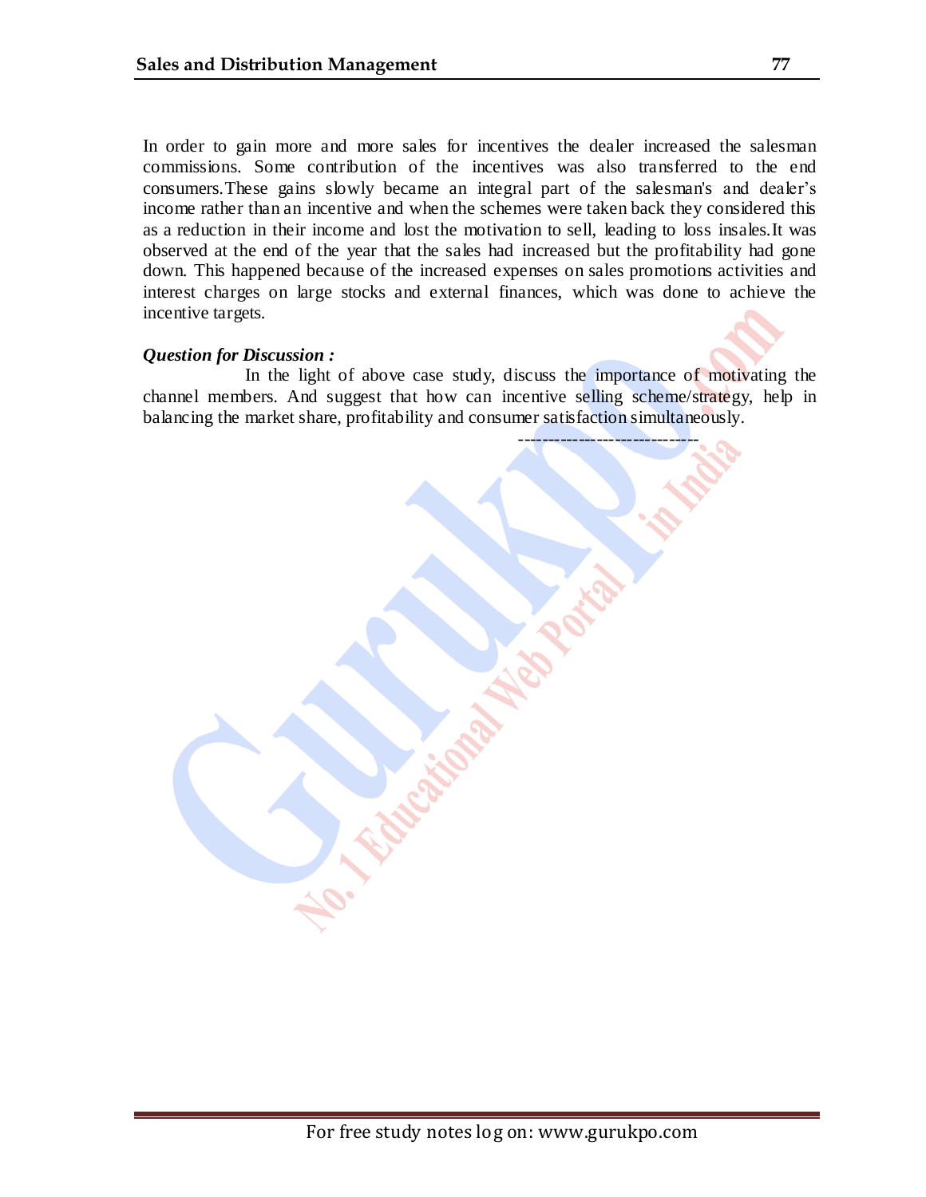In order to gain more and more sales for incentives the dealer increased the salesman commissions. Some contribution of the incentives was also transferred to the end consumers.These gains slowly became an integral part of the salesman's and dealer's income rather than an incentive and when the schemes were taken back they considered this as a reduction in their income and lost the motivation to sell, leading to loss insales.It was observed at the end of the year that the sales had increased but the profitability had gone down. This happened because of the increased expenses on sales promotions activities and interest charges on large stocks and external finances, which was done to achieve the incentive targets.

***Question for Discussion :***

In the light of above case study, discuss the importance of motivating the channel members. And suggest that how can incentive selling scheme/strategy, help in balancing the market share, profitability and consumer satisfaction simultaneously.

---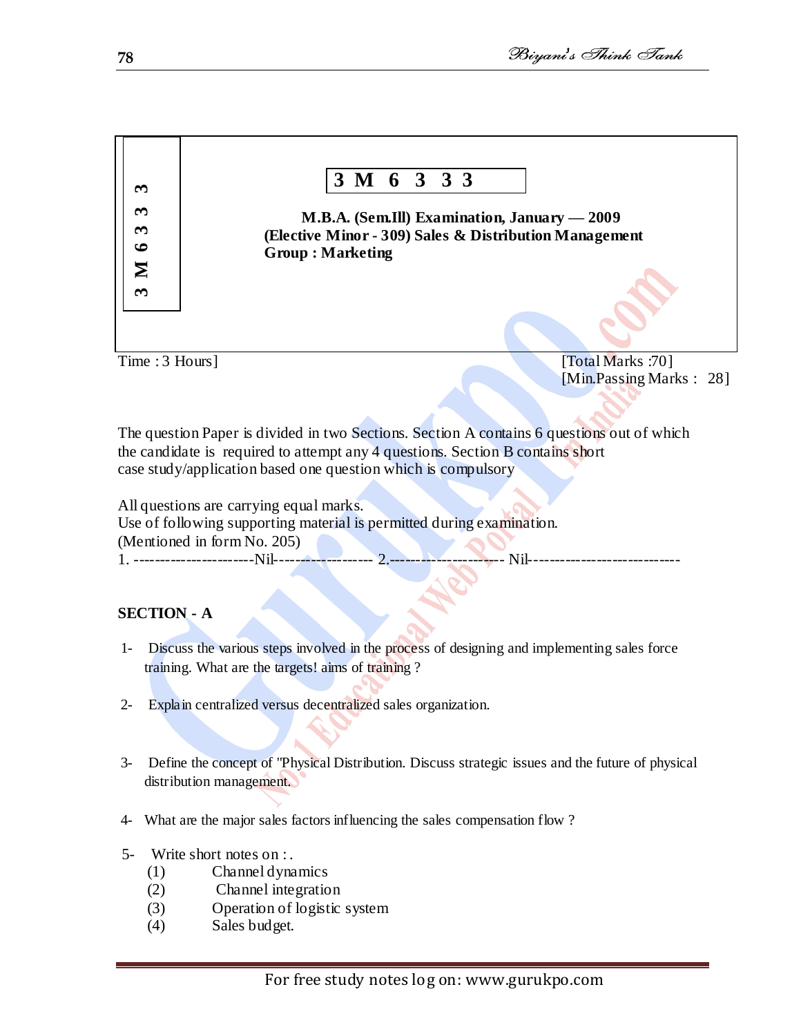3 M 6 3 3 3

**3 M 6 3 3 3**

**M.B.A. (Sem.Ill) Examination, January — 2009**
**(Elective Minor - 309) Sales & Distribution Management**
**Group : Marketing**

Time : 3 Hours] [Total Marks :70]
[Min.Passing Marks : 28]

The question Paper is divided in two Sections. Section A contains 6 questions out of which the candidate is required to attempt any 4 questions. Section B contains short case study/application based one question which is compulsory

All questions are carrying equal marks.
Use of following supporting material is permitted during examination.
(Mentioned in form No. 205)
1. -----------------------Nil------------------- 2.---------------------- Nil-----------------------------

**SECTION - A**

1- Discuss the various steps involved in the process of designing and implementing sales force training. What are the targets! aims of training ?

2- Explain centralized versus decentralized sales organization.

3- Define the concept of "Physical Distribution. Discuss strategic issues and the future of physical distribution management.

4- What are the major sales factors influencing the sales compensation flow ?

5- Write short notes on : .
 (1) Channel dynamics
 (2) Channel integration
 (3) Operation of logistic system
 (4) Sales budget.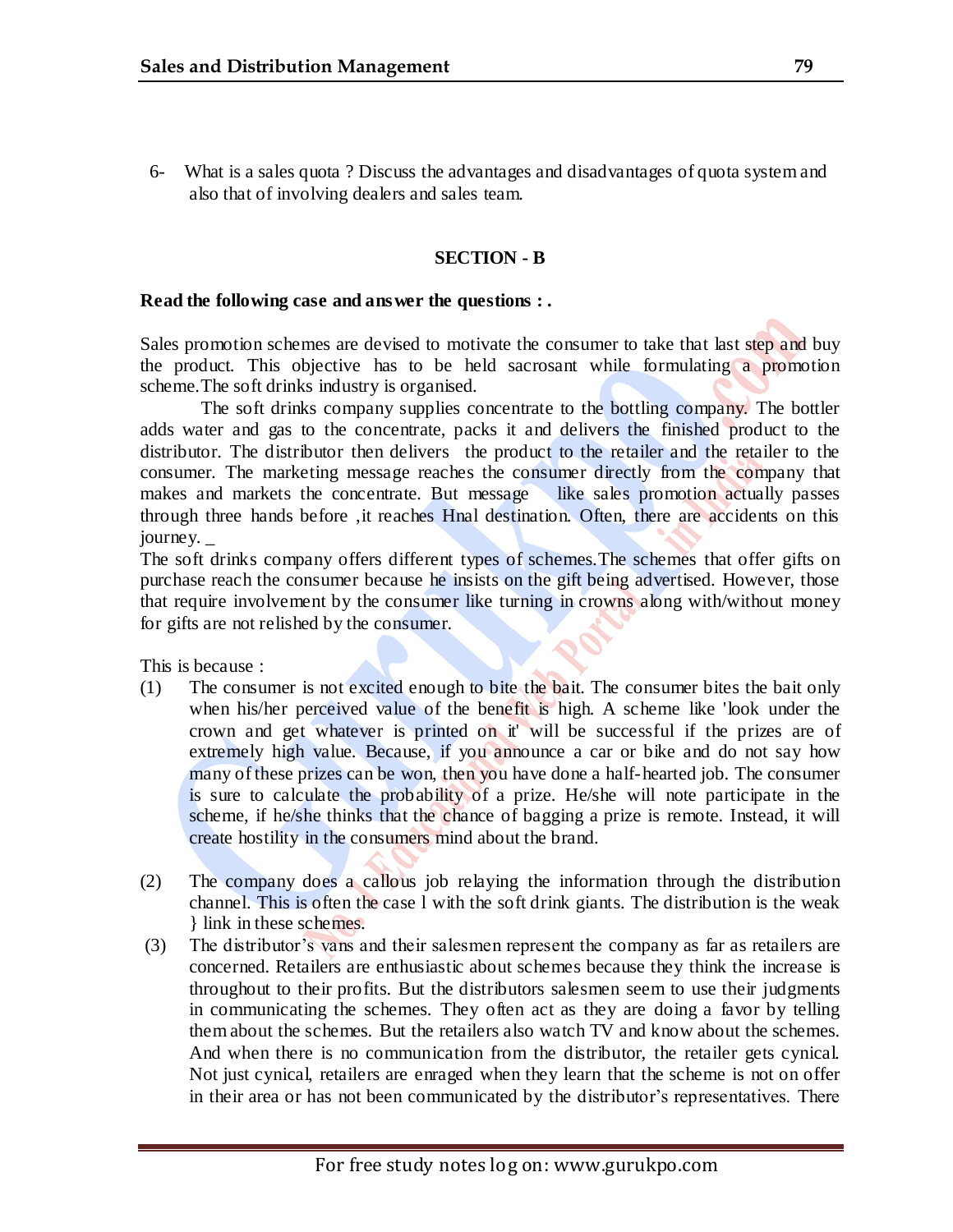6- What is a sales quota ? Discuss the advantages and disadvantages of quota system and also that of involving dealers and sales team.

## SECTION - B

**Read the following case and answer the questions : .**

Sales promotion schemes are devised to motivate the consumer to take that last step and buy the product. This objective has to be held sacrosant while formulating a promotion scheme.The soft drinks industry is organised.

The soft drinks company supplies concentrate to the bottling company. The bottler adds water and gas to the concentrate, packs it and delivers the finished product to the distributor. The distributor then delivers the product to the retailer and the retailer to the consumer. The marketing message reaches the consumer directly from the company that makes and markets the concentrate. But message like sales promotion actually passes through three hands before ,it reaches Hnal destination. Often, there are accidents on this journey. _

The soft drinks company offers different types of schemes.The schemes that offer gifts on purchase reach the consumer because he insists on the gift being advertised. However, those that require involvement by the consumer like turning in crowns along with/without money for gifts are not relished by the consumer.

This is because :

(1) The consumer is not excited enough to bite the bait. The consumer bites the bait only when his/her perceived value of the benefit is high. A scheme like 'look under the crown and get whatever is printed on it' will be successful if the prizes are of extremely high value. Because, if you announce a car or bike and do not say how many of these prizes can be won, then you have done a half-hearted job. The consumer is sure to calculate the probability of a prize. He/she will note participate in the scheme, if he/she thinks that the chance of bagging a prize is remote. Instead, it will create hostility in the consumers mind about the brand.

(2) The company does a callous job relaying the information through the distribution channel. This is often the case l with the soft drink giants. The distribution is the weak } link in these schemes.

(3) The distributor's vans and their salesmen represent the company as far as retailers are concerned. Retailers are enthusiastic about schemes because they think the increase is throughout to their profits. But the distributors salesmen seem to use their judgments in communicating the schemes. They often act as they are doing a favor by telling them about the schemes. But the retailers also watch TV and know about the schemes. And when there is no communication from the distributor, the retailer gets cynical. Not just cynical, retailers are enraged when they learn that the scheme is not on offer in their area or has not been communicated by the distributor's representatives. There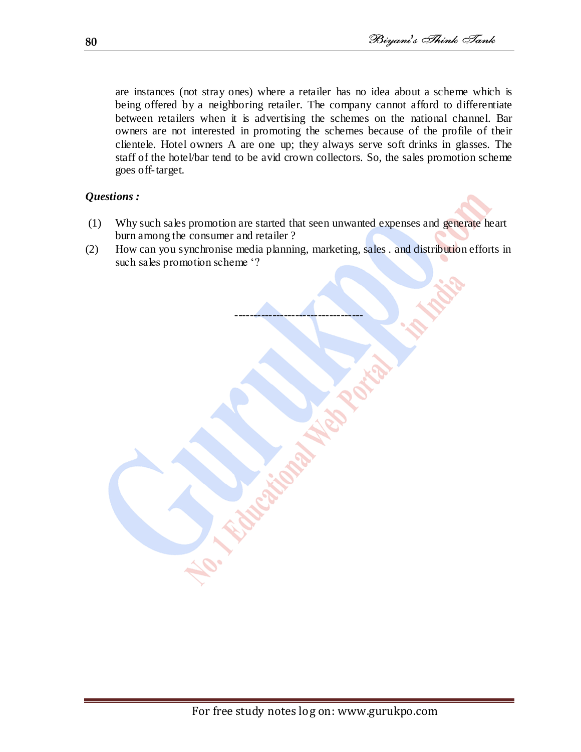are instances (not stray ones) where a retailer has no idea about a scheme which is being offered by a neighboring retailer. The company cannot afford to differentiate between retailers when it is advertising the schemes on the national channel. Bar owners are not interested in promoting the schemes because of the profile of their clientele. Hotel owners A are one up; they always serve soft drinks in glasses. The staff of the hotel/bar tend to be avid crown collectors. So, the sales promotion scheme goes off-target.

***Questions :***

(1) Why such sales promotion are started that seen unwanted expenses and generate heart burn among the consumer and retailer ?

(2) How can you synchronise media planning, marketing, sales . and distribution efforts in such sales promotion scheme '?

----------------------------------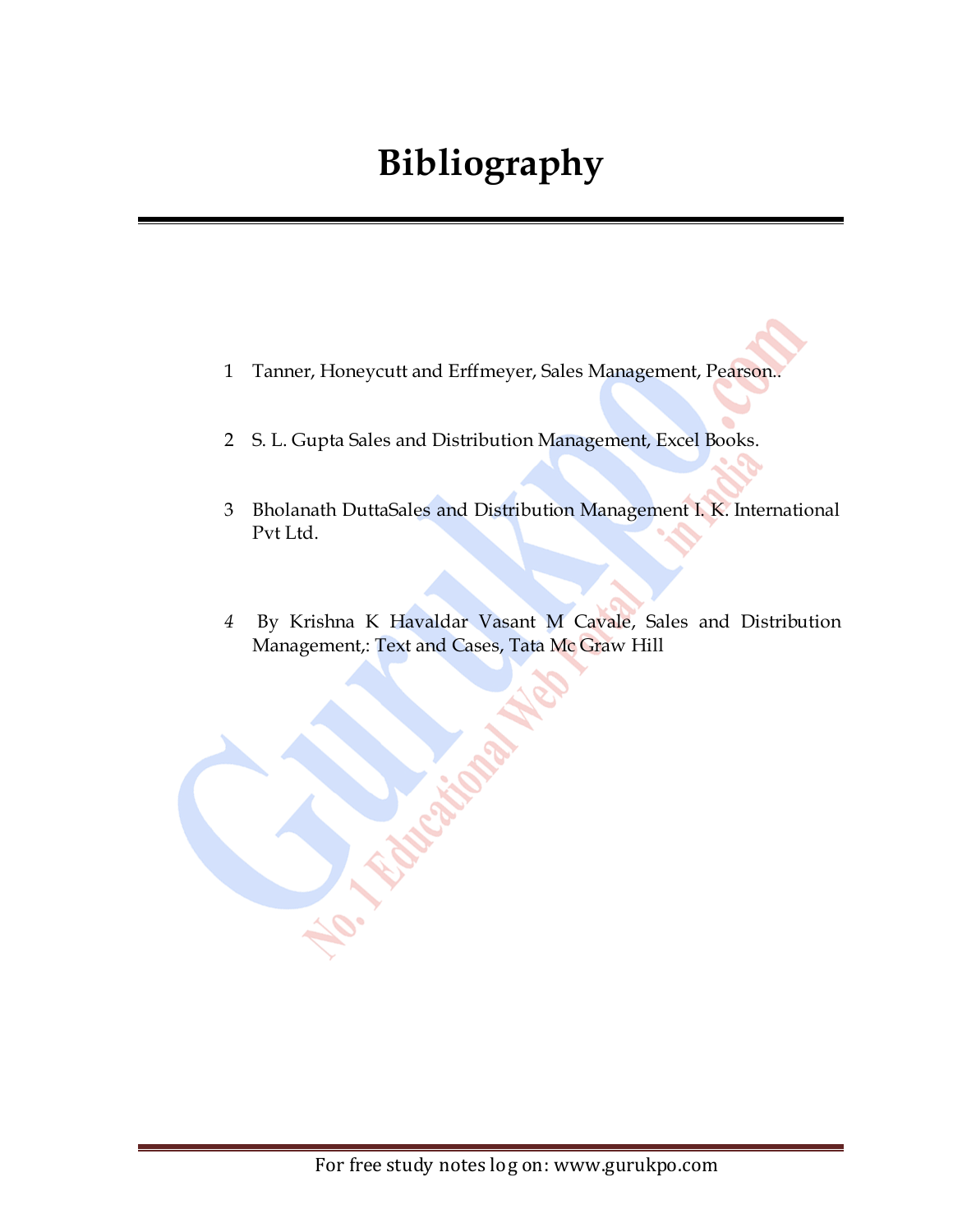# Bibliography

1 Tanner, Honeycutt and Erffmeyer, Sales Management, Pearson..

2 S. L. Gupta Sales and Distribution Management, Excel Books.

3 Bholanath DuttaSales and Distribution Management I. K. International Pvt Ltd.

*4* By Krishna K Havaldar Vasant M Cavale, Sales and Distribution Management,: Text and Cases, Tata Mc Graw Hill